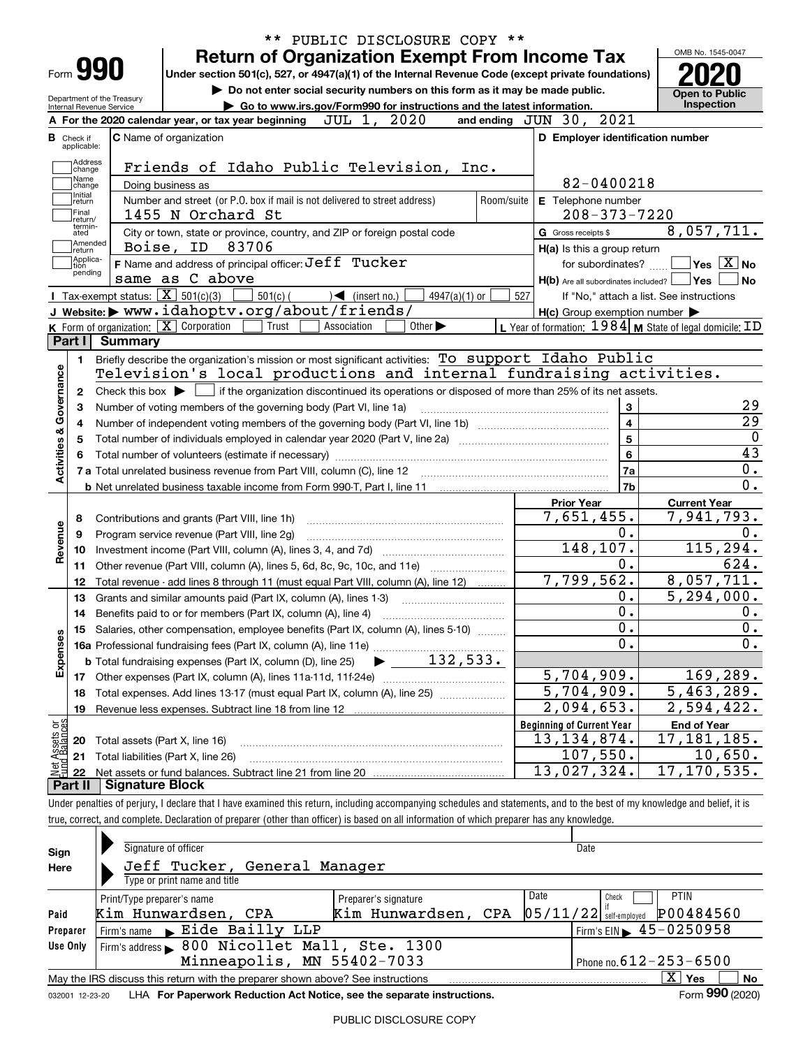\*\* PUBLIC DISCLOSURE COPY \*\*

# Form 990 — Return of Organization Exempt From Income Tax

Under section 501(c), 527, or 4947(a)(1) of the Internal Revenue Code (except private foundations)

▶ Do not enter social security numbers on this form as it may be made public.

▶ Go to www.irs.gov/Form990 for instructions and the latest information.

OMB No. 1545-0047 | **2020** | Open to Public Inspection

Department of the Treasury, Internal Revenue Service

**A** For the 2020 calendar year, or tax year beginning JUL 1, 2020 and ending JUN 30, 2021

**B** Check if applicable: Address change, Name change, Initial return, Final return/terminated, Amended return, Application pending

**C** Name of organization: Friends of Idaho Public Television, Inc.

Doing business as

Number and street (or P.O. box if mail is not delivered to street address): 1455 N Orchard St — Room/suite

City or town, state or province, country, and ZIP or foreign postal code: Boise, ID 83706

**D** Employer identification number: 82-0400218

**E** Telephone number: 208-373-7220

**G** Gross receipts $ 8,057,711.

**F** Name and address of principal officer: Jeff Tucker, same as C above

**H(a)** Is this a group return for subordinates? Yes [ ] No [X]

**H(b)** Are all subordinates included? Yes [ ] No [ ] If "No," attach a list. See instructions

**H(c)** Group exemption number ▶

**I** Tax-exempt status: [X] 501(c)(3) [ ] 501(c) ( ) ◀ (insert no.) [ ] 4947(a)(1) or [ ] 527

**J** Website: ▶ www.idahoptv.org/about/friends/

**K** Form of organization: [X] Corporation [ ] Trust [ ] Association [ ] Other ▶

**L** Year of formation: 1984 **M** State of legal domicile: ID

## Part I Summary

**Activities & Governance**

1 Briefly describe the organization's mission or most significant activities: To support Idaho Public Television's local productions and internal fundraising activities.

2 Check this box ▶ [ ] if the organization discontinued its operations or disposed of more than 25% of its net assets.

| Line | Description | No. | Value |
|---|---|---|---|
| 3 | Number of voting members of the governing body (Part VI, line 1a) | 3 | 29 |
| 4 | Number of independent voting members of the governing body (Part VI, line 1b) | 4 | 29 |
| 5 | Total number of individuals employed in calendar year 2020 (Part V, line 2a) | 5 | 0 |
| 6 | Total number of volunteers (estimate if necessary) | 6 | 43 |
| 7a | Total unrelated business revenue from Part VIII, column (C), line 12 | 7a | 0. |
| b | Net unrelated business taxable income from Form 990-T, Part I, line 11 | 7b | 0. |

| | Line | Description | Prior Year | Current Year |
|---|---|---|---|---|
| Revenue | 8 | Contributions and grants (Part VIII, line 1h) | 7,651,455. | 7,941,793. |
| | 9 | Program service revenue (Part VIII, line 2g) | 0. | 0. |
| | 10 | Investment income (Part VIII, column (A), lines 3, 4, and 7d) | 148,107. | 115,294. |
| | 11 | Other revenue (Part VIII, column (A), lines 5, 6d, 8c, 9c, 10c, and 11e) | 0. | 624. |
| | 12 | Total revenue - add lines 8 through 11 (must equal Part VIII, column (A), line 12) | 7,799,562. | 8,057,711. |
| Expenses | 13 | Grants and similar amounts paid (Part IX, column (A), lines 1-3) | 0. | 5,294,000. |
| | 14 | Benefits paid to or for members (Part IX, column (A), line 4) | 0. | 0. |
| | 15 | Salaries, other compensation, employee benefits (Part IX, column (A), lines 5-10) | 0. | 0. |
| | 16a | Professional fundraising fees (Part IX, column (A), line 11e) | 0. | 0. |
| | b | Total fundraising expenses (Part IX, column (D), line 25) ▶ 132,533. | | |
| | 17 | Other expenses (Part IX, column (A), lines 11a-11d, 11f-24e) | 5,704,909. | 169,289. |
| | 18 | Total expenses. Add lines 13-17 (must equal Part IX, column (A), line 25) | 5,704,909. | 5,463,289. |
| | 19 | Revenue less expenses. Subtract line 18 from line 12 | 2,094,653. | 2,594,422. |

| | Line | Description | Beginning of Current Year | End of Year |
|---|---|---|---|---|
| Net Assets or Fund Balances | 20 | Total assets (Part X, line 16) | 13,134,874. | 17,181,185. |
| | 21 | Total liabilities (Part X, line 26) | 107,550. | 10,650. |
| | 22 | Net assets or fund balances. Subtract line 21 from line 20 | 13,027,324. | 17,170,535. |

## Part II Signature Block

Under penalties of perjury, I declare that I have examined this return, including accompanying schedules and statements, and to the best of my knowledge and belief, it is true, correct, and complete. Declaration of preparer (other than officer) is based on all information of which preparer has any knowledge.

**Sign Here**

Signature of officer — Date

Jeff Tucker, General Manager

Type or print name and title

**Paid Preparer Use Only**

| Print/Type preparer's name | Preparer's signature | Date | Check if self-employed | PTIN |
|---|---|---|---|---|
| Kim Hunwardsen, CPA | Kim Hunwardsen, CPA | 05/11/22 | [ ] | P00484560 |

Firm's name ▶ Eide Bailly LLP — Firm's EIN ▶ 45-0250958

Firm's address ▶ 800 Nicollet Mall, Ste. 1300, Minneapolis, MN 55402-7033 — Phone no. 612-253-6500

May the IRS discuss this return with the preparer shown above? See instructions [X] Yes [ ] No

032001 12-23-20 LHA For Paperwork Reduction Act Notice, see the separate instructions. Form **990** (2020)

PUBLIC DISCLOSURE COPY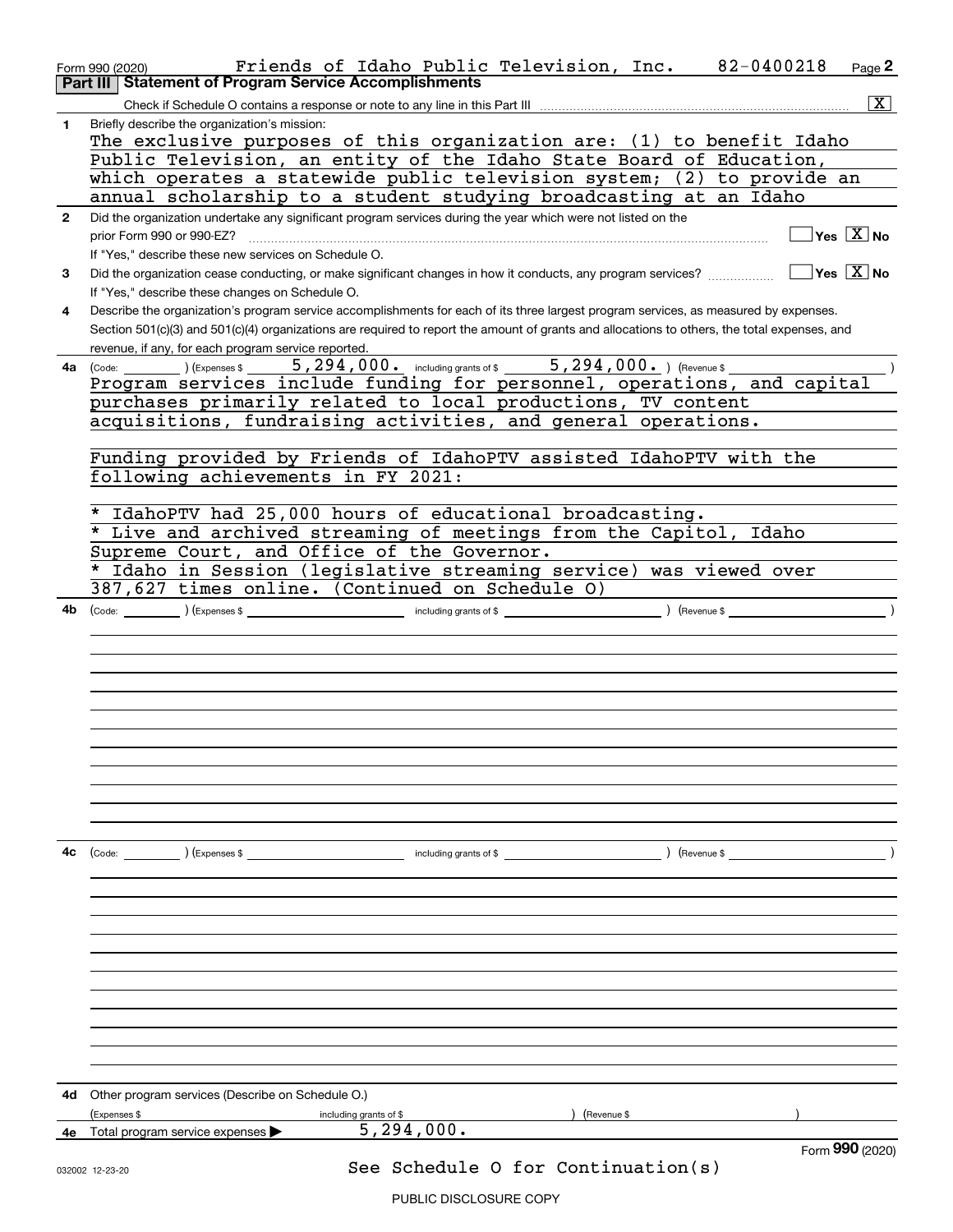Form 990 (2020) Friends of Idaho Public Television, Inc. 82-0400218 Page 2

## Part III Statement of Program Service Accomplishments

Check if Schedule O contains a response or note to any line in this Part III .......... [X]

**1** Briefly describe the organization's mission:

The exclusive purposes of this organization are: (1) to benefit Idaho Public Television, an entity of the Idaho State Board of Education, which operates a statewide public television system; (2) to provide an annual scholarship to a student studying broadcasting at an Idaho

**2** Did the organization undertake any significant program services during the year which were not listed on the prior Form 990 or 990-EZ? .......... [ ] Yes [X] No

If "Yes," describe these new services on Schedule O.

**3** Did the organization cease conducting, or make significant changes in how it conducts, any program services? .......... [ ] Yes [X] No

If "Yes," describe these changes on Schedule O.

**4** Describe the organization's program service accomplishments for each of its three largest program services, as measured by expenses. Section 501(c)(3) and 501(c)(4) organizations are required to report the amount of grants and allocations to others, the total expenses, and revenue, if any, for each program service reported.

**4a** (Code: ) (Expenses $ 5,294,000. including grants of $ 5,294,000. ) (Revenue $ )

Program services include funding for personnel, operations, and capital purchases primarily related to local productions, TV content acquisitions, fundraising activities, and general operations.

Funding provided by Friends of IdahoPTV assisted IdahoPTV with the following achievements in FY 2021:

* IdahoPTV had 25,000 hours of educational broadcasting.
* Live and archived streaming of meetings from the Capitol, Idaho Supreme Court, and Office of the Governor.
* Idaho in Session (legislative streaming service) was viewed over 387,627 times online. (Continued on Schedule O)

**4b** (Code: ) (Expenses $ including grants of $ ) (Revenue $ )

**4c** (Code: ) (Expenses $ including grants of $ ) (Revenue $ )

**4d** Other program services (Describe on Schedule O.)

(Expenses $ including grants of $ ) (Revenue $ )

**4e** Total program service expenses ▶ 5,294,000.

Form **990** (2020)

See Schedule O for Continuation(s)

PUBLIC DISCLOSURE COPY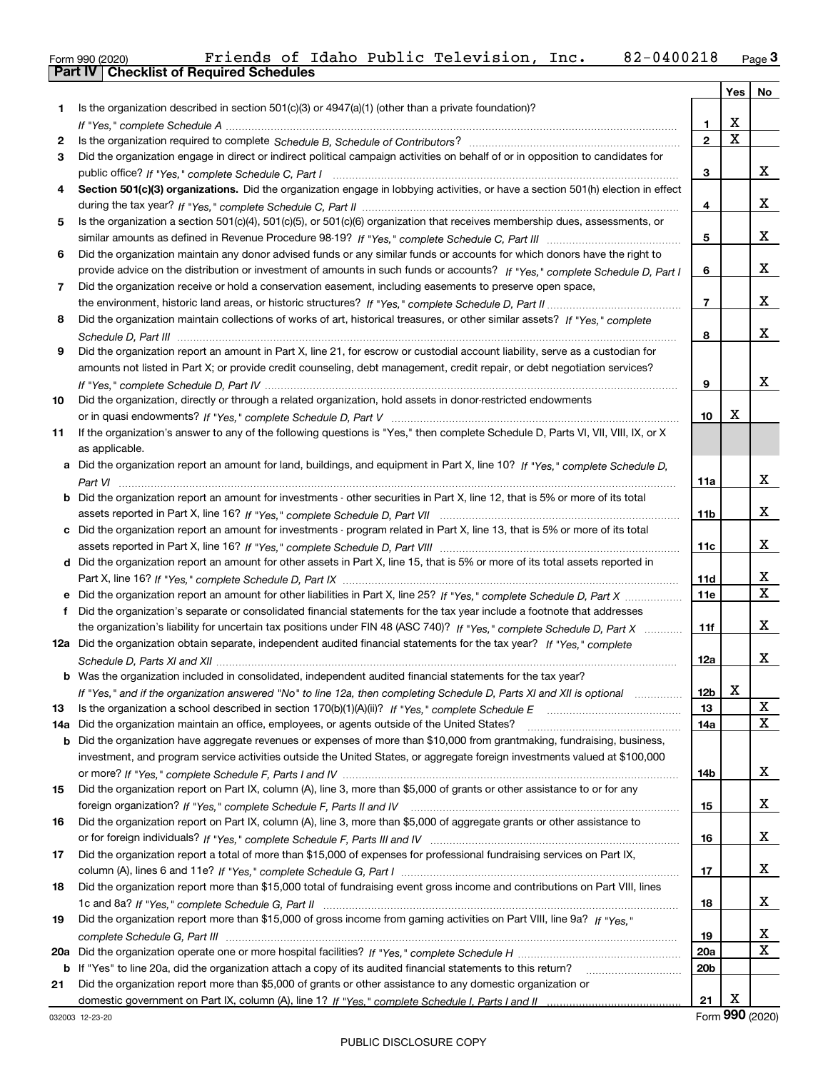Form 990 (2020) Friends of Idaho Public Television, Inc. 82-0400218 Page **3**

## Part IV Checklist of Required Schedules

| | | | Yes | No |
|---|---|---|---|---|
| **1** | Is the organization described in section 501(c)(3) or 4947(a)(1) (other than a private foundation)? *If "Yes," complete Schedule A* | **1** | X | |
| **2** | Is the organization required to complete *Schedule B, Schedule of Contributors*? | **2** | X | |
| **3** | Did the organization engage in direct or indirect political campaign activities on behalf of or in opposition to candidates for public office? *If "Yes," complete Schedule C, Part I* | **3** | | X |
| **4** | **Section 501(c)(3) organizations.** Did the organization engage in lobbying activities, or have a section 501(h) election in effect during the tax year? *If "Yes," complete Schedule C, Part II* | **4** | | X |
| **5** | Is the organization a section 501(c)(4), 501(c)(5), or 501(c)(6) organization that receives membership dues, assessments, or similar amounts as defined in Revenue Procedure 98-19? *If "Yes," complete Schedule C, Part III* | **5** | | X |
| **6** | Did the organization maintain any donor advised funds or any similar funds or accounts for which donors have the right to provide advice on the distribution or investment of amounts in such funds or accounts? *If "Yes," complete Schedule D, Part I* | **6** | | X |
| **7** | Did the organization receive or hold a conservation easement, including easements to preserve open space, the environment, historic land areas, or historic structures? *If "Yes," complete Schedule D, Part II* | **7** | | X |
| **8** | Did the organization maintain collections of works of art, historical treasures, or other similar assets? *If "Yes," complete Schedule D, Part III* | **8** | | X |
| **9** | Did the organization report an amount in Part X, line 21, for escrow or custodial account liability, serve as a custodian for amounts not listed in Part X; or provide credit counseling, debt management, credit repair, or debt negotiation services? *If "Yes," complete Schedule D, Part IV* | **9** | | X |
| **10** | Did the organization, directly or through a related organization, hold assets in donor-restricted endowments or in quasi endowments? *If "Yes," complete Schedule D, Part V* | **10** | X | |
| **11** | If the organization's answer to any of the following questions is "Yes," then complete Schedule D, Parts VI, VII, VIII, IX, or X as applicable. | | | |
| **a** | Did the organization report an amount for land, buildings, and equipment in Part X, line 10? *If "Yes," complete Schedule D, Part VI* | **11a** | | X |
| **b** | Did the organization report an amount for investments - other securities in Part X, line 12, that is 5% or more of its total assets reported in Part X, line 16? *If "Yes," complete Schedule D, Part VII* | **11b** | | X |
| **c** | Did the organization report an amount for investments - program related in Part X, line 13, that is 5% or more of its total assets reported in Part X, line 16? *If "Yes," complete Schedule D, Part VIII* | **11c** | | X |
| **d** | Did the organization report an amount for other assets in Part X, line 15, that is 5% or more of its total assets reported in Part X, line 16? *If "Yes," complete Schedule D, Part IX* | **11d** | | X |
| **e** | Did the organization report an amount for other liabilities in Part X, line 25? *If "Yes," complete Schedule D, Part X* | **11e** | | X |
| **f** | Did the organization's separate or consolidated financial statements for the tax year include a footnote that addresses the organization's liability for uncertain tax positions under FIN 48 (ASC 740)? *If "Yes," complete Schedule D, Part X* | **11f** | | X |
| **12a** | Did the organization obtain separate, independent audited financial statements for the tax year? *If "Yes," complete Schedule D, Parts XI and XII* | **12a** | | X |
| **b** | Was the organization included in consolidated, independent audited financial statements for the tax year? *If "Yes," and if the organization answered "No" to line 12a, then completing Schedule D, Parts XI and XII is optional* | **12b** | X | |
| **13** | Is the organization a school described in section 170(b)(1)(A)(ii)? *If "Yes," complete Schedule E* | **13** | | X |
| **14a** | Did the organization maintain an office, employees, or agents outside of the United States? | **14a** | | X |
| **b** | Did the organization have aggregate revenues or expenses of more than $10,000 from grantmaking, fundraising, business, investment, and program service activities outside the United States, or aggregate foreign investments valued at $100,000 or more? *If "Yes," complete Schedule F, Parts I and IV* | **14b** | | X |
| **15** | Did the organization report on Part IX, column (A), line 3, more than $5,000 of grants or other assistance to or for any foreign organization? *If "Yes," complete Schedule F, Parts II and IV* | **15** | | X |
| **16** | Did the organization report on Part IX, column (A), line 3, more than $5,000 of aggregate grants or other assistance to or for foreign individuals? *If "Yes," complete Schedule F, Parts III and IV* | **16** | | X |
| **17** | Did the organization report a total of more than $15,000 of expenses for professional fundraising services on Part IX, column (A), lines 6 and 11e? *If "Yes," complete Schedule G, Part I* | **17** | | X |
| **18** | Did the organization report more than $15,000 total of fundraising event gross income and contributions on Part VIII, lines 1c and 8a? *If "Yes," complete Schedule G, Part II* | **18** | | X |
| **19** | Did the organization report more than $15,000 of gross income from gaming activities on Part VIII, line 9a? *If "Yes," complete Schedule G, Part III* | **19** | | X |
| **20a** | Did the organization operate one or more hospital facilities? *If "Yes," complete Schedule H* | **20a** | | X |
| **b** | If "Yes" to line 20a, did the organization attach a copy of its audited financial statements to this return? | **20b** | | |
| **21** | Did the organization report more than $5,000 of grants or other assistance to any domestic organization or domestic government on Part IX, column (A), line 1? *If "Yes," complete Schedule I, Parts I and II* | **21** | X | |

032003 12-23-20 Form **990** (2020)

PUBLIC DISCLOSURE COPY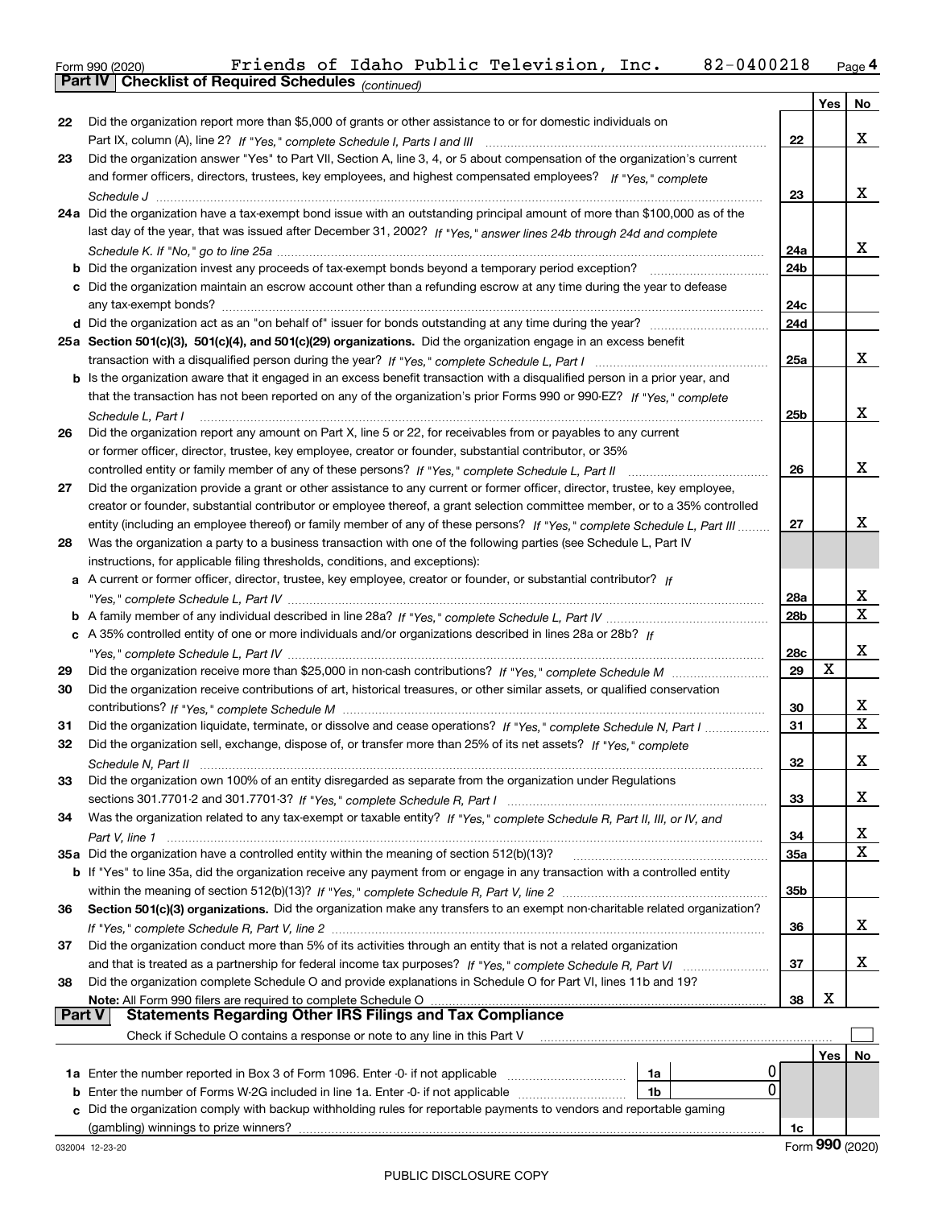Form 990 (2020) Friends of Idaho Public Television, Inc. 82-0400218 Page 4

**Part IV Checklist of Required Schedules** *(continued)*

| | | | Yes | No |
|---|---|---|---|---|
| 22 | Did the organization report more than $5,000 of grants or other assistance to or for domestic individuals on Part IX, column (A), line 2? *If "Yes," complete Schedule I, Parts I and III* | 22 | | X |
| 23 | Did the organization answer "Yes" to Part VII, Section A, line 3, 4, or 5 about compensation of the organization's current and former officers, directors, trustees, key employees, and highest compensated employees? *If "Yes," complete Schedule J* | 23 | | X |
| 24a | Did the organization have a tax-exempt bond issue with an outstanding principal amount of more than $100,000 as of the last day of the year, that was issued after December 31, 2002? *If "Yes," answer lines 24b through 24d and complete Schedule K. If "No," go to line 25a* | 24a | | X |
| b | Did the organization invest any proceeds of tax-exempt bonds beyond a temporary period exception? | 24b | | |
| c | Did the organization maintain an escrow account other than a refunding escrow at any time during the year to defease any tax-exempt bonds? | 24c | | |
| d | Did the organization act as an "on behalf of" issuer for bonds outstanding at any time during the year? | 24d | | |
| 25a | **Section 501(c)(3), 501(c)(4), and 501(c)(29) organizations.** Did the organization engage in an excess benefit transaction with a disqualified person during the year? *If "Yes," complete Schedule L, Part I* | 25a | | X |
| b | Is the organization aware that it engaged in an excess benefit transaction with a disqualified person in a prior year, and that the transaction has not been reported on any of the organization's prior Forms 990 or 990-EZ? *If "Yes," complete Schedule L, Part I* | 25b | | X |
| 26 | Did the organization report any amount on Part X, line 5 or 22, for receivables from or payables to any current or former officer, director, trustee, key employee, creator or founder, substantial contributor, or 35% controlled entity or family member of any of these persons? *If "Yes," complete Schedule L, Part II* | 26 | | X |
| 27 | Did the organization provide a grant or other assistance to any current or former officer, director, trustee, key employee, creator or founder, substantial contributor or employee thereof, a grant selection committee member, or to a 35% controlled entity (including an employee thereof) or family member of any of these persons? *If "Yes," complete Schedule L, Part III* | 27 | | X |
| 28 | Was the organization a party to a business transaction with one of the following parties (see Schedule L, Part IV instructions, for applicable filing thresholds, conditions, and exceptions): | | | |
| a | A current or former officer, director, trustee, key employee, creator or founder, or substantial contributor? *If "Yes," complete Schedule L, Part IV* | 28a | | X |
| b | A family member of any individual described in line 28a? *If "Yes," complete Schedule L, Part IV* | 28b | | X |
| c | A 35% controlled entity of one or more individuals and/or organizations described in lines 28a or 28b? *If "Yes," complete Schedule L, Part IV* | 28c | | X |
| 29 | Did the organization receive more than $25,000 in non-cash contributions? *If "Yes," complete Schedule M* | 29 | X | |
| 30 | Did the organization receive contributions of art, historical treasures, or other similar assets, or qualified conservation contributions? *If "Yes," complete Schedule M* | 30 | | X |
| 31 | Did the organization liquidate, terminate, or dissolve and cease operations? *If "Yes," complete Schedule N, Part I* | 31 | | X |
| 32 | Did the organization sell, exchange, dispose of, or transfer more than 25% of its net assets? *If "Yes," complete Schedule N, Part II* | 32 | | X |
| 33 | Did the organization own 100% of an entity disregarded as separate from the organization under Regulations sections 301.7701-2 and 301.7701-3? *If "Yes," complete Schedule R, Part I* | 33 | | X |
| 34 | Was the organization related to any tax-exempt or taxable entity? *If "Yes," complete Schedule R, Part II, III, or IV, and Part V, line 1* | 34 | | X |
| 35a | Did the organization have a controlled entity within the meaning of section 512(b)(13)? | 35a | | X |
| b | If "Yes" to line 35a, did the organization receive any payment from or engage in any transaction with a controlled entity within the meaning of section 512(b)(13)? *If "Yes," complete Schedule R, Part V, line 2* | 35b | | |
| 36 | **Section 501(c)(3) organizations.** Did the organization make any transfers to an exempt non-charitable related organization? *If "Yes," complete Schedule R, Part V, line 2* | 36 | | X |
| 37 | Did the organization conduct more than 5% of its activities through an entity that is not a related organization and that is treated as a partnership for federal income tax purposes? *If "Yes," complete Schedule R, Part VI* | 37 | | X |
| 38 | Did the organization complete Schedule O and provide explanations in Schedule O for Part VI, lines 11b and 19? **Note:** All Form 990 filers are required to complete Schedule O | 38 | X | |

**Part V Statements Regarding Other IRS Filings and Tax Compliance**

Check if Schedule O contains a response or note to any line in this Part V ☐

| | | | | | Yes | No |
|---|---|---|---|---|---|---|
| 1a | Enter the number reported in Box 3 of Form 1096. Enter -0- if not applicable | 1a | 0 | | | |
| b | Enter the number of Forms W-2G included in line 1a. Enter -0- if not applicable | 1b | 0 | | | |
| c | Did the organization comply with backup withholding rules for reportable payments to vendors and reportable gaming (gambling) winnings to prize winners? | | | 1c | | |

032004 12-23-20 Form **990** (2020)

PUBLIC DISCLOSURE COPY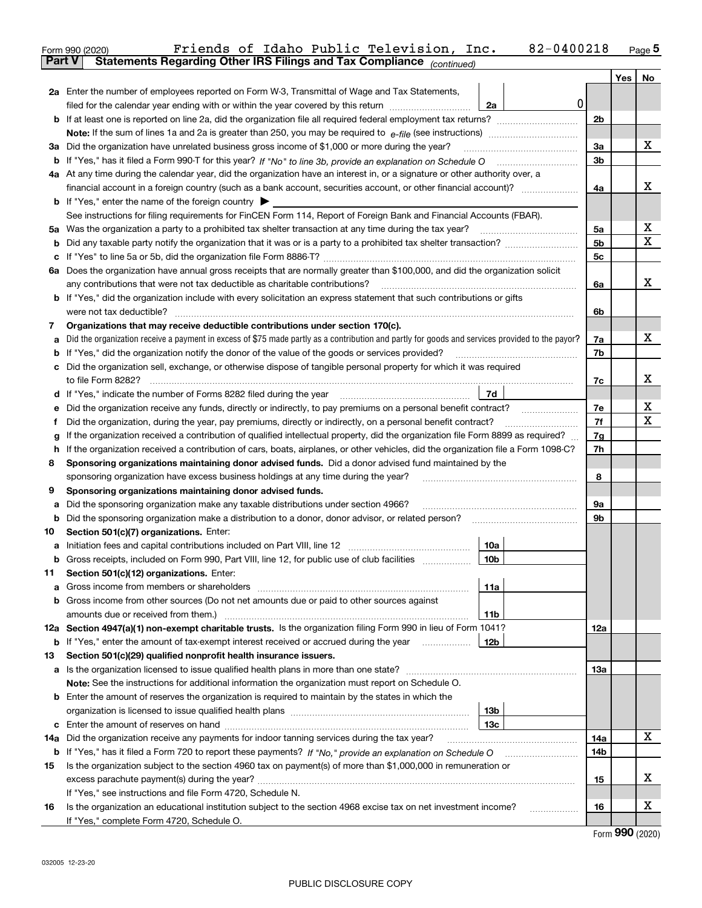Form 990 (2020) Friends of Idaho Public Television, Inc. 82-0400218 Page 5

**Part V Statements Regarding Other IRS Filings and Tax Compliance** *(continued)*

| | | | | | Yes | No |
|---|---|---|---|---|---|---|
| **2a** | Enter the number of employees reported on Form W-3, Transmittal of Wage and Tax Statements, filed for the calendar year ending with or within the year covered by this return | 2a | 0 | | | |
| **b** | If at least one is reported on line 2a, did the organization file all required federal employment tax returns? | | | 2b | | |
| | **Note:** If the sum of lines 1a and 2a is greater than 250, you may be required to *e-file* (see instructions) | | | | | |
| **3a** | Did the organization have unrelated business gross income of $1,000 or more during the year? | | | 3a | | X |
| **b** | If "Yes," has it filed a Form 990-T for this year? *If "No" to line 3b, provide an explanation on Schedule O* | | | 3b | | |
| **4a** | At any time during the calendar year, did the organization have an interest in, or a signature or other authority over, a financial account in a foreign country (such as a bank account, securities account, or other financial account)? | | | 4a | | X |
| **b** | If "Yes," enter the name of the foreign country ▶ | | | | | |
| | See instructions for filing requirements for FinCEN Form 114, Report of Foreign Bank and Financial Accounts (FBAR). | | | | | |
| **5a** | Was the organization a party to a prohibited tax shelter transaction at any time during the tax year? | | | 5a | | X |
| **b** | Did any taxable party notify the organization that it was or is a party to a prohibited tax shelter transaction? | | | 5b | | X |
| **c** | If "Yes" to line 5a or 5b, did the organization file Form 8886-T? | | | 5c | | |
| **6a** | Does the organization have annual gross receipts that are normally greater than $100,000, and did the organization solicit any contributions that were not tax deductible as charitable contributions? | | | 6a | | X |
| **b** | If "Yes," did the organization include with every solicitation an express statement that such contributions or gifts were not tax deductible? | | | 6b | | |
| **7** | **Organizations that may receive deductible contributions under section 170(c).** | | | | | |
| **a** | Did the organization receive a payment in excess of $75 made partly as a contribution and partly for goods and services provided to the payor? | | | 7a | | X |
| **b** | If "Yes," did the organization notify the donor of the value of the goods or services provided? | | | 7b | | |
| **c** | Did the organization sell, exchange, or otherwise dispose of tangible personal property for which it was required to file Form 8282? | | | 7c | | X |
| **d** | If "Yes," indicate the number of Forms 8282 filed during the year | 7d | | | | |
| **e** | Did the organization receive any funds, directly or indirectly, to pay premiums on a personal benefit contract? | | | 7e | | X |
| **f** | Did the organization, during the year, pay premiums, directly or indirectly, on a personal benefit contract? | | | 7f | | X |
| **g** | If the organization received a contribution of qualified intellectual property, did the organization file Form 8899 as required? | | | 7g | | |
| **h** | If the organization received a contribution of cars, boats, airplanes, or other vehicles, did the organization file a Form 1098-C? | | | 7h | | |
| **8** | **Sponsoring organizations maintaining donor advised funds.** Did a donor advised fund maintained by the sponsoring organization have excess business holdings at any time during the year? | | | 8 | | |
| **9** | **Sponsoring organizations maintaining donor advised funds.** | | | | | |
| **a** | Did the sponsoring organization make any taxable distributions under section 4966? | | | 9a | | |
| **b** | Did the sponsoring organization make a distribution to a donor, donor advisor, or related person? | | | 9b | | |
| **10** | **Section 501(c)(7) organizations.** Enter: | | | | | |
| **a** | Initiation fees and capital contributions included on Part VIII, line 12 | 10a | | | | |
| **b** | Gross receipts, included on Form 990, Part VIII, line 12, for public use of club facilities | 10b | | | | |
| **11** | **Section 501(c)(12) organizations.** Enter: | | | | | |
| **a** | Gross income from members or shareholders | 11a | | | | |
| **b** | Gross income from other sources (Do not net amounts due or paid to other sources against amounts due or received from them.) | 11b | | | | |
| **12a** | **Section 4947(a)(1) non-exempt charitable trusts.** Is the organization filing Form 990 in lieu of Form 1041? | | | 12a | | |
| **b** | If "Yes," enter the amount of tax-exempt interest received or accrued during the year | 12b | | | | |
| **13** | **Section 501(c)(29) qualified nonprofit health insurance issuers.** | | | | | |
| **a** | Is the organization licensed to issue qualified health plans in more than one state? | | | 13a | | |
| | **Note:** See the instructions for additional information the organization must report on Schedule O. | | | | | |
| **b** | Enter the amount of reserves the organization is required to maintain by the states in which the organization is licensed to issue qualified health plans | 13b | | | | |
| **c** | Enter the amount of reserves on hand | 13c | | | | |
| **14a** | Did the organization receive any payments for indoor tanning services during the tax year? | | | 14a | | X |
| **b** | If "Yes," has it filed a Form 720 to report these payments? *If "No," provide an explanation on Schedule O* | | | 14b | | |
| **15** | Is the organization subject to the section 4960 tax on payment(s) of more than $1,000,000 in remuneration or excess parachute payment(s) during the year? | | | 15 | | X |
| | If "Yes," see instructions and file Form 4720, Schedule N. | | | | | |
| **16** | Is the organization an educational institution subject to the section 4968 excise tax on net investment income? | | | 16 | | X |
| | If "Yes," complete Form 4720, Schedule O. | | | | | |

Form **990** (2020)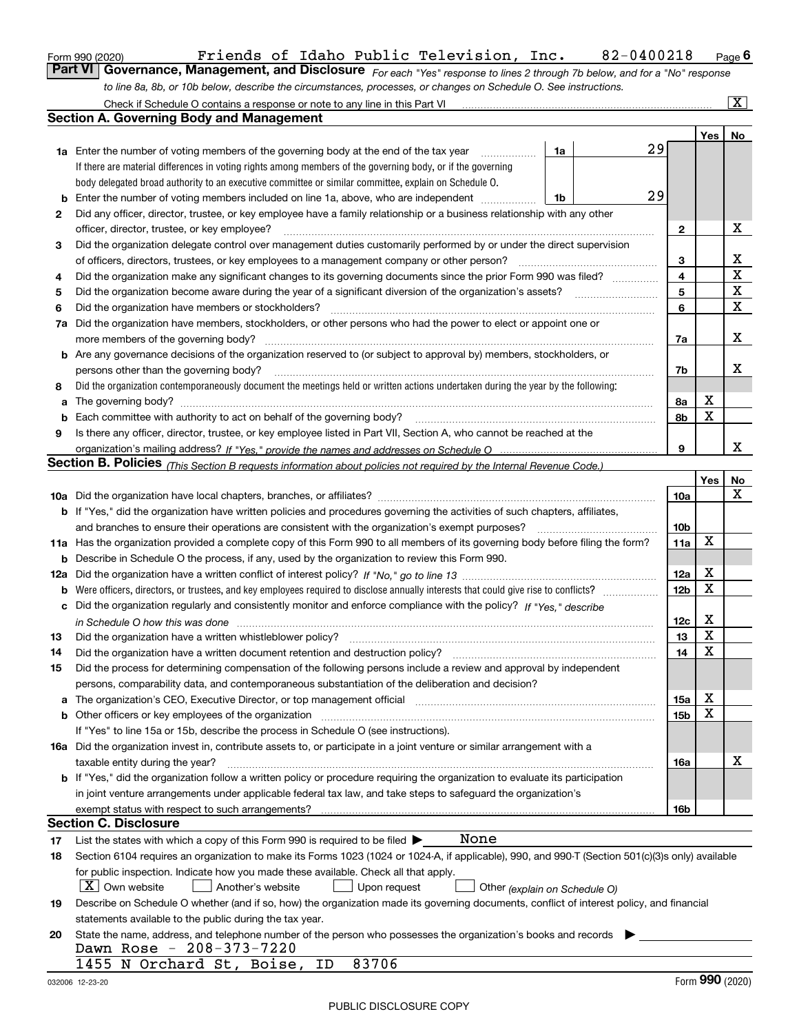Form 990 (2020) Friends of Idaho Public Television, Inc. 82-0400218 Page 6

## Part VI Governance, Management, and Disclosure

*For each "Yes" response to lines 2 through 7b below, and for a "No" response to line 8a, 8b, or 10b below, describe the circumstances, processes, or changes on Schedule O. See instructions.*

Check if Schedule O contains a response or note to any line in this Part VI .......... [X]

### Section A. Governing Body and Management

| | | | | Yes | No |
|---|---|---|---|---|---|
| **1a** | Enter the number of voting members of the governing body at the end of the tax year. If there are material differences in voting rights among members of the governing body, or if the governing body delegated broad authority to an executive committee or similar committee, explain on Schedule O. | 1a: 29 | | | |
| **b** | Enter the number of voting members included on line 1a, above, who are independent | 1b: 29 | | | |
| **2** | Did any officer, director, trustee, or key employee have a family relationship or a business relationship with any other officer, director, trustee, or key employee? | | 2 | | X |
| **3** | Did the organization delegate control over management duties customarily performed by or under the direct supervision of officers, directors, trustees, or key employees to a management company or other person? | | 3 | | X |
| **4** | Did the organization make any significant changes to its governing documents since the prior Form 990 was filed? | | 4 | | X |
| **5** | Did the organization become aware during the year of a significant diversion of the organization's assets? | | 5 | | X |
| **6** | Did the organization have members or stockholders? | | 6 | | X |
| **7a** | Did the organization have members, stockholders, or other persons who had the power to elect or appoint one or more members of the governing body? | | 7a | | X |
| **b** | Are any governance decisions of the organization reserved to (or subject to approval by) members, stockholders, or persons other than the governing body? | | 7b | | X |
| **8** | Did the organization contemporaneously document the meetings held or written actions undertaken during the year by the following: | | | | |
| **a** | The governing body? | | 8a | X | |
| **b** | Each committee with authority to act on behalf of the governing body? | | 8b | X | |
| **9** | Is there any officer, director, trustee, or key employee listed in Part VII, Section A, who cannot be reached at the organization's mailing address? *If "Yes," provide the names and addresses on Schedule O* | | 9 | | X |

### Section B. Policies *(This Section B requests information about policies not required by the Internal Revenue Code.)*

| | | | Yes | No |
|---|---|---|---|---|
| **10a** | Did the organization have local chapters, branches, or affiliates? | 10a | | X |
| **b** | If "Yes," did the organization have written policies and procedures governing the activities of such chapters, affiliates, and branches to ensure their operations are consistent with the organization's exempt purposes? | 10b | | |
| **11a** | Has the organization provided a complete copy of this Form 990 to all members of its governing body before filing the form? | 11a | X | |
| **b** | Describe in Schedule O the process, if any, used by the organization to review this Form 990. | | | |
| **12a** | Did the organization have a written conflict of interest policy? *If "No," go to line 13* | 12a | X | |
| **b** | Were officers, directors, or trustees, and key employees required to disclose annually interests that could give rise to conflicts? | 12b | X | |
| **c** | Did the organization regularly and consistently monitor and enforce compliance with the policy? *If "Yes," describe in Schedule O how this was done* | 12c | X | |
| **13** | Did the organization have a written whistleblower policy? | 13 | X | |
| **14** | Did the organization have a written document retention and destruction policy? | 14 | X | |
| **15** | Did the process for determining compensation of the following persons include a review and approval by independent persons, comparability data, and contemporaneous substantiation of the deliberation and decision? | | | |
| **a** | The organization's CEO, Executive Director, or top management official | 15a | X | |
| **b** | Other officers or key employees of the organization | 15b | X | |
| | If "Yes" to line 15a or 15b, describe the process in Schedule O (see instructions). | | | |
| **16a** | Did the organization invest in, contribute assets to, or participate in a joint venture or similar arrangement with a taxable entity during the year? | 16a | | X |
| **b** | If "Yes," did the organization follow a written policy or procedure requiring the organization to evaluate its participation in joint venture arrangements under applicable federal tax law, and take steps to safeguard the organization's exempt status with respect to such arrangements? | 16b | | |

### Section C. Disclosure

**17** List the states with which a copy of this Form 990 is required to be filed ▶ None

**18** Section 6104 requires an organization to make its Forms 1023 (1024 or 1024-A, if applicable), 990, and 990-T (Section 501(c)(3)s only) available for public inspection. Indicate how you made these available. Check all that apply.

[X] Own website [ ] Another's website [ ] Upon request [ ] Other *(explain on Schedule O)*

**19** Describe on Schedule O whether (and if so, how) the organization made its governing documents, conflict of interest policy, and financial statements available to the public during the tax year.

**20** State the name, address, and telephone number of the person who possesses the organization's books and records ▶

Dawn Rose - 208-373-7220
1455 N Orchard St, Boise, ID 83706

032006 12-23-20 Form 990 (2020)

PUBLIC DISCLOSURE COPY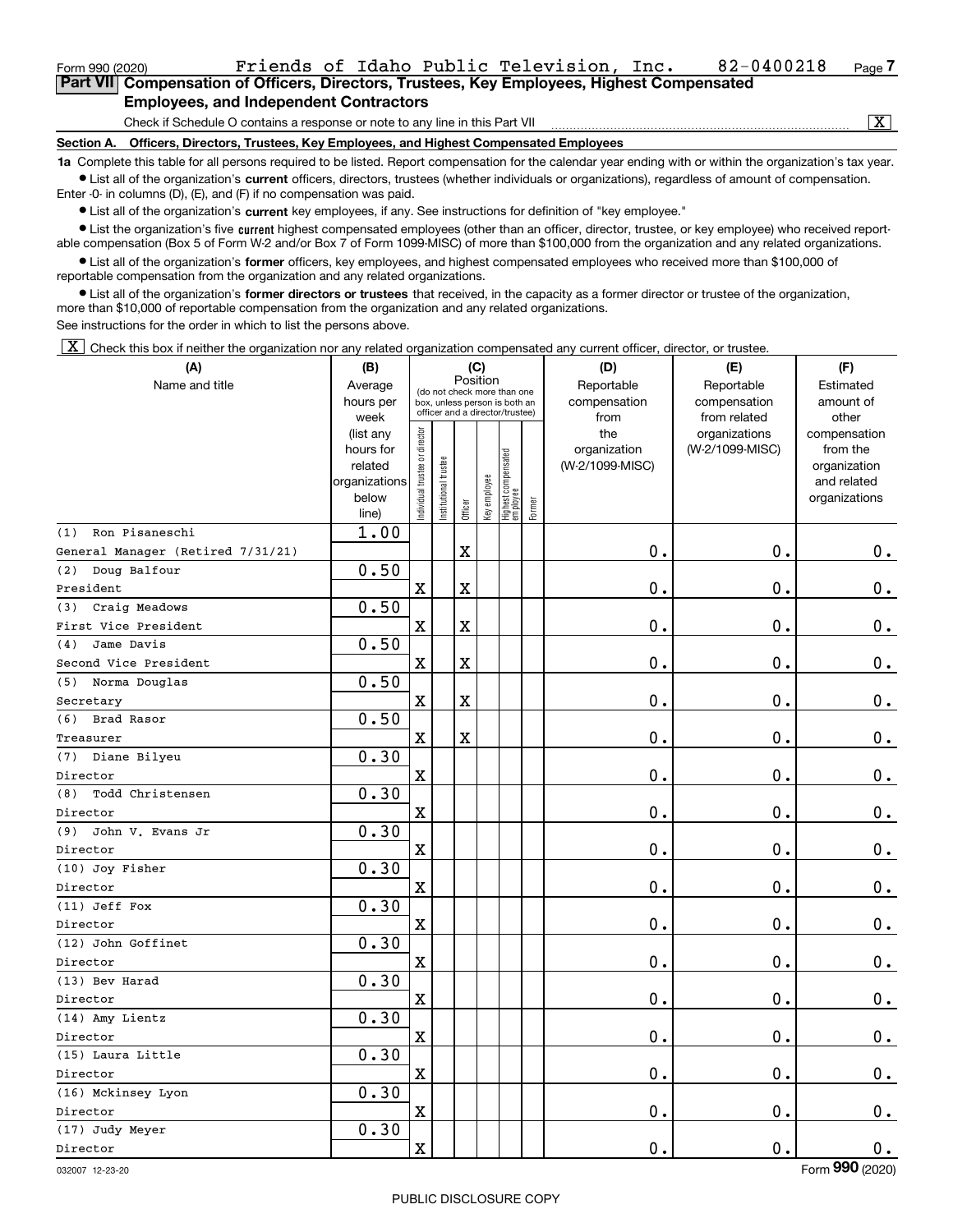Form 990 (2020) Friends of Idaho Public Television, Inc. 82-0400218

## Part VII Compensation of Officers, Directors, Trustees, Key Employees, Highest Compensated Employees, and Independent Contractors

Check if Schedule O contains a response or note to any line in this Part VII [X]

### Section A. Officers, Directors, Trustees, Key Employees, and Highest Compensated Employees

**1a** Complete this table for all persons required to be listed. Report compensation for the calendar year ending with or within the organization's tax year.

- List all of the organization's **current** officers, directors, trustees (whether individuals or organizations), regardless of amount of compensation. Enter -0- in columns (D), (E), and (F) if no compensation was paid.
- List all of the organization's **current** key employees, if any. See instructions for definition of "key employee."
- List the organization's five **current** highest compensated employees (other than an officer, director, trustee, or key employee) who received reportable compensation (Box 5 of Form W-2 and/or Box 7 of Form 1099-MISC) of more than $100,000 from the organization and any related organizations.
- List all of the organization's **former** officers, key employees, and highest compensated employees who received more than $100,000 of reportable compensation from the organization and any related organizations.
- List all of the organization's **former directors or trustees** that received, in the capacity as a former director or trustee of the organization, more than $10,000 of reportable compensation from the organization and any related organizations.

See instructions for the order in which to list the persons above.

[X] Check this box if neither the organization nor any related organization compensated any current officer, director, or trustee.

| (A) Name and title | (B) Average hours per week (list any hours for related organizations below line) | (C) Position: Individual trustee or director | Institutional trustee | Officer | Key employee | Highest compensated employee | Former | (D) Reportable compensation from the organization (W-2/1099-MISC) | (E) Reportable compensation from related organizations (W-2/1099-MISC) | (F) Estimated amount of other compensation from the organization and related organizations |
|---|---|---|---|---|---|---|---|---|---|---|
| (1) Ron Pisaneschi<br>General Manager (Retired 7/31/21) | 1.00 | | | X | | | | 0. | 0. | 0. |
| (2) Doug Balfour<br>President | 0.50 | X | | X | | | | 0. | 0. | 0. |
| (3) Craig Meadows<br>First Vice President | 0.50 | X | | X | | | | 0. | 0. | 0. |
| (4) Jame Davis<br>Second Vice President | 0.50 | X | | X | | | | 0. | 0. | 0. |
| (5) Norma Douglas<br>Secretary | 0.50 | X | | X | | | | 0. | 0. | 0. |
| (6) Brad Rasor<br>Treasurer | 0.50 | X | | X | | | | 0. | 0. | 0. |
| (7) Diane Bilyeu<br>Director | 0.30 | X | | | | | | 0. | 0. | 0. |
| (8) Todd Christensen<br>Director | 0.30 | X | | | | | | 0. | 0. | 0. |
| (9) John V. Evans Jr<br>Director | 0.30 | X | | | | | | 0. | 0. | 0. |
| (10) Joy Fisher<br>Director | 0.30 | X | | | | | | 0. | 0. | 0. |
| (11) Jeff Fox<br>Director | 0.30 | X | | | | | | 0. | 0. | 0. |
| (12) John Goffinet<br>Director | 0.30 | X | | | | | | 0. | 0. | 0. |
| (13) Bev Harad<br>Director | 0.30 | X | | | | | | 0. | 0. | 0. |
| (14) Amy Lientz<br>Director | 0.30 | X | | | | | | 0. | 0. | 0. |
| (15) Laura Little<br>Director | 0.30 | X | | | | | | 0. | 0. | 0. |
| (16) Mckinsey Lyon<br>Director | 0.30 | X | | | | | | 0. | 0. | 0. |
| (17) Judy Meyer<br>Director | 0.30 | X | | | | | | 0. | 0. | 0. |

032007 12-23-20 Form **990** (2020)

PUBLIC DISCLOSURE COPY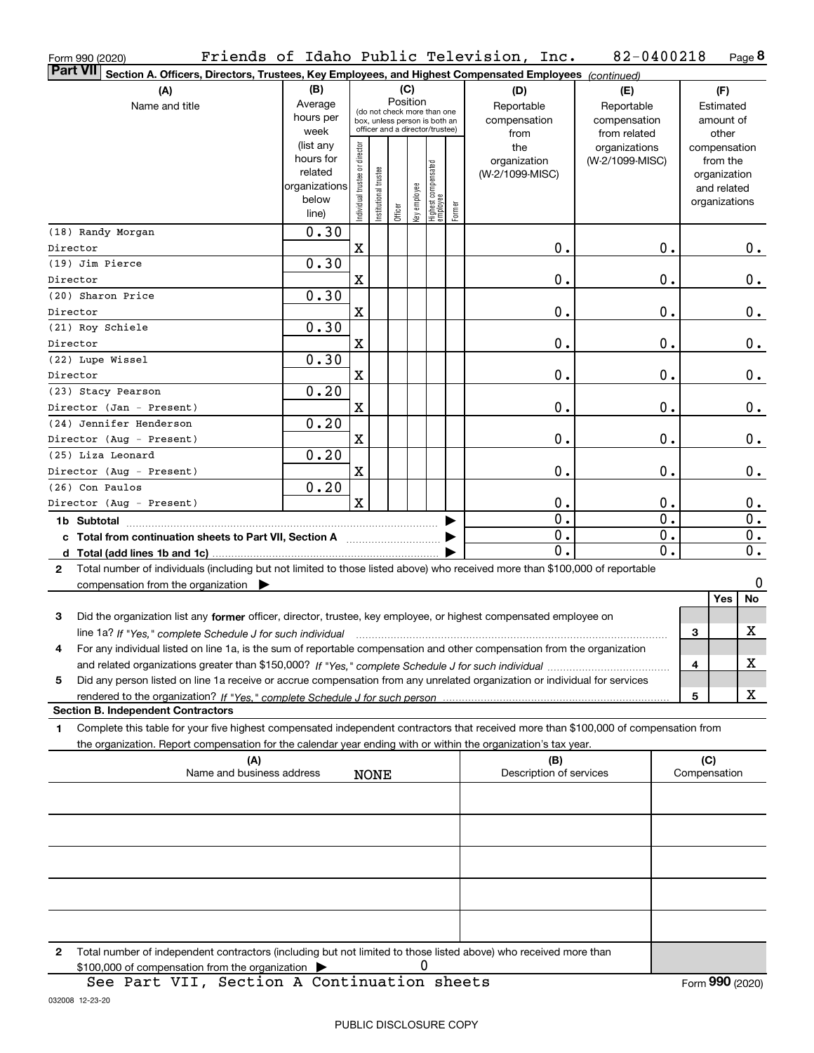Form 990 (2020) Friends of Idaho Public Television, Inc. 82-0400218 Page **8**

**Part VII Section A. Officers, Directors, Trustees, Key Employees, and Highest Compensated Employees** *(continued)*

| (A) Name and title | (B) Average hours per week (list any hours for related organizations below line) | (C) Position: Individual trustee or director | Institutional trustee | Officer | Key employee | Highest compensated employee | Former | (D) Reportable compensation from the organization (W-2/1099-MISC) | (E) Reportable compensation from related organizations (W-2/1099-MISC) | (F) Estimated amount of other compensation from the organization and related organizations |
|---|---|---|---|---|---|---|---|---|---|---|
| (18) Randy Morgan<br>Director | 0.30 | X | | | | | | 0. | 0. | 0. |
| (19) Jim Pierce<br>Director | 0.30 | X | | | | | | 0. | 0. | 0. |
| (20) Sharon Price<br>Director | 0.30 | X | | | | | | 0. | 0. | 0. |
| (21) Roy Schiele<br>Director | 0.30 | X | | | | | | 0. | 0. | 0. |
| (22) Lupe Wissel<br>Director | 0.30 | X | | | | | | 0. | 0. | 0. |
| (23) Stacy Pearson<br>Director (Jan - Present) | 0.20 | X | | | | | | 0. | 0. | 0. |
| (24) Jennifer Henderson<br>Director (Aug - Present) | 0.20 | X | | | | | | 0. | 0. | 0. |
| (25) Liza Leonard<br>Director (Aug - Present) | 0.20 | X | | | | | | 0. | 0. | 0. |
| (26) Con Paulos<br>Director (Aug - Present) | 0.20 | X | | | | | | 0. | 0. | 0. |
| **1b Subtotal** | | | | | | | | 0. | 0. | 0. |
| **c Total from continuation sheets to Part VII, Section A** | | | | | | | | 0. | 0. | 0. |
| **d Total (add lines 1b and 1c)** | | | | | | | | 0. | 0. | 0. |

**2** Total number of individuals (including but not limited to those listed above) who received more than $100,000 of reportable compensation from the organization ▶ 0

| | | | Yes | No |
|---|---|---|---|---|
| **3** | Did the organization list any **former** officer, director, trustee, key employee, or highest compensated employee on line 1a? *If "Yes," complete Schedule J for such individual* | 3 | | X |
| **4** | For any individual listed on line 1a, is the sum of reportable compensation and other compensation from the organization and related organizations greater than $150,000? *If "Yes," complete Schedule J for such individual* | 4 | | X |
| **5** | Did any person listed on line 1a receive or accrue compensation from any unrelated organization or individual for services rendered to the organization? *If "Yes," complete Schedule J for such person* | 5 | | X |

**Section B. Independent Contractors**

**1** Complete this table for your five highest compensated independent contractors that received more than $100,000 of compensation from the organization. Report compensation for the calendar year ending with or within the organization's tax year.

| (A) Name and business address | (B) Description of services | (C) Compensation |
|---|---|---|
| NONE | | |
| | | |
| | | |
| | | |
| | | |

**2** Total number of independent contractors (including but not limited to those listed above) who received more than $100,000 of compensation from the organization ▶ 0

See Part VII, Section A Continuation sheets

Form **990** (2020)

032008 12-23-20

PUBLIC DISCLOSURE COPY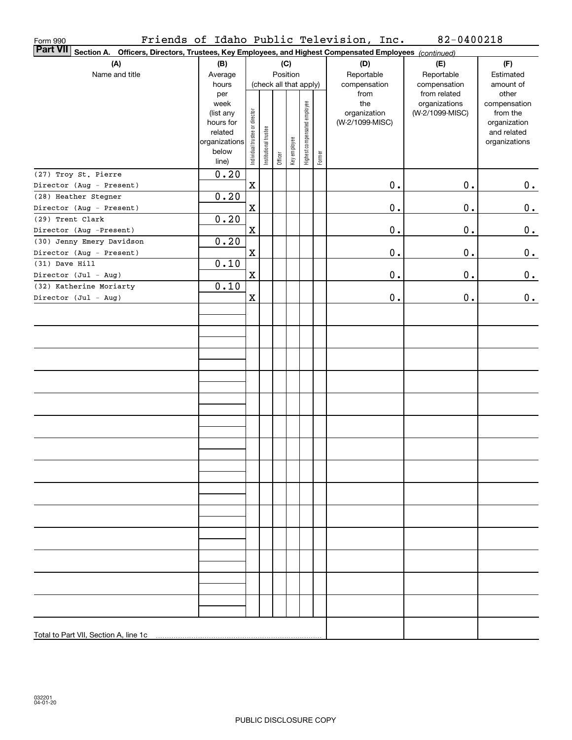Form 990 Friends of Idaho Public Television, Inc. 82-0400218

**Part VII** **Section A. Officers, Directors, Trustees, Key Employees, and Highest Compensated Employees** *(continued)*

| (A) Name and title | (B) Average hours per week (list any hours for related organizations below line) | (C) Position (check all that apply): Individual trustee or director | Institutional trustee | Officer | Key employee | Highest compensated employee | Former | (D) Reportable compensation from the organization (W-2/1099-MISC) | (E) Reportable compensation from related organizations (W-2/1099-MISC) | (F) Estimated amount of other compensation from the organization and related organizations |
|---|---|---|---|---|---|---|---|---|---|---|
| (27) Troy St. Pierre<br>Director (Aug - Present) | 0.20 | X | | | | | | 0. | 0. | 0. |
| (28) Heather Stegner<br>Director (Aug - Present) | 0.20 | X | | | | | | 0. | 0. | 0. |
| (29) Trent Clark<br>Director (Aug -Present) | 0.20 | X | | | | | | 0. | 0. | 0. |
| (30) Jenny Emery Davidson<br>Director (Aug - Present) | 0.20 | X | | | | | | 0. | 0. | 0. |
| (31) Dave Hill<br>Director (Jul - Aug) | 0.10 | X | | | | | | 0. | 0. | 0. |
| (32) Katherine Moriarty<br>Director (Jul - Aug) | 0.10 | X | | | | | | 0. | 0. | 0. |
| Total to Part VII, Section A, line 1c | | | | | | | | | | |

032201 04-01-20

PUBLIC DISCLOSURE COPY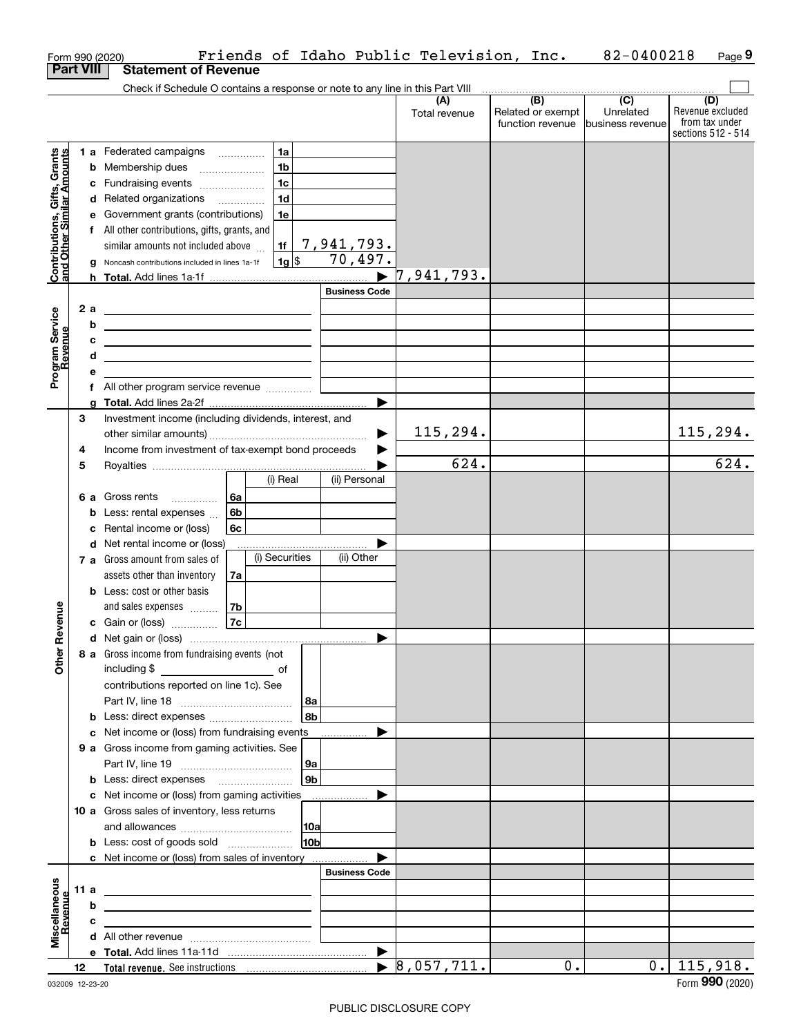Form 990 (2020) Friends of Idaho Public Television, Inc. 82-0400218 Page **9**

## Part VIII Statement of Revenue

Check if Schedule O contains a response or note to any line in this Part VIII ☐

| | | | | (A) Total revenue | (B) Related or exempt function revenue | (C) Unrelated business revenue | (D) Revenue excluded from tax under sections 512 - 514 |
|---|---|---|---|---|---|---|---|
| **Contributions, Gifts, Grants and Other Similar Amounts** | 1 a Federated campaigns | 1a | | | | | |
| | b Membership dues | 1b | | | | | |
| | c Fundraising events | 1c | | | | | |
| | d Related organizations | 1d | | | | | |
| | e Government grants (contributions) | 1e | | | | | |
| | f All other contributions, gifts, grants, and similar amounts not included above | 1f | 7,941,793. | | | | |
| | g Noncash contributions included in lines 1a-1f | 1g | $ 70,497. | | | | |
| | h **Total.** Add lines 1a-1f | | ▶ | 7,941,793. | | | |
| **Program Service Revenue** | | | **Business Code** | | | | |
| | 2 a | | | | | | |
| | b | | | | | | |
| | c | | | | | | |
| | d | | | | | | |
| | e | | | | | | |
| | f All other program service revenue | | | | | | |
| | g **Total.** Add lines 2a-2f | | ▶ | | | | |
| **Other Revenue** | 3 Investment income (including dividends, interest, and other similar amounts) | | ▶ | 115,294. | | | 115,294. |
| | 4 Income from investment of tax-exempt bond proceeds | | ▶ | | | | |
| | 5 Royalties | | ▶ | 624. | | | 624. |
| | | (i) Real | (ii) Personal | | | | |
| | 6 a Gross rents 6a | | | | | | |
| | b Less: rental expenses 6b | | | | | | |
| | c Rental income or (loss) 6c | | | | | | |
| | d Net rental income or (loss) | | ▶ | | | | |
| | | (i) Securities | (ii) Other | | | | |
| | 7 a Gross amount from sales of assets other than inventory 7a | | | | | | |
| | b Less: cost or other basis and sales expenses 7b | | | | | | |
| | c Gain or (loss) 7c | | | | | | |
| | d Net gain or (loss) | | ▶ | | | | |
| | 8 a Gross income from fundraising events (not including $ of contributions reported on line 1c). See Part IV, line 18 | 8a | | | | | |
| | b Less: direct expenses | 8b | | | | | |
| | c Net income or (loss) from fundraising events | | ▶ | | | | |
| | 9 a Gross income from gaming activities. See Part IV, line 19 | 9a | | | | | |
| | b Less: direct expenses | 9b | | | | | |
| | c Net income or (loss) from gaming activities | | ▶ | | | | |
| | 10 a Gross sales of inventory, less returns and allowances | 10a | | | | | |
| | b Less: cost of goods sold | 10b | | | | | |
| | c Net income or (loss) from sales of inventory | | ▶ | | | | |
| **Miscellaneous Revenue** | | | **Business Code** | | | | |
| | 11 a | | | | | | |
| | b | | | | | | |
| | c | | | | | | |
| | d All other revenue | | | | | | |
| | e **Total.** Add lines 11a-11d | | ▶ | | | | |
| | 12 **Total revenue.** See instructions | | ▶ | 8,057,711. | 0. | 0. | 115,918. |

032009 12-23-20

Form **990** (2020)

PUBLIC DISCLOSURE COPY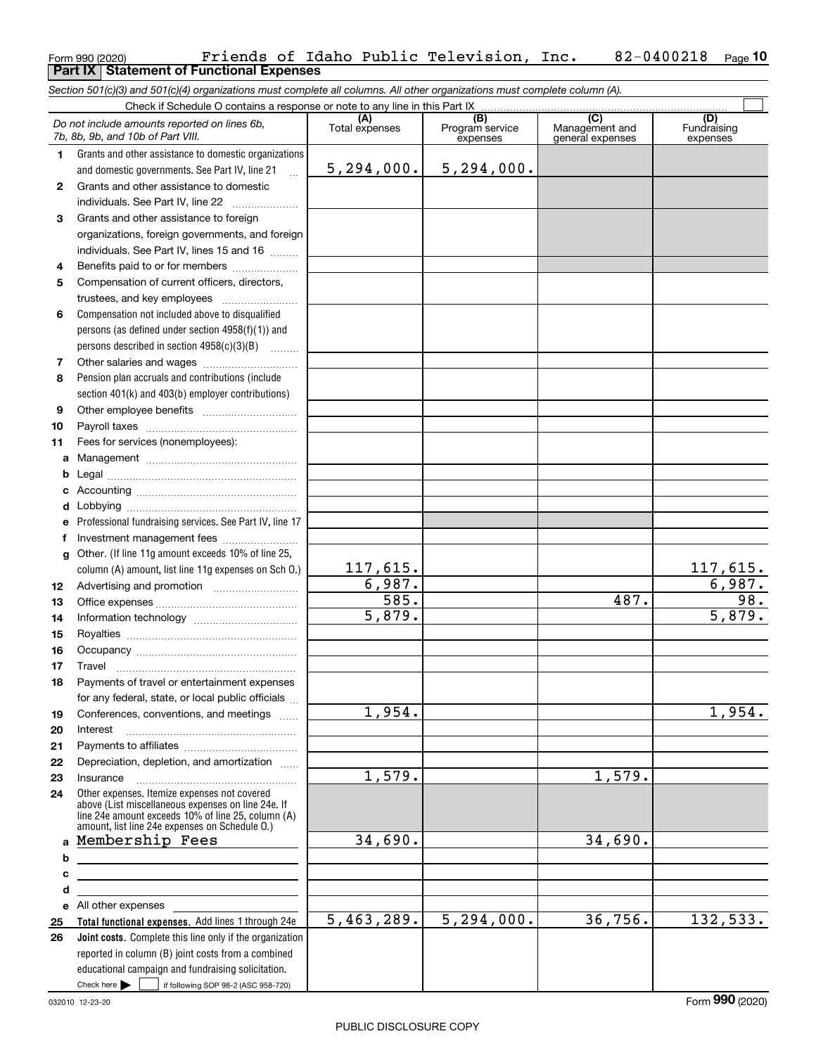Form 990 (2020) Friends of Idaho Public Television, Inc. 82-0400218 Page 10

## Part IX Statement of Functional Expenses

*Section 501(c)(3) and 501(c)(4) organizations must complete all columns. All other organizations must complete column (A).*

Check if Schedule O contains a response or note to any line in this Part IX ☐

| *Do not include amounts reported on lines 6b, 7b, 8b, 9b, and 10b of Part VIII.* | (A) Total expenses | (B) Program service expenses | (C) Management and general expenses | (D) Fundraising expenses |
|---|---|---|---|---|
| **1** Grants and other assistance to domestic organizations and domestic governments. See Part IV, line 21 | 5,294,000. | 5,294,000. | | |
| **2** Grants and other assistance to domestic individuals. See Part IV, line 22 | | | | |
| **3** Grants and other assistance to foreign organizations, foreign governments, and foreign individuals. See Part IV, lines 15 and 16 | | | | |
| **4** Benefits paid to or for members | | | | |
| **5** Compensation of current officers, directors, trustees, and key employees | | | | |
| **6** Compensation not included above to disqualified persons (as defined under section 4958(f)(1)) and persons described in section 4958(c)(3)(B) | | | | |
| **7** Other salaries and wages | | | | |
| **8** Pension plan accruals and contributions (include section 401(k) and 403(b) employer contributions) | | | | |
| **9** Other employee benefits | | | | |
| **10** Payroll taxes | | | | |
| **11** Fees for services (nonemployees): | | | | |
| **a** Management | | | | |
| **b** Legal | | | | |
| **c** Accounting | | | | |
| **d** Lobbying | | | | |
| **e** Professional fundraising services. See Part IV, line 17 | | | | |
| **f** Investment management fees | | | | |
| **g** Other. (If line 11g amount exceeds 10% of line 25, column (A) amount, list line 11g expenses on Sch O.) | 117,615. | | | 117,615. |
| **12** Advertising and promotion | 6,987. | | | 6,987. |
| **13** Office expenses | 585. | | 487. | 98. |
| **14** Information technology | 5,879. | | | 5,879. |
| **15** Royalties | | | | |
| **16** Occupancy | | | | |
| **17** Travel | | | | |
| **18** Payments of travel or entertainment expenses for any federal, state, or local public officials | | | | |
| **19** Conferences, conventions, and meetings | 1,954. | | | 1,954. |
| **20** Interest | | | | |
| **21** Payments to affiliates | | | | |
| **22** Depreciation, depletion, and amortization | | | | |
| **23** Insurance | 1,579. | | 1,579. | |
| **24** Other expenses. Itemize expenses not covered above (List miscellaneous expenses on line 24e. If line 24e amount exceeds 10% of line 25, column (A) amount, list line 24e expenses on Schedule O.) | | | | |
| **a** Membership Fees | 34,690. | | 34,690. | |
| **b** | | | | |
| **c** | | | | |
| **d** | | | | |
| **e** All other expenses | | | | |
| **25 Total functional expenses.** Add lines 1 through 24e | 5,463,289. | 5,294,000. | 36,756. | 132,533. |
| **26 Joint costs.** Complete this line only if the organization reported in column (B) joint costs from a combined educational campaign and fundraising solicitation. Check here ☐ if following SOP 98-2 (ASC 958-720) | | | | |

032010 12-23-20 Form **990** (2020)

PUBLIC DISCLOSURE COPY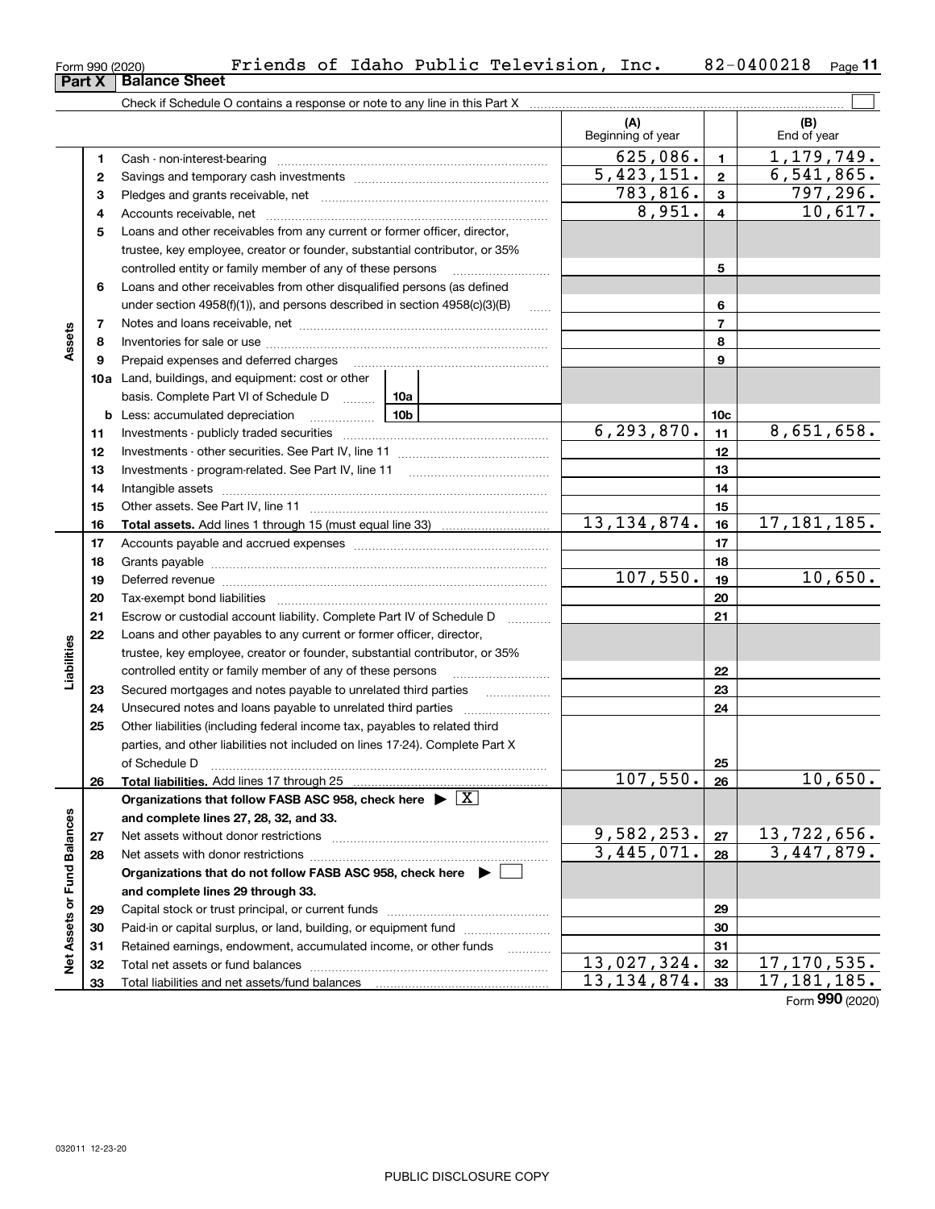Form 990 (2020) Friends of Idaho Public Television, Inc. 82-0400218 Page 11

## Part X Balance Sheet

Check if Schedule O contains a response or note to any line in this Part X ☐

| | | | (A) Beginning of year | | (B) End of year |
|---|---|---|---|---|---|
| **Assets** | 1 | Cash - non-interest-bearing | 625,086. | 1 | 1,179,749. |
| | 2 | Savings and temporary cash investments | 5,423,151. | 2 | 6,541,865. |
| | 3 | Pledges and grants receivable, net | 783,816. | 3 | 797,296. |
| | 4 | Accounts receivable, net | 8,951. | 4 | 10,617. |
| | 5 | Loans and other receivables from any current or former officer, director, trustee, key employee, creator or founder, substantial contributor, or 35% controlled entity or family member of any of these persons | | 5 | |
| | 6 | Loans and other receivables from other disqualified persons (as defined under section 4958(f)(1)), and persons described in section 4958(c)(3)(B) | | 6 | |
| | 7 | Notes and loans receivable, net | | 7 | |
| | 8 | Inventories for sale or use | | 8 | |
| | 9 | Prepaid expenses and deferred charges | | 9 | |
| | 10a | Land, buildings, and equipment: cost or other basis. Complete Part VI of Schedule D — 10a | | | |
| | b | Less: accumulated depreciation — 10b | | 10c | |
| | 11 | Investments - publicly traded securities | 6,293,870. | 11 | 8,651,658. |
| | 12 | Investments - other securities. See Part IV, line 11 | | 12 | |
| | 13 | Investments - program-related. See Part IV, line 11 | | 13 | |
| | 14 | Intangible assets | | 14 | |
| | 15 | Other assets. See Part IV, line 11 | | 15 | |
| | 16 | **Total assets.** Add lines 1 through 15 (must equal line 33) | 13,134,874. | 16 | 17,181,185. |
| **Liabilities** | 17 | Accounts payable and accrued expenses | | 17 | |
| | 18 | Grants payable | | 18 | |
| | 19 | Deferred revenue | 107,550. | 19 | 10,650. |
| | 20 | Tax-exempt bond liabilities | | 20 | |
| | 21 | Escrow or custodial account liability. Complete Part IV of Schedule D | | 21 | |
| | 22 | Loans and other payables to any current or former officer, director, trustee, key employee, creator or founder, substantial contributor, or 35% controlled entity or family member of any of these persons | | 22 | |
| | 23 | Secured mortgages and notes payable to unrelated third parties | | 23 | |
| | 24 | Unsecured notes and loans payable to unrelated third parties | | 24 | |
| | 25 | Other liabilities (including federal income tax, payables to related third parties, and other liabilities not included on lines 17-24). Complete Part X of Schedule D | | 25 | |
| | 26 | **Total liabilities.** Add lines 17 through 25 | 107,550. | 26 | 10,650. |
| **Net Assets or Fund Balances** | | **Organizations that follow FASB ASC 958, check here ▶ ☒ and complete lines 27, 28, 32, and 33.** | | | |
| | 27 | Net assets without donor restrictions | 9,582,253. | 27 | 13,722,656. |
| | 28 | Net assets with donor restrictions | 3,445,071. | 28 | 3,447,879. |
| | | **Organizations that do not follow FASB ASC 958, check here ▶ ☐ and complete lines 29 through 33.** | | | |
| | 29 | Capital stock or trust principal, or current funds | | 29 | |
| | 30 | Paid-in or capital surplus, or land, building, or equipment fund | | 30 | |
| | 31 | Retained earnings, endowment, accumulated income, or other funds | | 31 | |
| | 32 | Total net assets or fund balances | 13,027,324. | 32 | 17,170,535. |
| | 33 | Total liabilities and net assets/fund balances | 13,134,874. | 33 | 17,181,185. |

Form **990** (2020)

032011 12-23-20

PUBLIC DISCLOSURE COPY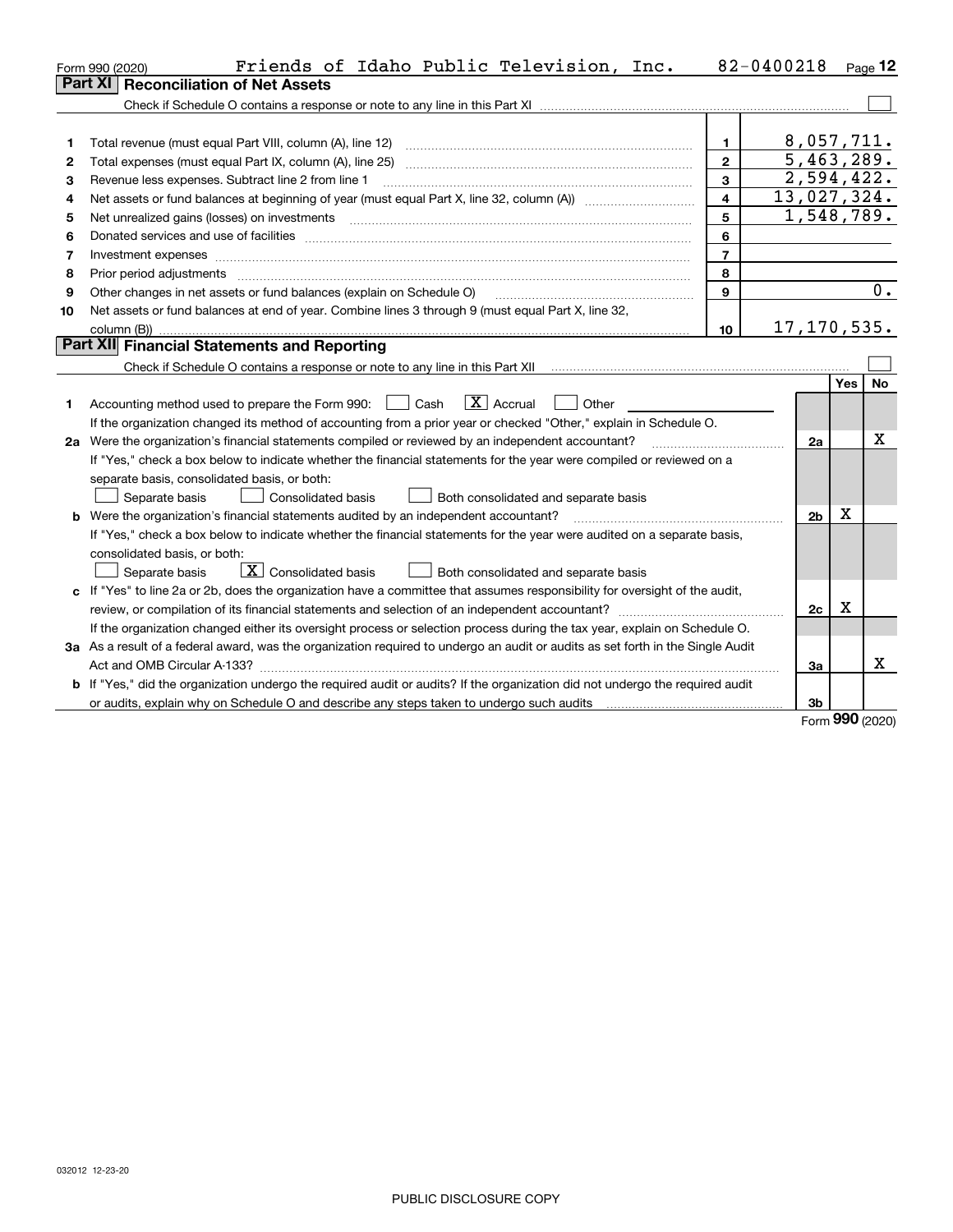Form 990 (2020) Friends of Idaho Public Television, Inc. 82-0400218 Page **12**

## Part XI Reconciliation of Net Assets

Check if Schedule O contains a response or note to any line in this Part XI ☐

| | | | |
|---|---|---|---|
| 1 | Total revenue (must equal Part VIII, column (A), line 12) | 1 | 8,057,711. |
| 2 | Total expenses (must equal Part IX, column (A), line 25) | 2 | 5,463,289. |
| 3 | Revenue less expenses. Subtract line 2 from line 1 | 3 | 2,594,422. |
| 4 | Net assets or fund balances at beginning of year (must equal Part X, line 32, column (A)) | 4 | 13,027,324. |
| 5 | Net unrealized gains (losses) on investments | 5 | 1,548,789. |
| 6 | Donated services and use of facilities | 6 | |
| 7 | Investment expenses | 7 | |
| 8 | Prior period adjustments | 8 | |
| 9 | Other changes in net assets or fund balances (explain on Schedule O) | 9 | 0. |
| 10 | Net assets or fund balances at end of year. Combine lines 3 through 9 (must equal Part X, line 32, column (B)) | 10 | 17,170,535. |

## Part XII Financial Statements and Reporting

Check if Schedule O contains a response or note to any line in this Part XII ☐

| | | | Yes | No |
|---|---|---|---|---|
| 1 | Accounting method used to prepare the Form 990: ☐ Cash ☒ Accrual ☐ Other<br>If the organization changed its method of accounting from a prior year or checked "Other," explain in Schedule O. | | | |
| 2a | Were the organization's financial statements compiled or reviewed by an independent accountant?<br>If "Yes," check a box below to indicate whether the financial statements for the year were compiled or reviewed on a separate basis, consolidated basis, or both:<br>☐ Separate basis ☐ Consolidated basis ☐ Both consolidated and separate basis | 2a | | X |
| b | Were the organization's financial statements audited by an independent accountant?<br>If "Yes," check a box below to indicate whether the financial statements for the year were audited on a separate basis, consolidated basis, or both:<br>☐ Separate basis ☒ Consolidated basis ☐ Both consolidated and separate basis | 2b | X | |
| c | If "Yes" to line 2a or 2b, does the organization have a committee that assumes responsibility for oversight of the audit, review, or compilation of its financial statements and selection of an independent accountant?<br>If the organization changed either its oversight process or selection process during the tax year, explain on Schedule O. | 2c | X | |
| 3a | As a result of a federal award, was the organization required to undergo an audit or audits as set forth in the Single Audit Act and OMB Circular A-133? | 3a | | X |
| b | If "Yes," did the organization undergo the required audit or audits? If the organization did not undergo the required audit or audits, explain why on Schedule O and describe any steps taken to undergo such audits | 3b | | |

Form **990** (2020)

032012 12-23-20

PUBLIC DISCLOSURE COPY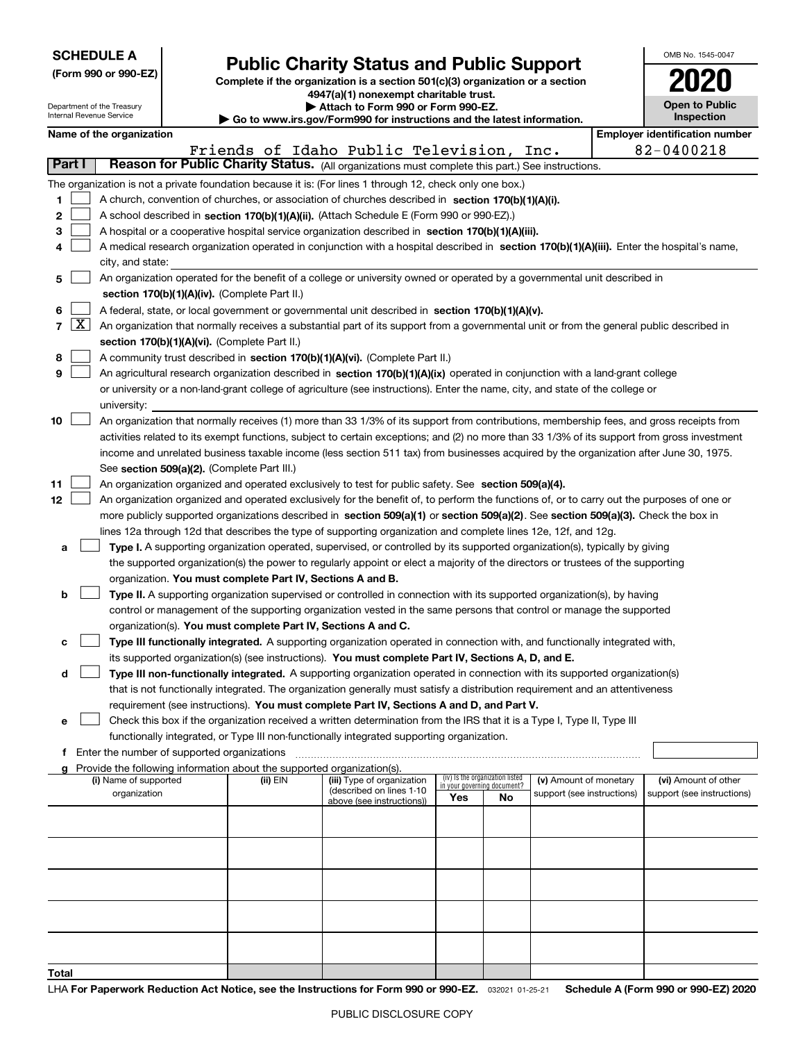**SCHEDULE A**
**(Form 990 or 990-EZ)**

Department of the Treasury
Internal Revenue Service

# Public Charity Status and Public Support

**Complete if the organization is a section 501(c)(3) organization or a section 4947(a)(1) nonexempt charitable trust.**
**▶ Attach to Form 990 or Form 990-EZ.**
**▶ Go to www.irs.gov/Form990 for instructions and the latest information.**

OMB No. 1545-0047

**2020**

**Open to Public Inspection**

| Name of the organization | Employer identification number |
|---|---|
| Friends of Idaho Public Television, Inc. | 82-0400218 |

**Part I** **Reason for Public Charity Status.** (All organizations must complete this part.) See instructions.

The organization is not a private foundation because it is: (For lines 1 through 12, check only one box.)

1. ☐ A church, convention of churches, or association of churches described in **section 170(b)(1)(A)(i).**
2. ☐ A school described in **section 170(b)(1)(A)(ii).** (Attach Schedule E (Form 990 or 990-EZ).)
3. ☐ A hospital or a cooperative hospital service organization described in **section 170(b)(1)(A)(iii).**
4. ☐ A medical research organization operated in conjunction with a hospital described in **section 170(b)(1)(A)(iii).** Enter the hospital's name, city, and state:
5. ☐ An organization operated for the benefit of a college or university owned or operated by a governmental unit described in **section 170(b)(1)(A)(iv).** (Complete Part II.)
6. ☐ A federal, state, or local government or governmental unit described in **section 170(b)(1)(A)(v).**
7. ☒ An organization that normally receives a substantial part of its support from a governmental unit or from the general public described in **section 170(b)(1)(A)(vi).** (Complete Part II.)
8. ☐ A community trust described in **section 170(b)(1)(A)(vi).** (Complete Part II.)
9. ☐ An agricultural research organization described in **section 170(b)(1)(A)(ix)** operated in conjunction with a land-grant college or university or a non-land-grant college of agriculture (see instructions). Enter the name, city, and state of the college or university:
10. ☐ An organization that normally receives (1) more than 33 1/3% of its support from contributions, membership fees, and gross receipts from activities related to its exempt functions, subject to certain exceptions; and (2) no more than 33 1/3% of its support from gross investment income and unrelated business taxable income (less section 511 tax) from businesses acquired by the organization after June 30, 1975. See **section 509(a)(2).** (Complete Part III.)
11. ☐ An organization organized and operated exclusively to test for public safety. See **section 509(a)(4).**
12. ☐ An organization organized and operated exclusively for the benefit of, to perform the functions of, or to carry out the purposes of one or more publicly supported organizations described in **section 509(a)(1)** or **section 509(a)(2).** See **section 509(a)(3).** Check the box in lines 12a through 12d that describes the type of supporting organization and complete lines 12e, 12f, and 12g.
   - **a** ☐ **Type I.** A supporting organization operated, supervised, or controlled by its supported organization(s), typically by giving the supported organization(s) the power to regularly appoint or elect a majority of the directors or trustees of the supporting organization. **You must complete Part IV, Sections A and B.**
   - **b** ☐ **Type II.** A supporting organization supervised or controlled in connection with its supported organization(s), by having control or management of the supporting organization vested in the same persons that control or manage the supported organization(s). **You must complete Part IV, Sections A and C.**
   - **c** ☐ **Type III functionally integrated.** A supporting organization operated in connection with, and functionally integrated with, its supported organization(s) (see instructions). **You must complete Part IV, Sections A, D, and E.**
   - **d** ☐ **Type III non-functionally integrated.** A supporting organization operated in connection with its supported organization(s) that is not functionally integrated. The organization generally must satisfy a distribution requirement and an attentiveness requirement (see instructions). **You must complete Part IV, Sections A and D, and Part V.**
   - **e** ☐ Check this box if the organization received a written determination from the IRS that it is a Type I, Type II, Type III functionally integrated, or Type III non-functionally integrated supporting organization.
   - **f** Enter the number of supported organizations
   - **g** Provide the following information about the supported organization(s).

| (i) Name of supported organization | (ii) EIN | (iii) Type of organization (described on lines 1-10 above (see instructions)) | (iv) Is the organization listed in your governing document? Yes | No | (v) Amount of monetary support (see instructions) | (vi) Amount of other support (see instructions) |
|---|---|---|---|---|---|---|
| | | | | | | |
| | | | | | | |
| | | | | | | |
| | | | | | | |
| | | | | | | |
| **Total** | | | | | | |

LHA **For Paperwork Reduction Act Notice, see the Instructions for Form 990 or 990-EZ.** 032021 01-25-21 **Schedule A (Form 990 or 990-EZ) 2020**

PUBLIC DISCLOSURE COPY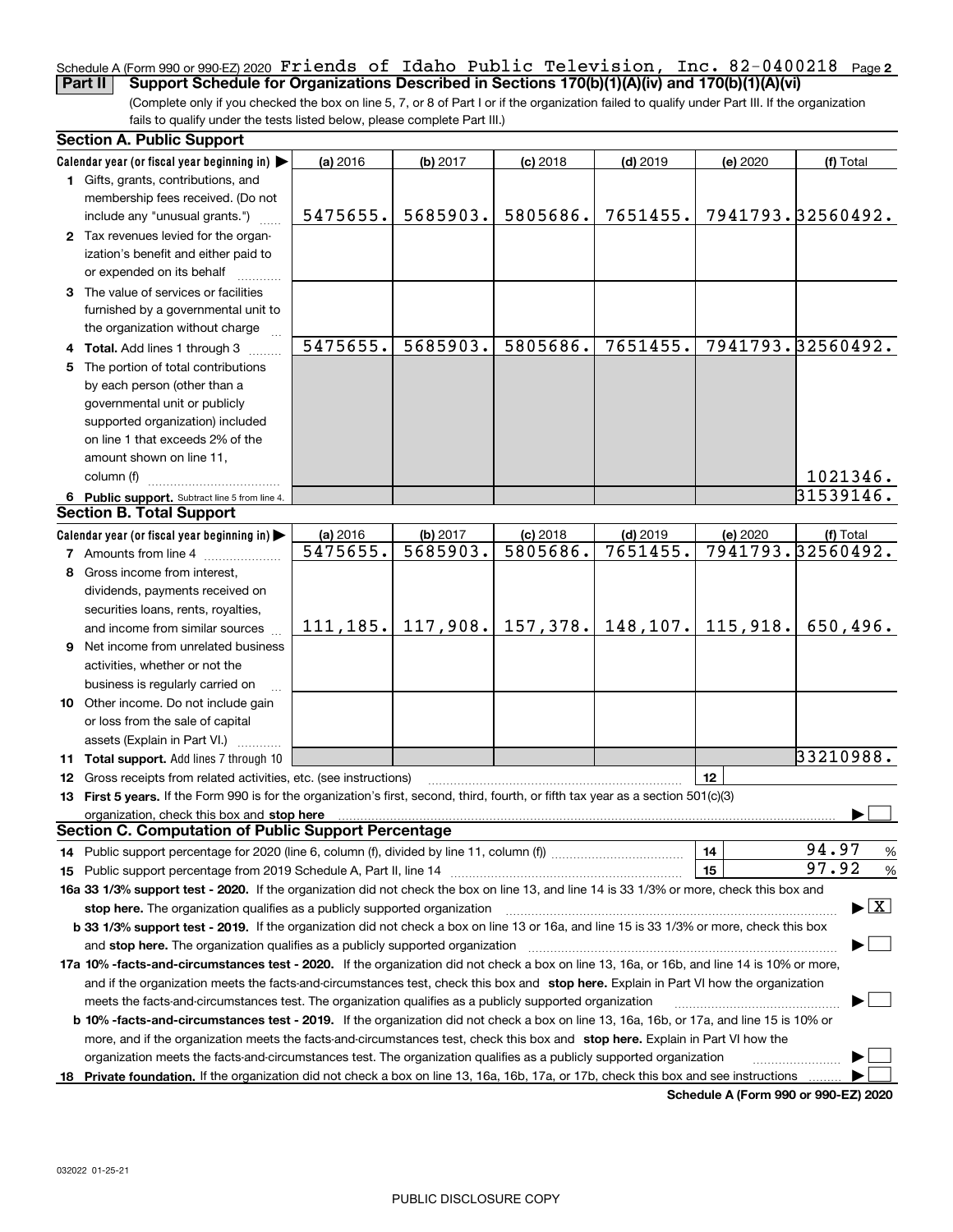Schedule A (Form 990 or 990-EZ) 2020 Friends of Idaho Public Television, Inc. 82-0400218 Page 2

**Part II** **Support Schedule for Organizations Described in Sections 170(b)(1)(A)(iv) and 170(b)(1)(A)(vi)**

(Complete only if you checked the box on line 5, 7, or 8 of Part I or if the organization failed to qualify under Part III. If the organization fails to qualify under the tests listed below, please complete Part III.)

### Section A. Public Support

| Calendar year (or fiscal year beginning in) ▶ | (a) 2016 | (b) 2017 | (c) 2018 | (d) 2019 | (e) 2020 | (f) Total |
|---|---|---|---|---|---|---|
| 1 Gifts, grants, contributions, and membership fees received. (Do not include any "unusual grants.") | 5475655. | 5685903. | 5805686. | 7651455. | 7941793. | 32560492. |
| 2 Tax revenues levied for the organization's benefit and either paid to or expended on its behalf | | | | | | |
| 3 The value of services or facilities furnished by a governmental unit to the organization without charge | | | | | | |
| 4 **Total.** Add lines 1 through 3 | 5475655. | 5685903. | 5805686. | 7651455. | 7941793. | 32560492. |
| 5 The portion of total contributions by each person (other than a governmental unit or publicly supported organization) included on line 1 that exceeds 2% of the amount shown on line 11, column (f) | | | | | | 1021346. |
| 6 **Public support.** Subtract line 5 from line 4. | | | | | | 31539146. |

### Section B. Total Support

| Calendar year (or fiscal year beginning in) ▶ | (a) 2016 | (b) 2017 | (c) 2018 | (d) 2019 | (e) 2020 | (f) Total |
|---|---|---|---|---|---|---|
| 7 Amounts from line 4 | 5475655. | 5685903. | 5805686. | 7651455. | 7941793. | 32560492. |
| 8 Gross income from interest, dividends, payments received on securities loans, rents, royalties, and income from similar sources | 111,185. | 117,908. | 157,378. | 148,107. | 115,918. | 650,496. |
| 9 Net income from unrelated business activities, whether or not the business is regularly carried on | | | | | | |
| 10 Other income. Do not include gain or loss from the sale of capital assets (Explain in Part VI.) | | | | | | |
| 11 **Total support.** Add lines 7 through 10 | | | | | | 33210988. |

12 Gross receipts from related activities, etc. (see instructions) | 12 |

13 **First 5 years.** If the Form 990 is for the organization's first, second, third, fourth, or fifth tax year as a section 501(c)(3) organization, check this box and **stop here** ▶ ☐

### Section C. Computation of Public Support Percentage

14 Public support percentage for 2020 (line 6, column (f), divided by line 11, column (f)) | 14 | 94.97 %

15 Public support percentage from 2019 Schedule A, Part II, line 14 | 15 | 97.92 %

**16a 33 1/3% support test - 2020.** If the organization did not check the box on line 13, and line 14 is 33 1/3% or more, check this box and **stop here.** The organization qualifies as a publicly supported organization ▶ ☒

**b 33 1/3% support test - 2019.** If the organization did not check a box on line 13 or 16a, and line 15 is 33 1/3% or more, check this box and **stop here.** The organization qualifies as a publicly supported organization ▶ ☐

**17a 10% -facts-and-circumstances test - 2020.** If the organization did not check a box on line 13, 16a, or 16b, and line 14 is 10% or more, and if the organization meets the facts-and-circumstances test, check this box and **stop here.** Explain in Part VI how the organization meets the facts-and-circumstances test. The organization qualifies as a publicly supported organization ▶ ☐

**b 10% -facts-and-circumstances test - 2019.** If the organization did not check a box on line 13, 16a, 16b, or 17a, and line 15 is 10% or more, and if the organization meets the facts-and-circumstances test, check this box and **stop here.** Explain in Part VI how the organization meets the facts-and-circumstances test. The organization qualifies as a publicly supported organization ▶ ☐

**18 Private foundation.** If the organization did not check a box on line 13, 16a, 16b, 17a, or 17b, check this box and see instructions ▶ ☐

**Schedule A (Form 990 or 990-EZ) 2020**

032022 01-25-21

PUBLIC DISCLOSURE COPY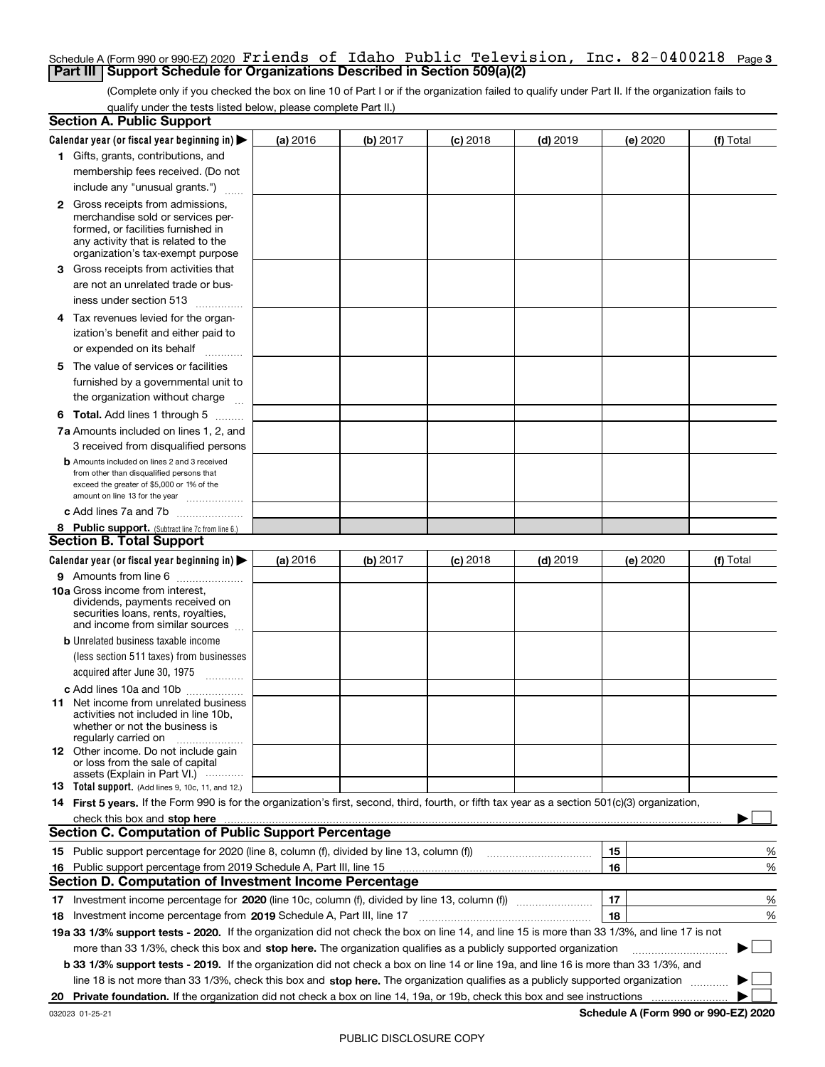Schedule A (Form 990 or 990-EZ) 2020 Friends of Idaho Public Television, Inc. 82-0400218 Page 3

## Part III Support Schedule for Organizations Described in Section 509(a)(2)

(Complete only if you checked the box on line 10 of Part I or if the organization failed to qualify under Part II. If the organization fails to qualify under the tests listed below, please complete Part II.)

### Section A. Public Support

| Calendar year (or fiscal year beginning in) ▶ | (a) 2016 | (b) 2017 | (c) 2018 | (d) 2019 | (e) 2020 | (f) Total |
|---|---|---|---|---|---|---|
| 1 Gifts, grants, contributions, and membership fees received. (Do not include any "unusual grants.") | | | | | | |
| 2 Gross receipts from admissions, merchandise sold or services performed, or facilities furnished in any activity that is related to the organization's tax-exempt purpose | | | | | | |
| 3 Gross receipts from activities that are not an unrelated trade or business under section 513 | | | | | | |
| 4 Tax revenues levied for the organization's benefit and either paid to or expended on its behalf | | | | | | |
| 5 The value of services or facilities furnished by a governmental unit to the organization without charge | | | | | | |
| 6 **Total.** Add lines 1 through 5 | | | | | | |
| 7a Amounts included on lines 1, 2, and 3 received from disqualified persons | | | | | | |
| b Amounts included on lines 2 and 3 received from other than disqualified persons that exceed the greater of $5,000 or 1% of the amount on line 13 for the year | | | | | | |
| c Add lines 7a and 7b | | | | | | |
| 8 **Public support.** (Subtract line 7c from line 6.) | | | | | | |

### Section B. Total Support

| Calendar year (or fiscal year beginning in) ▶ | (a) 2016 | (b) 2017 | (c) 2018 | (d) 2019 | (e) 2020 | (f) Total |
|---|---|---|---|---|---|---|
| 9 Amounts from line 6 | | | | | | |
| 10a Gross income from interest, dividends, payments received on securities loans, rents, royalties, and income from similar sources | | | | | | |
| b Unrelated business taxable income (less section 511 taxes) from businesses acquired after June 30, 1975 | | | | | | |
| c Add lines 10a and 10b | | | | | | |
| 11 Net income from unrelated business activities not included in line 10b, whether or not the business is regularly carried on | | | | | | |
| 12 Other income. Do not include gain or loss from the sale of capital assets (Explain in Part VI.) | | | | | | |
| 13 **Total support.** (Add lines 9, 10c, 11, and 12.) | | | | | | |

14 **First 5 years.** If the Form 990 is for the organization's first, second, third, fourth, or fifth tax year as a section 501(c)(3) organization, check this box and **stop here** ▶ ☐

### Section C. Computation of Public Support Percentage

| | | | |
|---|---|---|---|
| 15 | Public support percentage for 2020 (line 8, column (f), divided by line 13, column (f)) | 15 | % |
| 16 | Public support percentage from 2019 Schedule A, Part III, line 15 | 16 | % |

### Section D. Computation of Investment Income Percentage

| | | | |
|---|---|---|---|
| 17 | Investment income percentage for **2020** (line 10c, column (f), divided by line 13, column (f)) | 17 | % |
| 18 | Investment income percentage from **2019** Schedule A, Part III, line 17 | 18 | % |

**19a 33 1/3% support tests - 2020.** If the organization did not check the box on line 14, and line 15 is more than 33 1/3%, and line 17 is not more than 33 1/3%, check this box and **stop here.** The organization qualifies as a publicly supported organization ▶ ☐

**b 33 1/3% support tests - 2019.** If the organization did not check a box on line 14 or line 19a, and line 16 is more than 33 1/3%, and line 18 is not more than 33 1/3%, check this box and **stop here.** The organization qualifies as a publicly supported organization ▶ ☐

**20 Private foundation.** If the organization did not check a box on line 14, 19a, or 19b, check this box and see instructions ▶ ☐

032023 01-25-21 **Schedule A (Form 990 or 990-EZ) 2020**

PUBLIC DISCLOSURE COPY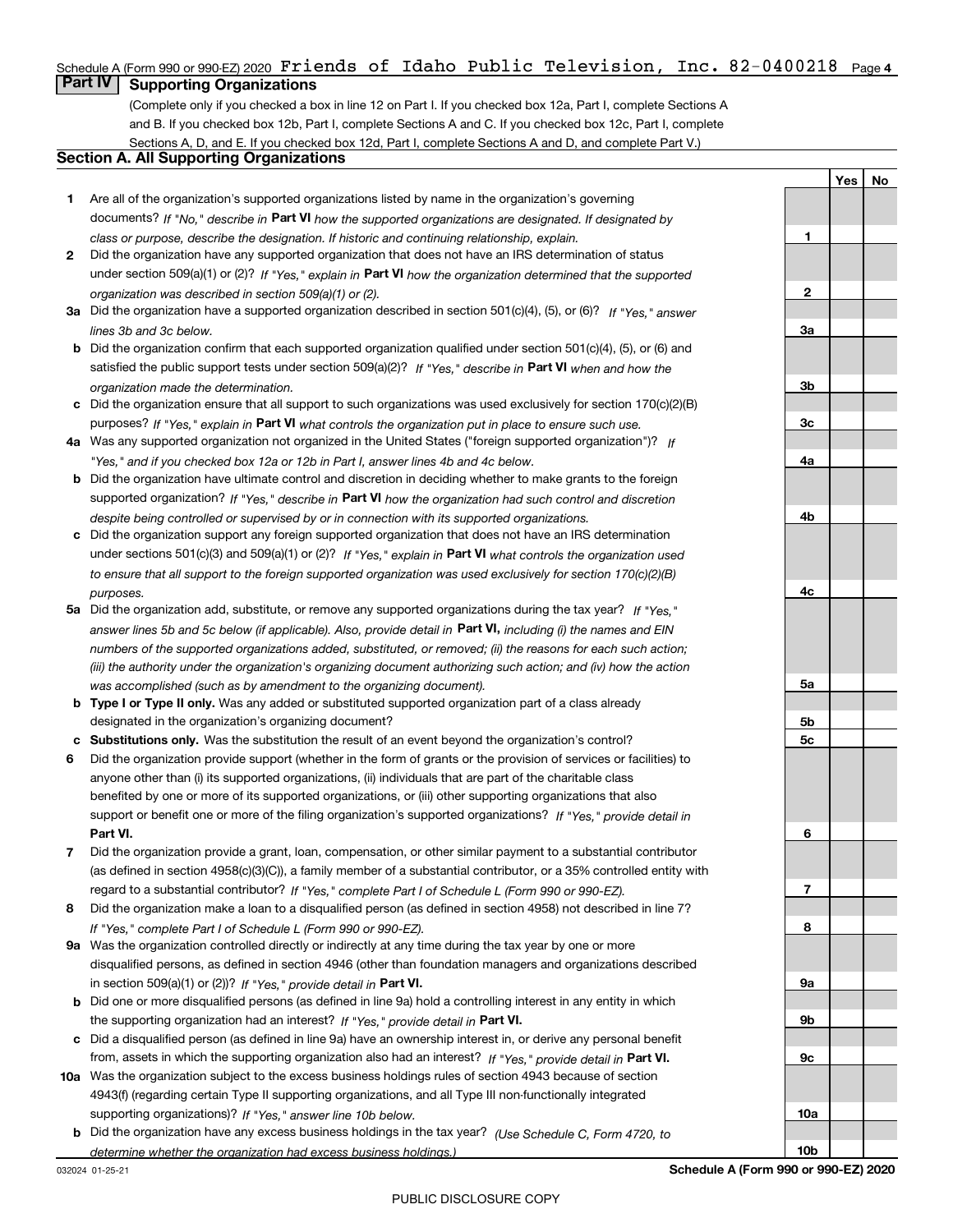Schedule A (Form 990 or 990-EZ) 2020 Friends of Idaho Public Television, Inc. 82-0400218 Page 4

## Part IV Supporting Organizations

(Complete only if you checked a box in line 12 on Part I. If you checked box 12a, Part I, complete Sections A and B. If you checked box 12b, Part I, complete Sections A and C. If you checked box 12c, Part I, complete Sections A, D, and E. If you checked box 12d, Part I, complete Sections A and D, and complete Part V.)

### Section A. All Supporting Organizations

| | | Line | Yes | No |
|---|---|---|---|---|
| **1** | Are all of the organization's supported organizations listed by name in the organization's governing documents? *If "No," describe in* **Part VI** *how the supported organizations are designated. If designated by class or purpose, describe the designation. If historic and continuing relationship, explain.* | 1 | | |
| **2** | Did the organization have any supported organization that does not have an IRS determination of status under section 509(a)(1) or (2)? *If "Yes," explain in* **Part VI** *how the organization determined that the supported organization was described in section 509(a)(1) or (2).* | 2 | | |
| **3a** | Did the organization have a supported organization described in section 501(c)(4), (5), or (6)? *If "Yes," answer lines 3b and 3c below.* | 3a | | |
| **b** | Did the organization confirm that each supported organization qualified under section 501(c)(4), (5), or (6) and satisfied the public support tests under section 509(a)(2)? *If "Yes," describe in* **Part VI** *when and how the organization made the determination.* | 3b | | |
| **c** | Did the organization ensure that all support to such organizations was used exclusively for section 170(c)(2)(B) purposes? *If "Yes," explain in* **Part VI** *what controls the organization put in place to ensure such use.* | 3c | | |
| **4a** | Was any supported organization not organized in the United States ("foreign supported organization")? *If "Yes," and if you checked box 12a or 12b in Part I, answer lines 4b and 4c below.* | 4a | | |
| **b** | Did the organization have ultimate control and discretion in deciding whether to make grants to the foreign supported organization? *If "Yes," describe in* **Part VI** *how the organization had such control and discretion despite being controlled or supervised by or in connection with its supported organizations.* | 4b | | |
| **c** | Did the organization support any foreign supported organization that does not have an IRS determination under sections 501(c)(3) and 509(a)(1) or (2)? *If "Yes," explain in* **Part VI** *what controls the organization used to ensure that all support to the foreign supported organization was used exclusively for section 170(c)(2)(B) purposes.* | 4c | | |
| **5a** | Did the organization add, substitute, or remove any supported organizations during the tax year? *If "Yes," answer lines 5b and 5c below (if applicable). Also, provide detail in* **Part VI,** *including (i) the names and EIN numbers of the supported organizations added, substituted, or removed; (ii) the reasons for each such action; (iii) the authority under the organization's organizing document authorizing such action; and (iv) how the action was accomplished (such as by amendment to the organizing document).* | 5a | | |
| **b** | **Type I or Type II only.** Was any added or substituted supported organization part of a class already designated in the organization's organizing document? | 5b | | |
| **c** | **Substitutions only.** Was the substitution the result of an event beyond the organization's control? | 5c | | |
| **6** | Did the organization provide support (whether in the form of grants or the provision of services or facilities) to anyone other than (i) its supported organizations, (ii) individuals that are part of the charitable class benefited by one or more of its supported organizations, or (iii) other supporting organizations that also support or benefit one or more of the filing organization's supported organizations? *If "Yes," provide detail in* **Part VI.** | 6 | | |
| **7** | Did the organization provide a grant, loan, compensation, or other similar payment to a substantial contributor (as defined in section 4958(c)(3)(C)), a family member of a substantial contributor, or a 35% controlled entity with regard to a substantial contributor? *If "Yes," complete Part I of Schedule L (Form 990 or 990-EZ).* | 7 | | |
| **8** | Did the organization make a loan to a disqualified person (as defined in section 4958) not described in line 7? *If "Yes," complete Part I of Schedule L (Form 990 or 990-EZ).* | 8 | | |
| **9a** | Was the organization controlled directly or indirectly at any time during the tax year by one or more disqualified persons, as defined in section 4946 (other than foundation managers and organizations described in section 509(a)(1) or (2))? *If "Yes," provide detail in* **Part VI.** | 9a | | |
| **b** | Did one or more disqualified persons (as defined in line 9a) hold a controlling interest in any entity in which the supporting organization had an interest? *If "Yes," provide detail in* **Part VI.** | 9b | | |
| **c** | Did a disqualified person (as defined in line 9a) have an ownership interest in, or derive any personal benefit from, assets in which the supporting organization also had an interest? *If "Yes," provide detail in* **Part VI.** | 9c | | |
| **10a** | Was the organization subject to the excess business holdings rules of section 4943 because of section 4943(f) (regarding certain Type II supporting organizations, and all Type III non-functionally integrated supporting organizations)? *If "Yes," answer line 10b below.* | 10a | | |
| **b** | Did the organization have any excess business holdings in the tax year? *(Use Schedule C, Form 4720, to determine whether the organization had excess business holdings.)* | 10b | | |

032024 01-25-21 **Schedule A (Form 990 or 990-EZ) 2020**

PUBLIC DISCLOSURE COPY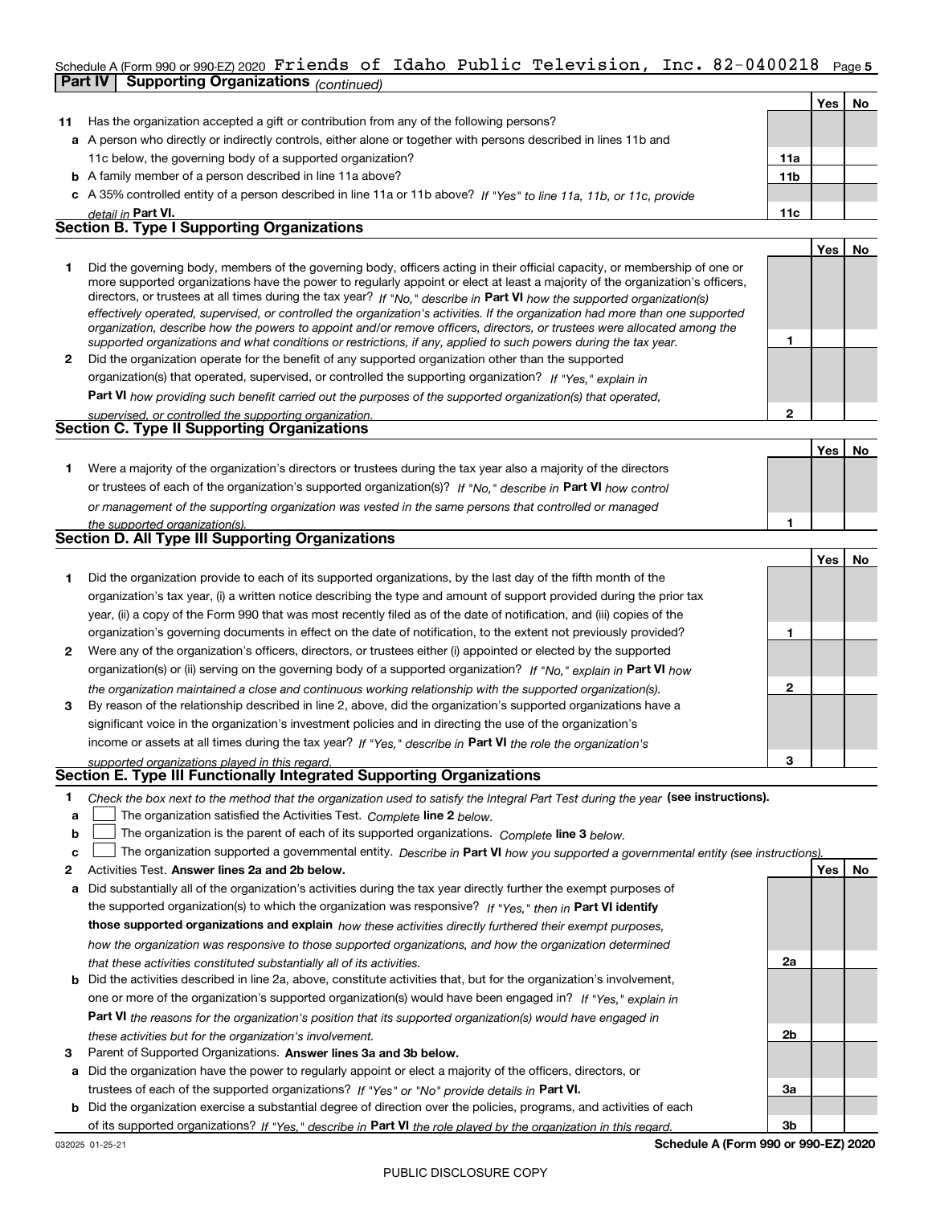Schedule A (Form 990 or 990-EZ) 2020 Friends of Idaho Public Television, Inc. 82-0400218 Page 5

**Part IV Supporting Organizations** *(continued)*

| | | | Yes | No |
|---|---|---|---|---|
| **11** | Has the organization accepted a gift or contribution from any of the following persons? | | | |
| **a** | A person who directly or indirectly controls, either alone or together with persons described in lines 11b and 11c below, the governing body of a supported organization? | **11a** | | |
| **b** | A family member of a person described in line 11a above? | **11b** | | |
| **c** | A 35% controlled entity of a person described in line 11a or 11b above? *If "Yes" to line 11a, 11b, or 11c, provide detail in* **Part VI.** | **11c** | | |

## Section B. Type I Supporting Organizations

| | | | Yes | No |
|---|---|---|---|---|
| **1** | Did the governing body, members of the governing body, officers acting in their official capacity, or membership of one or more supported organizations have the power to regularly appoint or elect at least a majority of the organization's officers, directors, or trustees at all times during the tax year? *If "No," describe in* **Part VI** *how the supported organization(s) effectively operated, supervised, or controlled the organization's activities. If the organization had more than one supported organization, describe how the powers to appoint and/or remove officers, directors, or trustees were allocated among the supported organizations and what conditions or restrictions, if any, applied to such powers during the tax year.* | **1** | | |
| **2** | Did the organization operate for the benefit of any supported organization other than the supported organization(s) that operated, supervised, or controlled the supporting organization? *If "Yes," explain in* **Part VI** *how providing such benefit carried out the purposes of the supported organization(s) that operated, supervised, or controlled the supporting organization.* | **2** | | |

## Section C. Type II Supporting Organizations

| | | | Yes | No |
|---|---|---|---|---|
| **1** | Were a majority of the organization's directors or trustees during the tax year also a majority of the directors or trustees of each of the organization's supported organization(s)? *If "No," describe in* **Part VI** *how control or management of the supporting organization was vested in the same persons that controlled or managed the supported organization(s).* | **1** | | |

## Section D. All Type III Supporting Organizations

| | | | Yes | No |
|---|---|---|---|---|
| **1** | Did the organization provide to each of its supported organizations, by the last day of the fifth month of the organization's tax year, (i) a written notice describing the type and amount of support provided during the prior tax year, (ii) a copy of the Form 990 that was most recently filed as of the date of notification, and (iii) copies of the organization's governing documents in effect on the date of notification, to the extent not previously provided? | **1** | | |
| **2** | Were any of the organization's officers, directors, or trustees either (i) appointed or elected by the supported organization(s) or (ii) serving on the governing body of a supported organization? *If "No," explain in* **Part VI** *how the organization maintained a close and continuous working relationship with the supported organization(s).* | **2** | | |
| **3** | By reason of the relationship described in line 2, above, did the organization's supported organizations have a significant voice in the organization's investment policies and in directing the use of the organization's income or assets at all times during the tax year? *If "Yes," describe in* **Part VI** *the role the organization's supported organizations played in this regard.* | **3** | | |

## Section E. Type III Functionally Integrated Supporting Organizations

**1** *Check the box next to the method that the organization used to satisfy the Integral Part Test during the year* **(see instructions).**

- **a** ☐ The organization satisfied the Activities Test. *Complete* **line 2** *below.*
- **b** ☐ The organization is the parent of each of its supported organizations. *Complete* **line 3** *below.*
- **c** ☐ The organization supported a governmental entity. *Describe in* **Part VI** *how you supported a governmental entity (see instructions).*

| | | | Yes | No |
|---|---|---|---|---|
| **2** | Activities Test. **Answer lines 2a and 2b below.** | | | |
| **a** | Did substantially all of the organization's activities during the tax year directly further the exempt purposes of the supported organization(s) to which the organization was responsive? *If "Yes," then in* **Part VI identify those supported organizations and explain** *how these activities directly furthered their exempt purposes, how the organization was responsive to those supported organizations, and how the organization determined that these activities constituted substantially all of its activities.* | **2a** | | |
| **b** | Did the activities described in line 2a, above, constitute activities that, but for the organization's involvement, one or more of the organization's supported organization(s) would have been engaged in? *If "Yes," explain in* **Part VI** *the reasons for the organization's position that its supported organization(s) would have engaged in these activities but for the organization's involvement.* | **2b** | | |
| **3** | Parent of Supported Organizations. **Answer lines 3a and 3b below.** | | | |
| **a** | Did the organization have the power to regularly appoint or elect a majority of the officers, directors, or trustees of each of the supported organizations? *If "Yes" or "No" provide details in* **Part VI.** | **3a** | | |
| **b** | Did the organization exercise a substantial degree of direction over the policies, programs, and activities of each of its supported organizations? *If "Yes," describe in* **Part VI** *the role played by the organization in this regard.* | **3b** | | |

032025 01-25-21 **Schedule A (Form 990 or 990-EZ) 2020**

PUBLIC DISCLOSURE COPY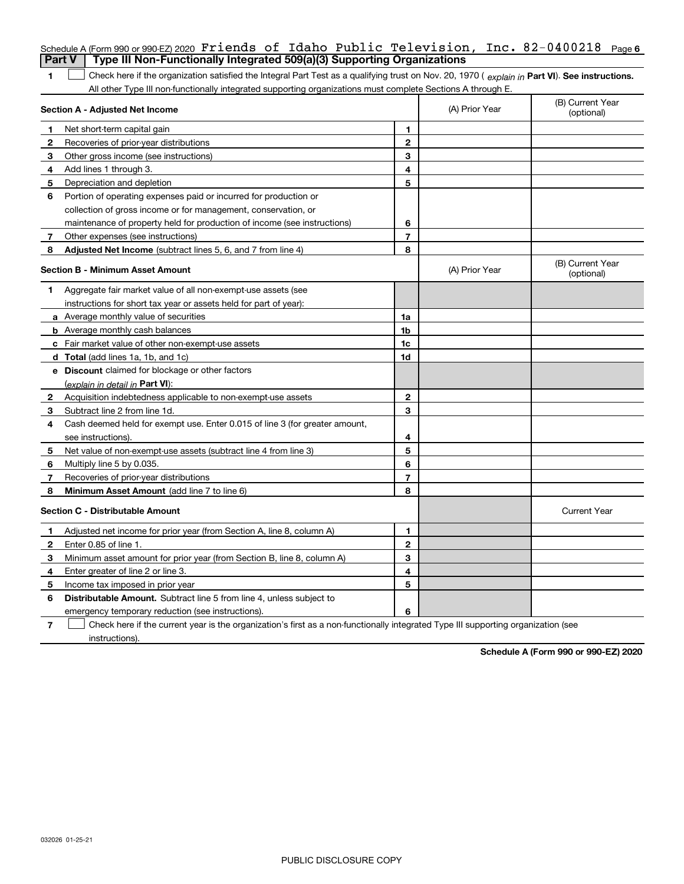Schedule A (Form 990 or 990-EZ) 2020 Friends of Idaho Public Television, Inc. 82-0400218 Page 6

## Part V | Type III Non-Functionally Integrated 509(a)(3) Supporting Organizations

1 ☐ Check here if the organization satisfied the Integral Part Test as a qualifying trust on Nov. 20, 1970 ( *explain in* **Part VI**). **See instructions.** All other Type III non-functionally integrated supporting organizations must complete Sections A through E.

| **Section A - Adjusted Net Income** | | (A) Prior Year | (B) Current Year (optional) |
|---|---|---|---|
| **1** Net short-term capital gain | 1 | | |
| **2** Recoveries of prior-year distributions | 2 | | |
| **3** Other gross income (see instructions) | 3 | | |
| **4** Add lines 1 through 3. | 4 | | |
| **5** Depreciation and depletion | 5 | | |
| **6** Portion of operating expenses paid or incurred for production or collection of gross income or for management, conservation, or maintenance of property held for production of income (see instructions) | 6 | | |
| **7** Other expenses (see instructions) | 7 | | |
| **8** **Adjusted Net Income** (subtract lines 5, 6, and 7 from line 4) | 8 | | |

| **Section B - Minimum Asset Amount** | | (A) Prior Year | (B) Current Year (optional) |
|---|---|---|---|
| **1** Aggregate fair market value of all non-exempt-use assets (see instructions for short tax year or assets held for part of year): | | | |
| **a** Average monthly value of securities | 1a | | |
| **b** Average monthly cash balances | 1b | | |
| **c** Fair market value of other non-exempt-use assets | 1c | | |
| **d** **Total** (add lines 1a, 1b, and 1c) | 1d | | |
| **e** **Discount** claimed for blockage or other factors (*explain in detail in* **Part VI**): | | | |
| **2** Acquisition indebtedness applicable to non-exempt-use assets | 2 | | |
| **3** Subtract line 2 from line 1d. | 3 | | |
| **4** Cash deemed held for exempt use. Enter 0.015 of line 3 (for greater amount, see instructions). | 4 | | |
| **5** Net value of non-exempt-use assets (subtract line 4 from line 3) | 5 | | |
| **6** Multiply line 5 by 0.035. | 6 | | |
| **7** Recoveries of prior-year distributions | 7 | | |
| **8** **Minimum Asset Amount** (add line 7 to line 6) | 8 | | |

| **Section C - Distributable Amount** | | | Current Year |
|---|---|---|---|
| **1** Adjusted net income for prior year (from Section A, line 8, column A) | 1 | | |
| **2** Enter 0.85 of line 1. | 2 | | |
| **3** Minimum asset amount for prior year (from Section B, line 8, column A) | 3 | | |
| **4** Enter greater of line 2 or line 3. | 4 | | |
| **5** Income tax imposed in prior year | 5 | | |
| **6** **Distributable Amount.** Subtract line 5 from line 4, unless subject to emergency temporary reduction (see instructions). | 6 | | |

7 ☐ Check here if the current year is the organization's first as a non-functionally integrated Type III supporting organization (see instructions).

**Schedule A (Form 990 or 990-EZ) 2020**

032026 01-25-21

PUBLIC DISCLOSURE COPY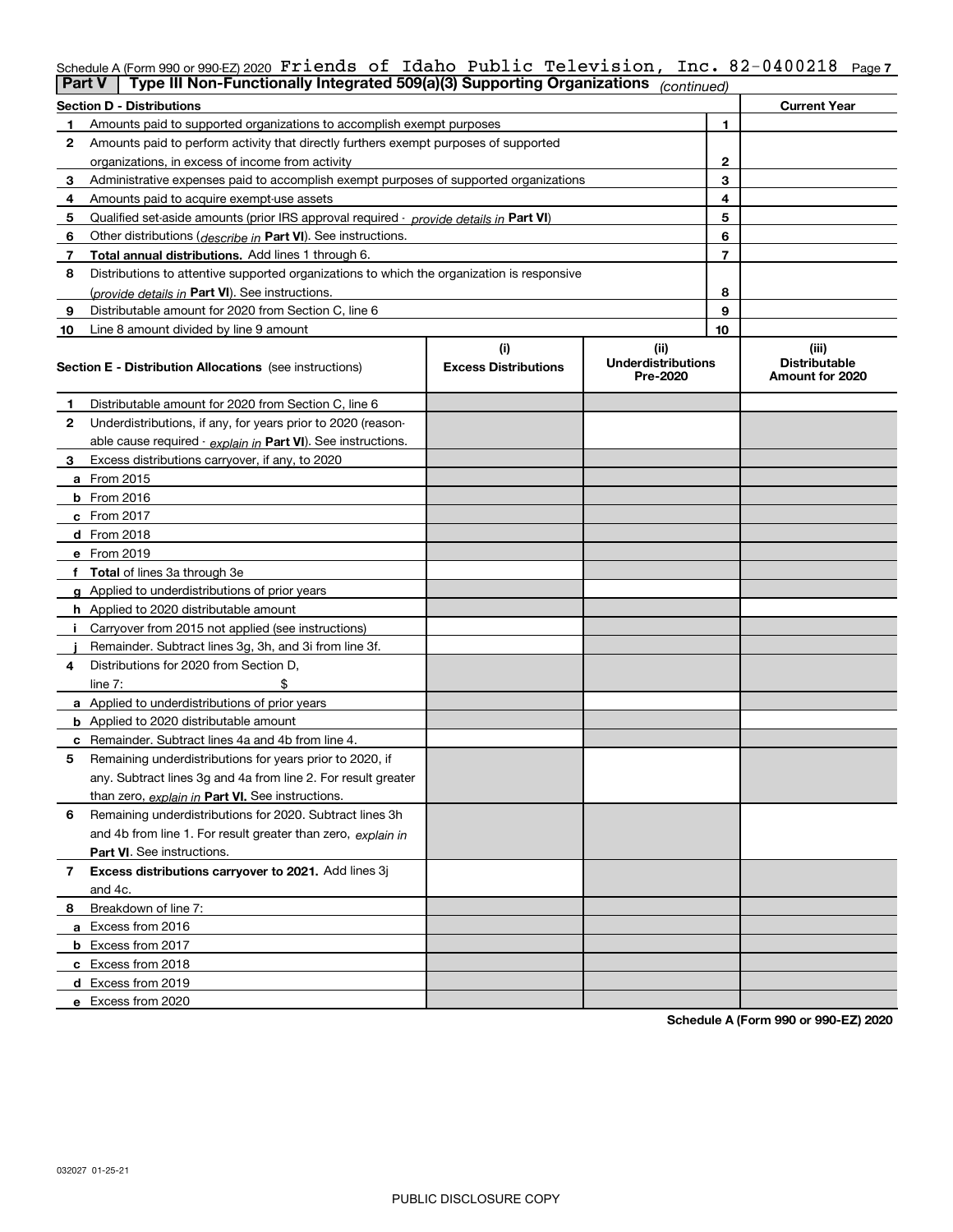Schedule A (Form 990 or 990-EZ) 2020 Friends of Idaho Public Television, Inc. 82-0400218 Page 7

**Part V | Type III Non-Functionally Integrated 509(a)(3) Supporting Organizations** *(continued)*

| **Section D - Distributions** | | **Current Year** |
|---|---|---|
| **1** Amounts paid to supported organizations to accomplish exempt purposes | 1 | |
| **2** Amounts paid to perform activity that directly furthers exempt purposes of supported organizations, in excess of income from activity | 2 | |
| **3** Administrative expenses paid to accomplish exempt purposes of supported organizations | 3 | |
| **4** Amounts paid to acquire exempt-use assets | 4 | |
| **5** Qualified set-aside amounts (prior IRS approval required - *provide details in* **Part VI**) | 5 | |
| **6** Other distributions (*describe in* **Part VI**). See instructions. | 6 | |
| **7** **Total annual distributions.** Add lines 1 through 6. | 7 | |
| **8** Distributions to attentive supported organizations to which the organization is responsive (*provide details in* **Part VI**). See instructions. | 8 | |
| **9** Distributable amount for 2020 from Section C, line 6 | 9 | |
| **10** Line 8 amount divided by line 9 amount | 10 | |

| **Section E - Distribution Allocations** (see instructions) | **(i)** **Excess Distributions** | **(ii)** **Underdistributions Pre-2020** | **(iii)** **Distributable Amount for 2020** |
|---|---|---|---|
| **1** Distributable amount for 2020 from Section C, line 6 | | | |
| **2** Underdistributions, if any, for years prior to 2020 (reasonable cause required - *explain in* **Part VI**). See instructions. | | | |
| **3** Excess distributions carryover, if any, to 2020 | | | |
| **a** From 2015 | | | |
| **b** From 2016 | | | |
| **c** From 2017 | | | |
| **d** From 2018 | | | |
| **e** From 2019 | | | |
| **f** **Total** of lines 3a through 3e | | | |
| **g** Applied to underdistributions of prior years | | | |
| **h** Applied to 2020 distributable amount | | | |
| **i** Carryover from 2015 not applied (see instructions) | | | |
| **j** Remainder. Subtract lines 3g, 3h, and 3i from line 3f. | | | |
| **4** Distributions for 2020 from Section D, line 7: $ | | | |
| **a** Applied to underdistributions of prior years | | | |
| **b** Applied to 2020 distributable amount | | | |
| **c** Remainder. Subtract lines 4a and 4b from line 4. | | | |
| **5** Remaining underdistributions for years prior to 2020, if any. Subtract lines 3g and 4a from line 2. For result greater than zero, *explain in* **Part VI.** See instructions. | | | |
| **6** Remaining underdistributions for 2020. Subtract lines 3h and 4b from line 1. For result greater than zero, *explain in* **Part VI**. See instructions. | | | |
| **7** **Excess distributions carryover to 2021.** Add lines 3j and 4c. | | | |
| **8** Breakdown of line 7: | | | |
| **a** Excess from 2016 | | | |
| **b** Excess from 2017 | | | |
| **c** Excess from 2018 | | | |
| **d** Excess from 2019 | | | |
| **e** Excess from 2020 | | | |

**Schedule A (Form 990 or 990-EZ) 2020**

032027 01-25-21

PUBLIC DISCLOSURE COPY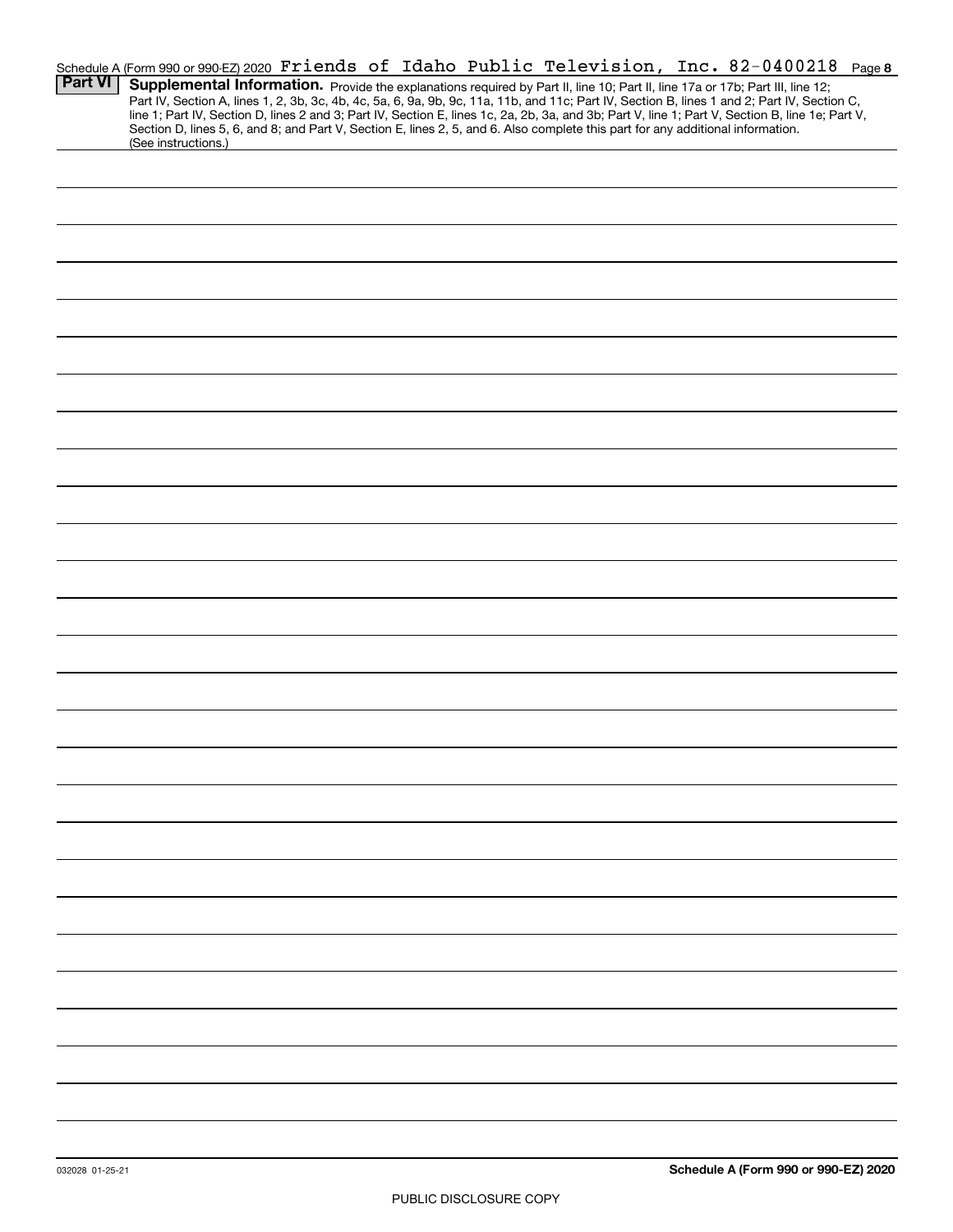Schedule A (Form 990 or 990-EZ) 2020 Friends of Idaho Public Television, Inc. 82-0400218

## Part VI Supplemental Information.

Provide the explanations required by Part II, line 10; Part II, line 17a or 17b; Part III, line 12; Part IV, Section A, lines 1, 2, 3b, 3c, 4b, 4c, 5a, 6, 9a, 9b, 9c, 11a, 11b, and 11c; Part IV, Section B, lines 1 and 2; Part IV, Section C, line 1; Part IV, Section D, lines 2 and 3; Part IV, Section E, lines 1c, 2a, 2b, 3a, and 3b; Part V, line 1; Part V, Section B, line 1e; Part V, Section D, lines 5, 6, and 8; and Part V, Section E, lines 2, 5, and 6. Also complete this part for any additional information. (See instructions.)

032028 01-25-21

**Schedule A (Form 990 or 990-EZ) 2020**

PUBLIC DISCLOSURE COPY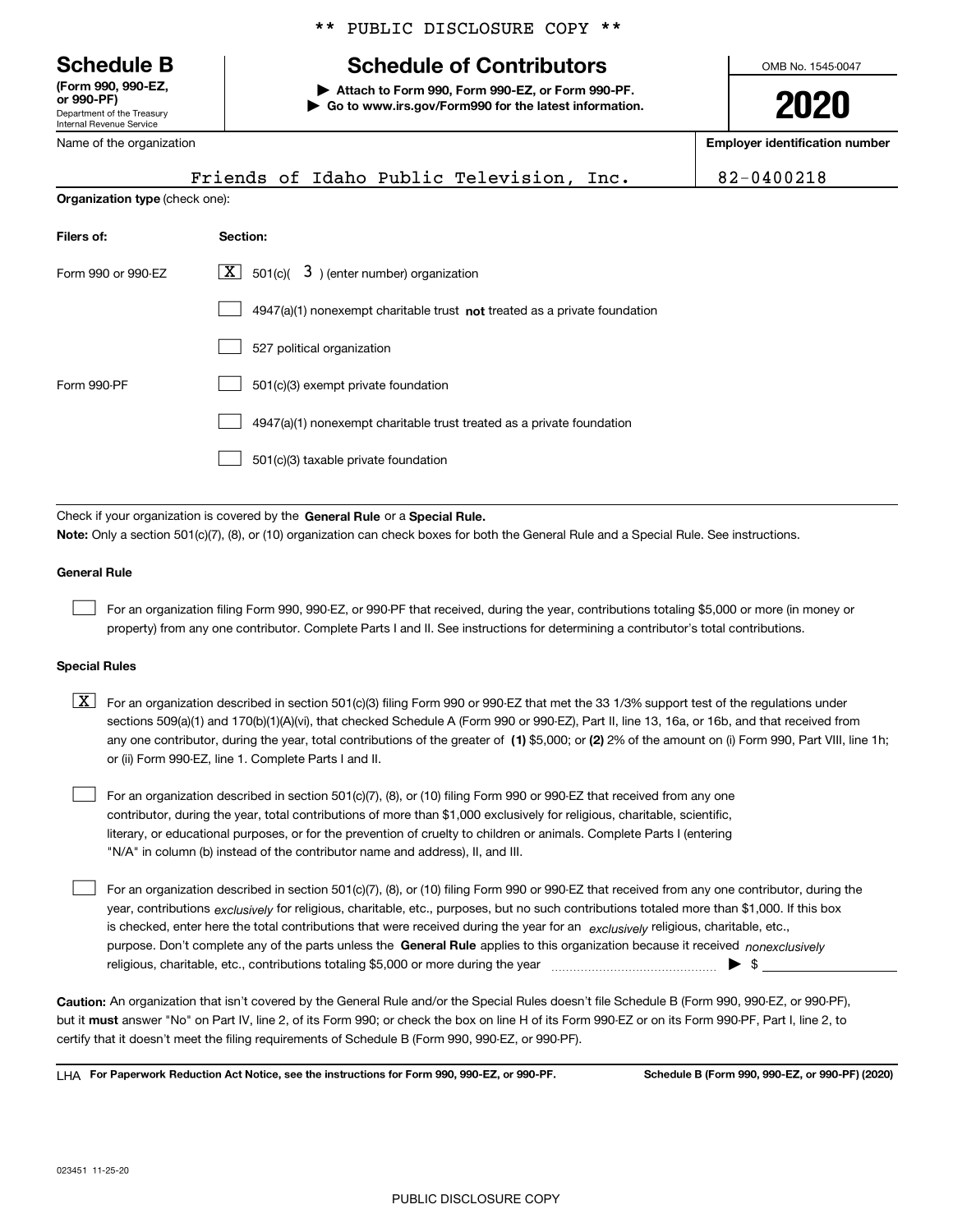\*\* PUBLIC DISCLOSURE COPY \*\*

**Schedule B**
**(Form 990, 990-EZ, or 990-PF)**
Department of the Treasury
Internal Revenue Service

# Schedule of Contributors

**▶ Attach to Form 990, Form 990-EZ, or Form 990-PF.**
**▶ Go to www.irs.gov/Form990 for the latest information.**

OMB No. 1545-0047

**2020**

Name of the organization: Friends of Idaho Public Television, Inc.

**Employer identification number**: 82-0400218

**Organization type** (check one):

| **Filers of:** | **Section:** |
|---|---|
| Form 990 or 990-EZ | [X] 501(c)( 3 ) (enter number) organization |
| | [ ] 4947(a)(1) nonexempt charitable trust **not** treated as a private foundation |
| | [ ] 527 political organization |
| Form 990-PF | [ ] 501(c)(3) exempt private foundation |
| | [ ] 4947(a)(1) nonexempt charitable trust treated as a private foundation |
| | [ ] 501(c)(3) taxable private foundation |

Check if your organization is covered by the **General Rule** or a **Special Rule.**
**Note:** Only a section 501(c)(7), (8), or (10) organization can check boxes for both the General Rule and a Special Rule. See instructions.

**General Rule**

[ ] For an organization filing Form 990, 990-EZ, or 990-PF that received, during the year, contributions totaling $5,000 or more (in money or property) from any one contributor. Complete Parts I and II. See instructions for determining a contributor's total contributions.

**Special Rules**

[X] For an organization described in section 501(c)(3) filing Form 990 or 990-EZ that met the 33 1/3% support test of the regulations under sections 509(a)(1) and 170(b)(1)(A)(vi), that checked Schedule A (Form 990 or 990-EZ), Part II, line 13, 16a, or 16b, and that received from any one contributor, during the year, total contributions of the greater of **(1)** $5,000; or **(2)** 2% of the amount on (i) Form 990, Part VIII, line 1h; or (ii) Form 990-EZ, line 1. Complete Parts I and II.

[ ] For an organization described in section 501(c)(7), (8), or (10) filing Form 990 or 990-EZ that received from any one contributor, during the year, total contributions of more than $1,000 exclusively for religious, charitable, scientific, literary, or educational purposes, or for the prevention of cruelty to children or animals. Complete Parts I (entering "N/A" in column (b) instead of the contributor name and address), II, and III.

[ ] For an organization described in section 501(c)(7), (8), or (10) filing Form 990 or 990-EZ that received from any one contributor, during the year, contributions *exclusively* for religious, charitable, etc., purposes, but no such contributions totaled more than $1,000. If this box is checked, enter here the total contributions that were received during the year for an *exclusively* religious, charitable, etc., purpose. Don't complete any of the parts unless the **General Rule** applies to this organization because it received *nonexclusively* religious, charitable, etc., contributions totaling $5,000 or more during the year ▶ $

**Caution:** An organization that isn't covered by the General Rule and/or the Special Rules doesn't file Schedule B (Form 990, 990-EZ, or 990-PF), but it **must** answer "No" on Part IV, line 2, of its Form 990; or check the box on line H of its Form 990-EZ or on its Form 990-PF, Part I, line 2, to certify that it doesn't meet the filing requirements of Schedule B (Form 990, 990-EZ, or 990-PF).

LHA **For Paperwork Reduction Act Notice, see the instructions for Form 990, 990-EZ, or 990-PF.** **Schedule B (Form 990, 990-EZ, or 990-PF) (2020)**

023451 11-25-20

PUBLIC DISCLOSURE COPY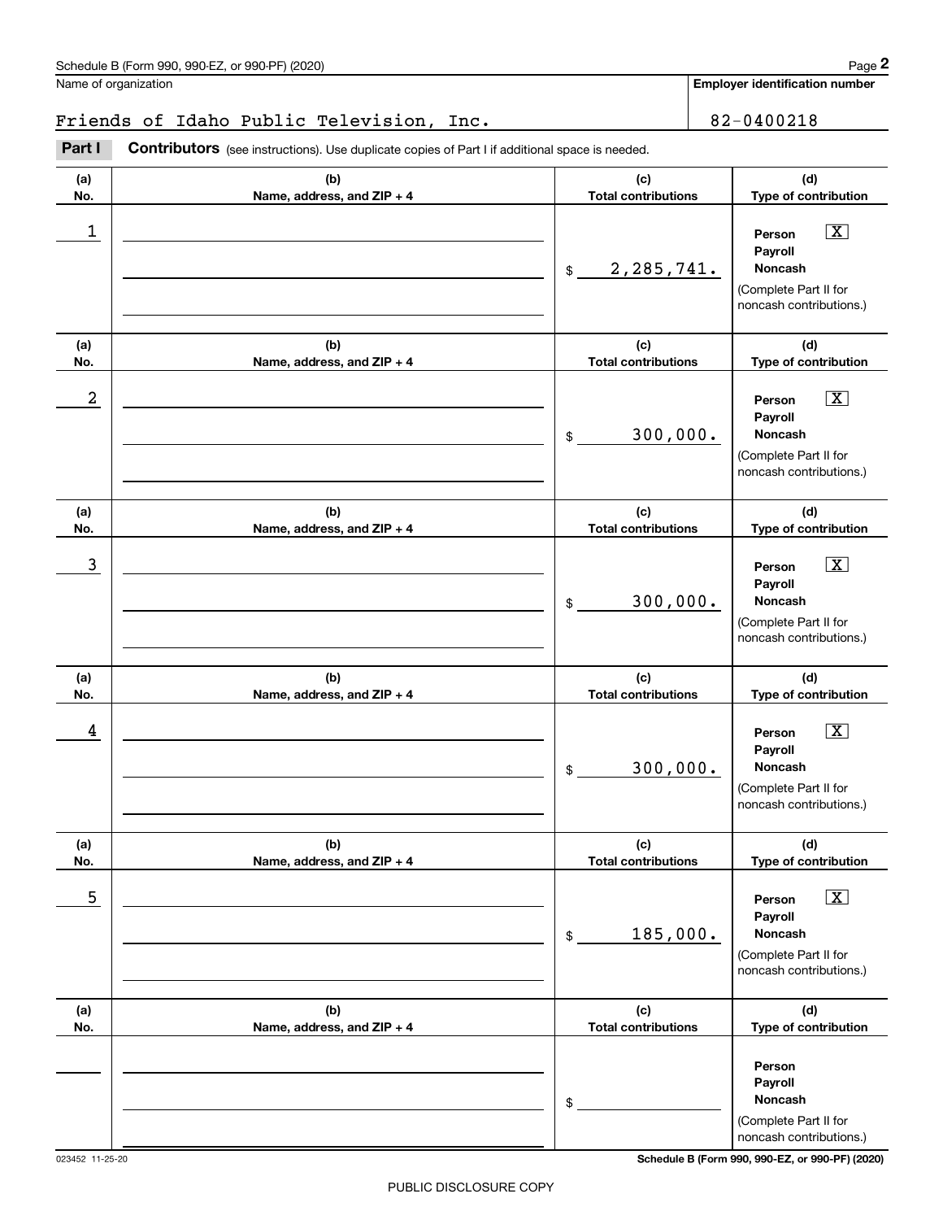Schedule B (Form 990, 990-EZ, or 990-PF) (2020)

Name of organization: Friends of Idaho Public Television, Inc.

Employer identification number: 82-0400218

**Part I** **Contributors** (see instructions). Use duplicate copies of Part I if additional space is needed.

| (a) No. | (b) Name, address, and ZIP + 4 | (c) Total contributions | (d) Type of contribution |
|---|---|---|---|
| 1 | | $ 2,285,741. | Person [X] Payroll [ ] Noncash [ ] (Complete Part II for noncash contributions.) |
| 2 | | $ 300,000. | Person [X] Payroll [ ] Noncash [ ] (Complete Part II for noncash contributions.) |
| 3 | | $ 300,000. | Person [X] Payroll [ ] Noncash [ ] (Complete Part II for noncash contributions.) |
| 4 | | $ 300,000. | Person [X] Payroll [ ] Noncash [ ] (Complete Part II for noncash contributions.) |
| 5 | | $ 185,000. | Person [X] Payroll [ ] Noncash [ ] (Complete Part II for noncash contributions.) |
| | | $ | Person [ ] Payroll [ ] Noncash [ ] (Complete Part II for noncash contributions.) |

023452 11-25-20

PUBLIC DISCLOSURE COPY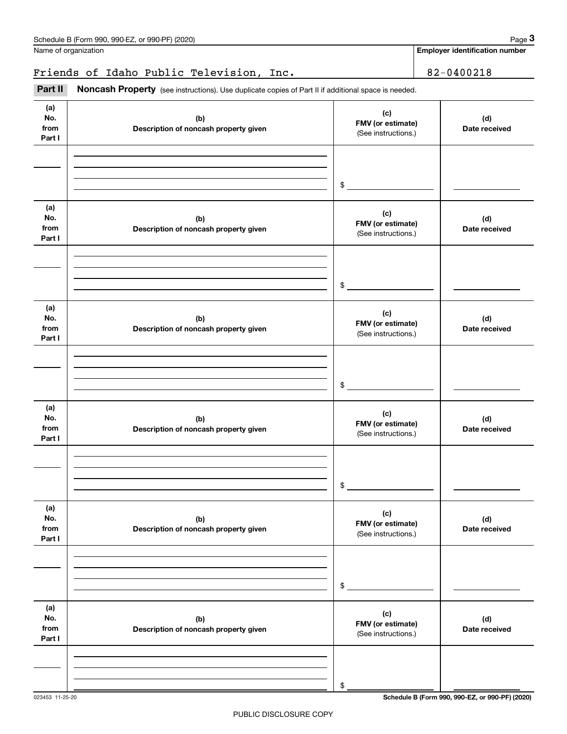Schedule B (Form 990, 990-EZ, or 990-PF) (2020)

Name of organization: Friends of Idaho Public Television, Inc.

Employer identification number: 82-0400218

**Part II Noncash Property** (see instructions). Use duplicate copies of Part II if additional space is needed.

| (a) No. from Part I | (b) Description of noncash property given | (c) FMV (or estimate) (See instructions.) | (d) Date received |
|---|---|---|---|
| | | $ | |

| (a) No. from Part I | (b) Description of noncash property given | (c) FMV (or estimate) (See instructions.) | (d) Date received |
|---|---|---|---|
| | | $ | |

| (a) No. from Part I | (b) Description of noncash property given | (c) FMV (or estimate) (See instructions.) | (d) Date received |
|---|---|---|---|
| | | $ | |

| (a) No. from Part I | (b) Description of noncash property given | (c) FMV (or estimate) (See instructions.) | (d) Date received |
|---|---|---|---|
| | | $ | |

| (a) No. from Part I | (b) Description of noncash property given | (c) FMV (or estimate) (See instructions.) | (d) Date received |
|---|---|---|---|
| | | $ | |

| (a) No. from Part I | (b) Description of noncash property given | (c) FMV (or estimate) (See instructions.) | (d) Date received |
|---|---|---|---|
| | | $ | |

023453 11-25-20

Schedule B (Form 990, 990-EZ, or 990-PF) (2020)

PUBLIC DISCLOSURE COPY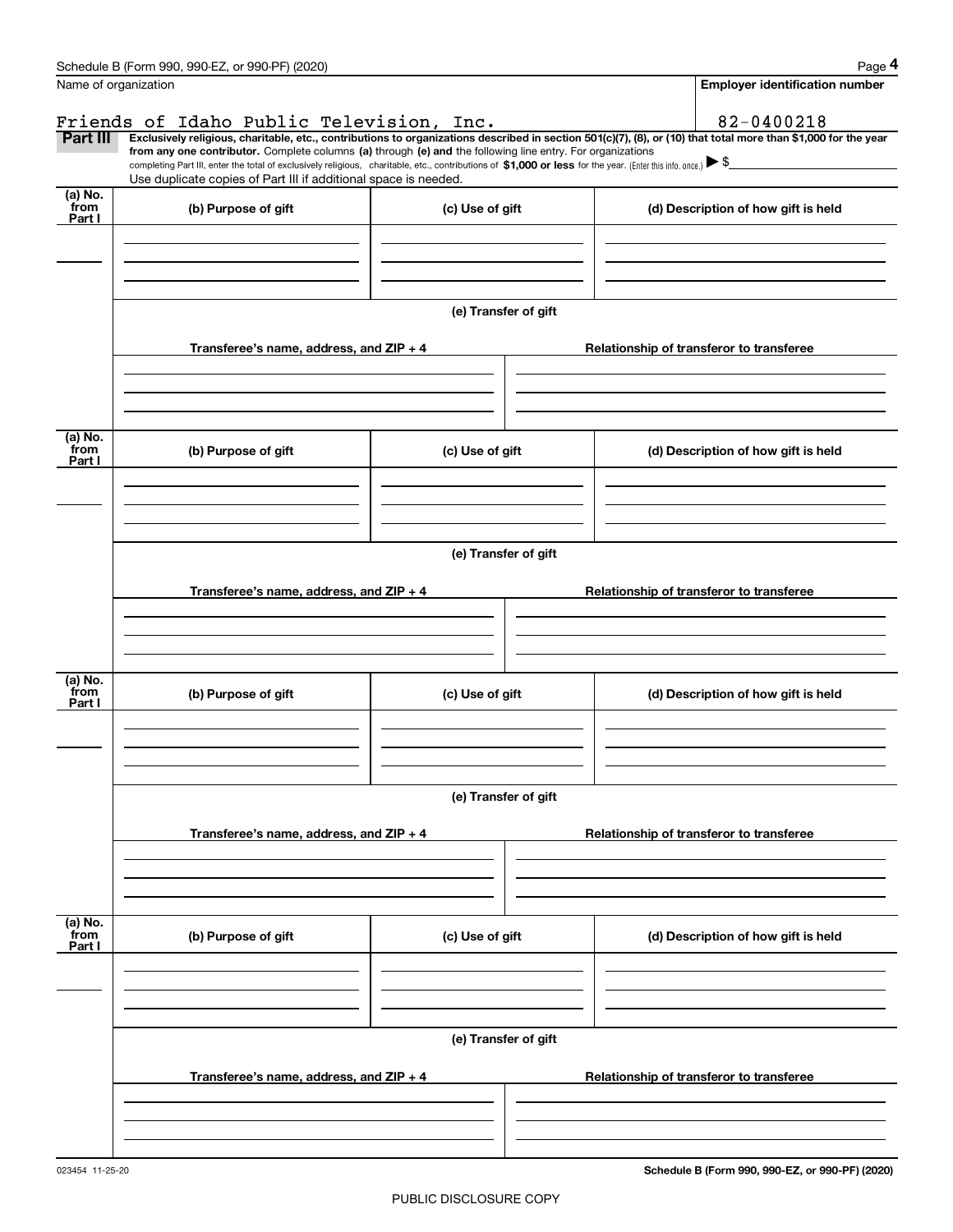Schedule B (Form 990, 990-EZ, or 990-PF) (2020)

Name of organization: Friends of Idaho Public Television, Inc.

Employer identification number: 82-0400218

**Part III** **Exclusively religious, charitable, etc., contributions to organizations described in section 501(c)(7), (8), or (10) that total more than $1,000 for the year from any one contributor.** Complete columns **(a)** through **(e) and** the following line entry. For organizations completing Part III, enter the total of exclusively religious, charitable, etc., contributions of **$1,000 or less** for the year. (Enter this info. once.) ▶ $

Use duplicate copies of Part III if additional space is needed.

| (a) No. from Part I | (b) Purpose of gift | (c) Use of gift | (d) Description of how gift is held |
|---|---|---|---|
| | | | |

(e) Transfer of gift

| Transferee's name, address, and ZIP + 4 | Relationship of transferor to transferee |
|---|---|
| | |

| (a) No. from Part I | (b) Purpose of gift | (c) Use of gift | (d) Description of how gift is held |
|---|---|---|---|
| | | | |

(e) Transfer of gift

| Transferee's name, address, and ZIP + 4 | Relationship of transferor to transferee |
|---|---|
| | |

| (a) No. from Part I | (b) Purpose of gift | (c) Use of gift | (d) Description of how gift is held |
|---|---|---|---|
| | | | |

(e) Transfer of gift

| Transferee's name, address, and ZIP + 4 | Relationship of transferor to transferee |
|---|---|
| | |

| (a) No. from Part I | (b) Purpose of gift | (c) Use of gift | (d) Description of how gift is held |
|---|---|---|---|
| | | | |

(e) Transfer of gift

| Transferee's name, address, and ZIP + 4 | Relationship of transferor to transferee |
|---|---|
| | |

023454 11-25-20

**Schedule B (Form 990, 990-EZ, or 990-PF) (2020)**

PUBLIC DISCLOSURE COPY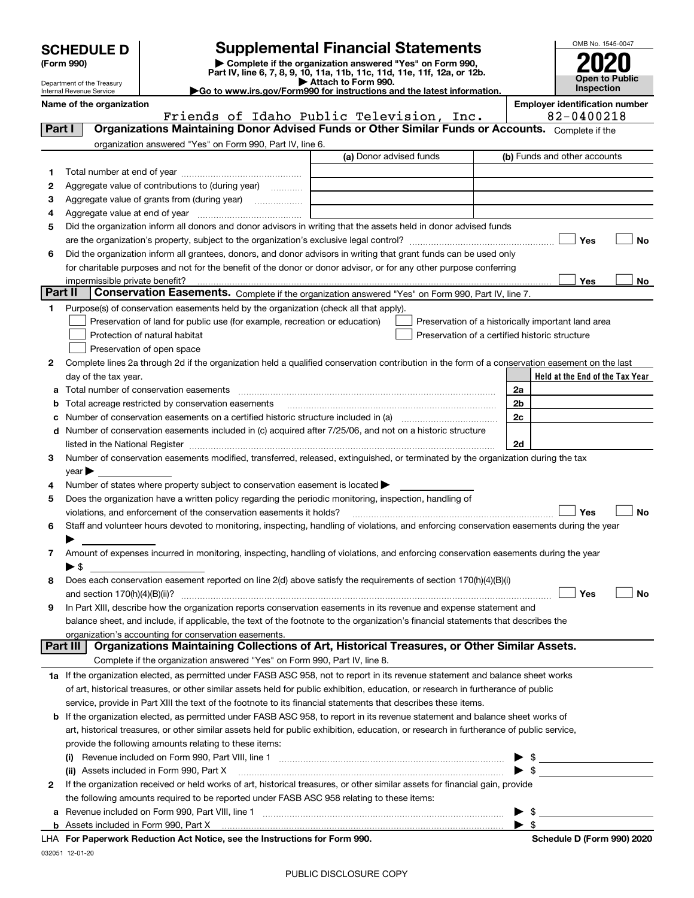# SCHEDULE D (Form 990)

Department of the Treasury
Internal Revenue Service

## Supplemental Financial Statements

▶ Complete if the organization answered "Yes" on Form 990, Part IV, line 6, 7, 8, 9, 10, 11a, 11b, 11c, 11d, 11e, 11f, 12a, or 12b.
▶ Attach to Form 990.
▶Go to www.irs.gov/Form990 for instructions and the latest information.

OMB No. 1545-0047
**2020**
**Open to Public Inspection**

**Name of the organization:** Friends of Idaho Public Television, Inc.
**Employer identification number:** 82-0400218

### Part I — Organizations Maintaining Donor Advised Funds or Other Similar Funds or Accounts.
Complete if the organization answered "Yes" on Form 990, Part IV, line 6.

| | | (a) Donor advised funds | (b) Funds and other accounts |
|---|---|---|---|
| 1 | Total number at end of year | | |
| 2 | Aggregate value of contributions to (during year) | | |
| 3 | Aggregate value of grants from (during year) | | |
| 4 | Aggregate value at end of year | | |

5 Did the organization inform all donors and donor advisors in writing that the assets held in donor advised funds are the organization's property, subject to the organization's exclusive legal control? ☐ Yes ☐ No

6 Did the organization inform all grantees, donors, and donor advisors in writing that grant funds can be used only for charitable purposes and not for the benefit of the donor or donor advisor, or for any other purpose conferring impermissible private benefit? ☐ Yes ☐ No

### Part II — Conservation Easements.
Complete if the organization answered "Yes" on Form 990, Part IV, line 7.

1 Purpose(s) of conservation easements held by the organization (check all that apply).
- ☐ Preservation of land for public use (for example, recreation or education)
- ☐ Preservation of a historically important land area
- ☐ Protection of natural habitat
- ☐ Preservation of a certified historic structure
- ☐ Preservation of open space

2 Complete lines 2a through 2d if the organization held a qualified conservation contribution in the form of a conservation easement on the last day of the tax year.

| | | | Held at the End of the Tax Year |
|---|---|---|---|
| a | Total number of conservation easements | 2a | |
| b | Total acreage restricted by conservation easements | 2b | |
| c | Number of conservation easements on a certified historic structure included in (a) | 2c | |
| d | Number of conservation easements included in (c) acquired after 7/25/06, and not on a historic structure listed in the National Register | 2d | |

3 Number of conservation easements modified, transferred, released, extinguished, or terminated by the organization during the tax year ▶

4 Number of states where property subject to conservation easement is located ▶

5 Does the organization have a written policy regarding the periodic monitoring, inspection, handling of violations, and enforcement of the conservation easements it holds? ☐ Yes ☐ No

6 Staff and volunteer hours devoted to monitoring, inspecting, handling of violations, and enforcing conservation easements during the year ▶

7 Amount of expenses incurred in monitoring, inspecting, handling of violations, and enforcing conservation easements during the year ▶ $

8 Does each conservation easement reported on line 2(d) above satisfy the requirements of section 170(h)(4)(B)(i) and section 170(h)(4)(B)(ii)? ☐ Yes ☐ No

9 In Part XIII, describe how the organization reports conservation easements in its revenue and expense statement and balance sheet, and include, if applicable, the text of the footnote to the organization's financial statements that describes the organization's accounting for conservation easements.

### Part III — Organizations Maintaining Collections of Art, Historical Treasures, or Other Similar Assets.
Complete if the organization answered "Yes" on Form 990, Part IV, line 8.

1a If the organization elected, as permitted under FASB ASC 958, not to report in its revenue statement and balance sheet works of art, historical treasures, or other similar assets held for public exhibition, education, or research in furtherance of public service, provide in Part XIII the text of the footnote to its financial statements that describes these items.

b If the organization elected, as permitted under FASB ASC 958, to report in its revenue statement and balance sheet works of art, historical treasures, or other similar assets held for public exhibition, education, or research in furtherance of public service, provide the following amounts relating to these items:

(i) Revenue included on Form 990, Part VIII, line 1 ▶ $

(ii) Assets included in Form 990, Part X ▶ $

2 If the organization received or held works of art, historical treasures, or other similar assets for financial gain, provide the following amounts required to be reported under FASB ASC 958 relating to these items:

a Revenue included on Form 990, Part VIII, line 1 ▶ $

b Assets included in Form 990, Part X ▶ $

LHA For Paperwork Reduction Act Notice, see the Instructions for Form 990. Schedule D (Form 990) 2020

032051 12-01-20

PUBLIC DISCLOSURE COPY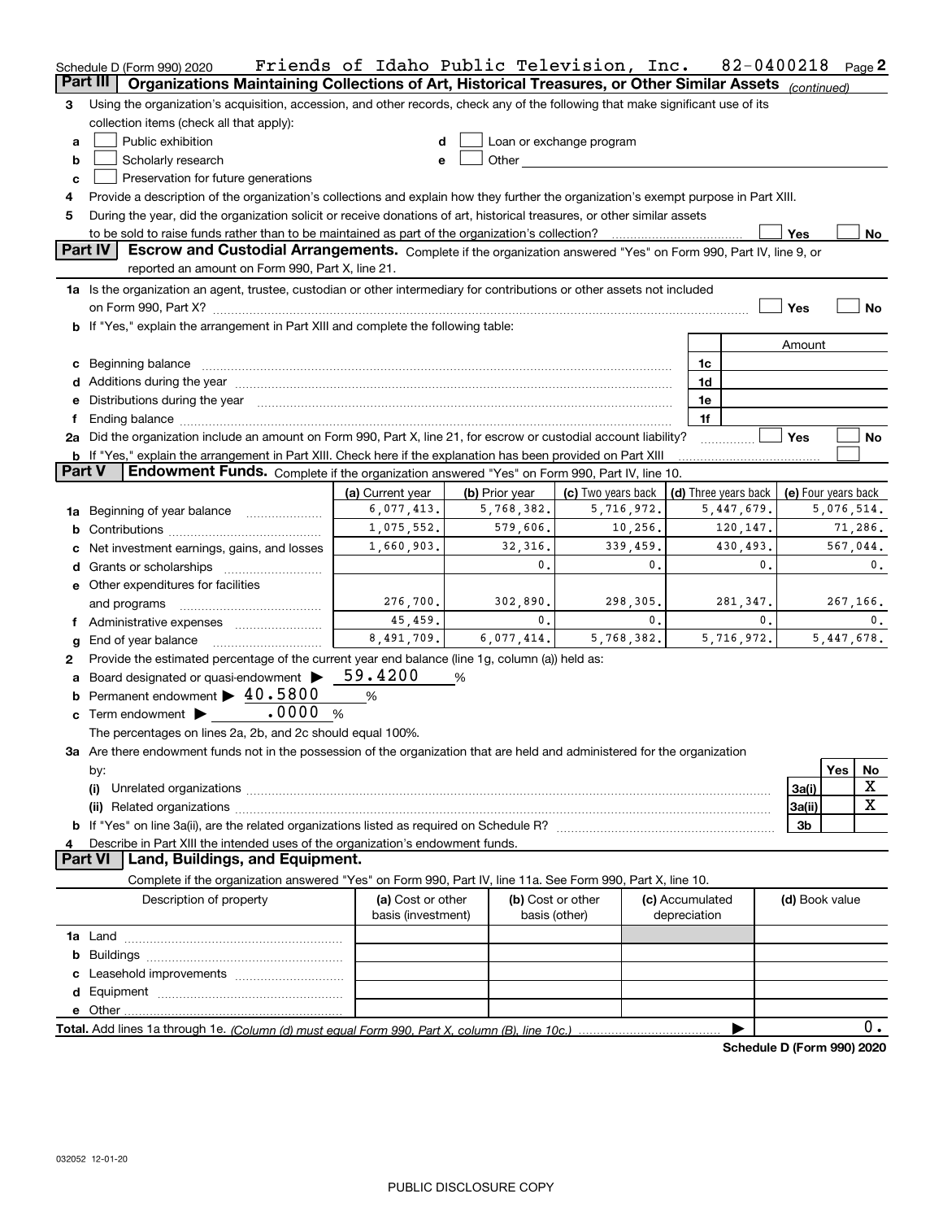Schedule D (Form 990) 2020 Friends of Idaho Public Television, Inc. 82-0400218 Page 2

**Part III** | **Organizations Maintaining Collections of Art, Historical Treasures, or Other Similar Assets** *(continued)*

3 Using the organization's acquisition, accession, and other records, check any of the following that make significant use of its collection items (check all that apply):

a ☐ Public exhibition
b ☐ Scholarly research
c ☐ Preservation for future generations
d ☐ Loan or exchange program
e ☐ Other

4 Provide a description of the organization's collections and explain how they further the organization's exempt purpose in Part XIII.

5 During the year, did the organization solicit or receive donations of art, historical treasures, or other similar assets to be sold to raise funds rather than to be maintained as part of the organization's collection? ☐ Yes ☐ No

**Part IV** | **Escrow and Custodial Arrangements.** Complete if the organization answered "Yes" on Form 990, Part IV, line 9, or reported an amount on Form 990, Part X, line 21.

1a Is the organization an agent, trustee, custodian or other intermediary for contributions or other assets not included on Form 990, Part X? ☐ Yes ☐ No

b If "Yes," explain the arrangement in Part XIII and complete the following table:

| | | Amount |
|---|---|---|
| c Beginning balance | 1c | |
| d Additions during the year | 1d | |
| e Distributions during the year | 1e | |
| f Ending balance | 1f | |

2a Did the organization include an amount on Form 990, Part X, line 21, for escrow or custodial account liability? ☐ Yes ☐ No

b If "Yes," explain the arrangement in Part XIII. Check here if the explanation has been provided on Part XIII ☐

**Part V** | **Endowment Funds.** Complete if the organization answered "Yes" on Form 990, Part IV, line 10.

| | (a) Current year | (b) Prior year | (c) Two years back | (d) Three years back | (e) Four years back |
|---|---|---|---|---|---|
| 1a Beginning of year balance | 6,077,413. | 5,768,382. | 5,716,972. | 5,447,679. | 5,076,514. |
| b Contributions | 1,075,552. | 579,606. | 10,256. | 120,147. | 71,286. |
| c Net investment earnings, gains, and losses | 1,660,903. | 32,316. | 339,459. | 430,493. | 567,044. |
| d Grants or scholarships | | 0. | 0. | 0. | 0. |
| e Other expenditures for facilities and programs | 276,700. | 302,890. | 298,305. | 281,347. | 267,166. |
| f Administrative expenses | 45,459. | 0. | 0. | 0. | 0. |
| g End of year balance | 8,491,709. | 6,077,414. | 5,768,382. | 5,716,972. | 5,447,678. |

2 Provide the estimated percentage of the current year end balance (line 1g, column (a)) held as:

a Board designated or quasi-endowment ▶ 59.4200 %
b Permanent endowment ▶ 40.5800 %
c Term endowment ▶ .0000 %

The percentages on lines 2a, 2b, and 2c should equal 100%.

3a Are there endowment funds not in the possession of the organization that are held and administered for the organization by:

| | | Yes | No |
|---|---|---|---|
| (i) Unrelated organizations | 3a(i) | | X |
| (ii) Related organizations | 3a(ii) | | X |
| b If "Yes" on line 3a(ii), are the related organizations listed as required on Schedule R? | 3b | | |

4 Describe in Part XIII the intended uses of the organization's endowment funds.

**Part VI** | **Land, Buildings, and Equipment.**

Complete if the organization answered "Yes" on Form 990, Part IV, line 11a. See Form 990, Part X, line 10.

| Description of property | (a) Cost or other basis (investment) | (b) Cost or other basis (other) | (c) Accumulated depreciation | (d) Book value |
|---|---|---|---|---|
| 1a Land | | | | |
| b Buildings | | | | |
| c Leasehold improvements | | | | |
| d Equipment | | | | |
| e Other | | | | |
| **Total.** Add lines 1a through 1e. *(Column (d) must equal Form 990, Part X, column (B), line 10c.)* | | | | 0. |

**Schedule D (Form 990) 2020**

032052 12-01-20

PUBLIC DISCLOSURE COPY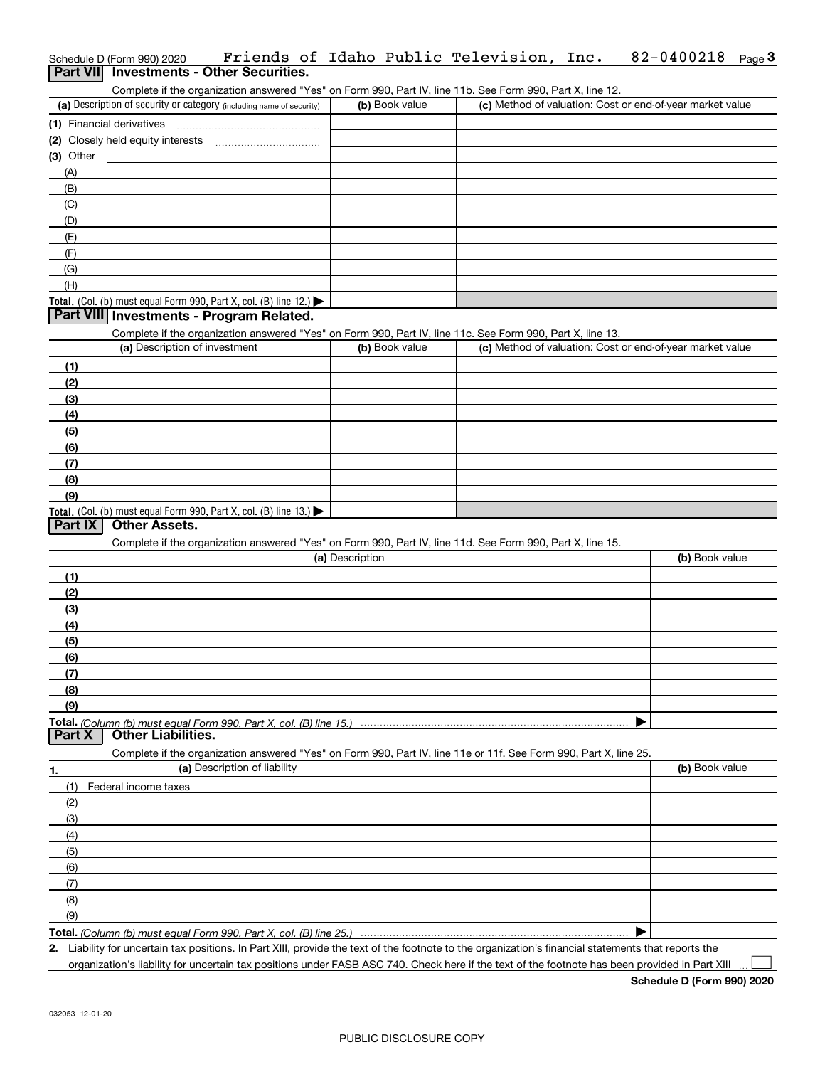Schedule D (Form 990) 2020 Friends of Idaho Public Television, Inc. 82-0400218 Page 3

## Part VII Investments - Other Securities.

Complete if the organization answered "Yes" on Form 990, Part IV, line 11b. See Form 990, Part X, line 12.

| (a) Description of security or category (including name of security) | (b) Book value | (c) Method of valuation: Cost or end-of-year market value |
|---|---|---|
| (1) Financial derivatives | | |
| (2) Closely held equity interests | | |
| (3) Other | | |
| (A) | | |
| (B) | | |
| (C) | | |
| (D) | | |
| (E) | | |
| (F) | | |
| (G) | | |
| (H) | | |
| **Total.** (Col. (b) must equal Form 990, Part X, col. (B) line 12.) ▶ | | |

## Part VIII Investments - Program Related.

Complete if the organization answered "Yes" on Form 990, Part IV, line 11c. See Form 990, Part X, line 13.

| (a) Description of investment | (b) Book value | (c) Method of valuation: Cost or end-of-year market value |
|---|---|---|
| (1) | | |
| (2) | | |
| (3) | | |
| (4) | | |
| (5) | | |
| (6) | | |
| (7) | | |
| (8) | | |
| (9) | | |
| **Total.** (Col. (b) must equal Form 990, Part X, col. (B) line 13.) ▶ | | |

## Part IX Other Assets.

Complete if the organization answered "Yes" on Form 990, Part IV, line 11d. See Form 990, Part X, line 15.

| (a) Description | (b) Book value |
|---|---|
| (1) | |
| (2) | |
| (3) | |
| (4) | |
| (5) | |
| (6) | |
| (7) | |
| (8) | |
| (9) | |
| **Total.** *(Column (b) must equal Form 990, Part X, col. (B) line 15.)* ▶ | |

## Part X Other Liabilities.

Complete if the organization answered "Yes" on Form 990, Part IV, line 11e or 11f. See Form 990, Part X, line 25.

| 1. (a) Description of liability | (b) Book value |
|---|---|
| (1) Federal income taxes | |
| (2) | |
| (3) | |
| (4) | |
| (5) | |
| (6) | |
| (7) | |
| (8) | |
| (9) | |
| **Total.** *(Column (b) must equal Form 990, Part X, col. (B) line 25.)* ▶ | |

**2.** Liability for uncertain tax positions. In Part XIII, provide the text of the footnote to the organization's financial statements that reports the organization's liability for uncertain tax positions under FASB ASC 740. Check here if the text of the footnote has been provided in Part XIII ☐

**Schedule D (Form 990) 2020**

032053 12-01-20

PUBLIC DISCLOSURE COPY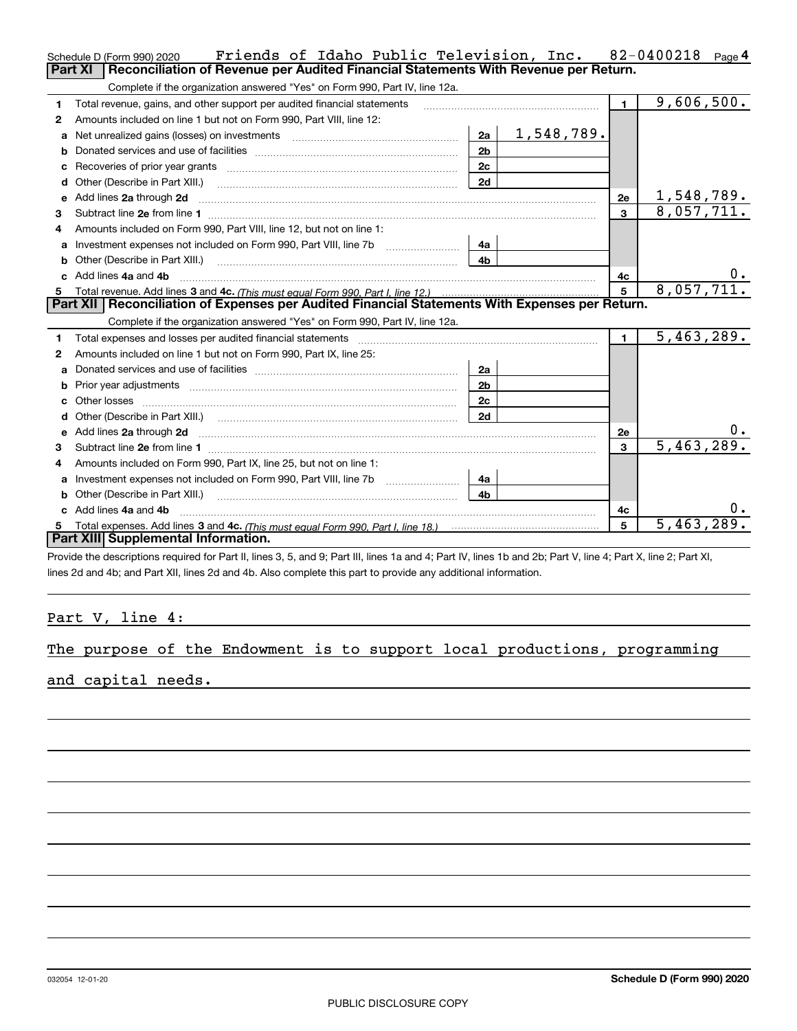Schedule D (Form 990) 2020 Friends of Idaho Public Television, Inc. 82-0400218 Page 4

**Part XI Reconciliation of Revenue per Audited Financial Statements With Revenue per Return.**

Complete if the organization answered "Yes" on Form 990, Part IV, line 12a.

| | | | | | |
|---|---|---|---|---|---|
| 1 | Total revenue, gains, and other support per audited financial statements | | | 1 | 9,606,500. |
| 2 | Amounts included on line 1 but not on Form 990, Part VIII, line 12: | | | | |
| a | Net unrealized gains (losses) on investments | 2a | 1,548,789. | | |
| b | Donated services and use of facilities | 2b | | | |
| c | Recoveries of prior year grants | 2c | | | |
| d | Other (Describe in Part XIII.) | 2d | | | |
| e | Add lines 2a through 2d | | | 2e | 1,548,789. |
| 3 | Subtract line 2e from line 1 | | | 3 | 8,057,711. |
| 4 | Amounts included on Form 990, Part VIII, line 12, but not on line 1: | | | | |
| a | Investment expenses not included on Form 990, Part VIII, line 7b | 4a | | | |
| b | Other (Describe in Part XIII.) | 4b | | | |
| c | Add lines 4a and 4b | | | 4c | 0. |
| 5 | Total revenue. Add lines 3 and 4c. *(This must equal Form 990, Part I, line 12.)* | | | 5 | 8,057,711. |

**Part XII Reconciliation of Expenses per Audited Financial Statements With Expenses per Return.**

Complete if the organization answered "Yes" on Form 990, Part IV, line 12a.

| | | | | | |
|---|---|---|---|---|---|
| 1 | Total expenses and losses per audited financial statements | | | 1 | 5,463,289. |
| 2 | Amounts included on line 1 but not on Form 990, Part IX, line 25: | | | | |
| a | Donated services and use of facilities | 2a | | | |
| b | Prior year adjustments | 2b | | | |
| c | Other losses | 2c | | | |
| d | Other (Describe in Part XIII.) | 2d | | | |
| e | Add lines 2a through 2d | | | 2e | 0. |
| 3 | Subtract line 2e from line 1 | | | 3 | 5,463,289. |
| 4 | Amounts included on Form 990, Part IX, line 25, but not on line 1: | | | | |
| a | Investment expenses not included on Form 990, Part VIII, line 7b | 4a | | | |
| b | Other (Describe in Part XIII.) | 4b | | | |
| c | Add lines 4a and 4b | | | 4c | 0. |
| 5 | Total expenses. Add lines 3 and 4c. *(This must equal Form 990, Part I, line 18.)* | | | 5 | 5,463,289. |

**Part XIII Supplemental Information.**

Provide the descriptions required for Part II, lines 3, 5, and 9; Part III, lines 1a and 4; Part IV, lines 1b and 2b; Part V, line 4; Part X, line 2; Part XI, lines 2d and 4b; and Part XII, lines 2d and 4b. Also complete this part to provide any additional information.

Part V, line 4:

The purpose of the Endowment is to support local productions, programming and capital needs.

032054 12-01-20 **Schedule D (Form 990) 2020**

PUBLIC DISCLOSURE COPY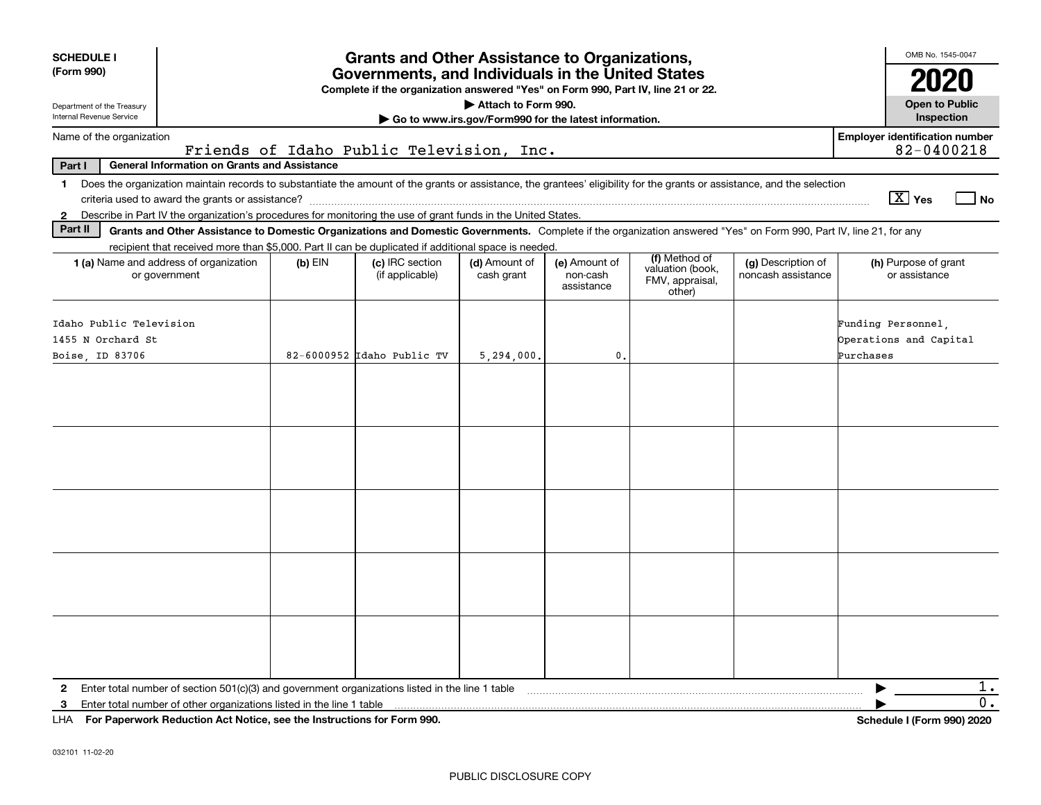**SCHEDULE I**
**(Form 990)**

Department of the Treasury
Internal Revenue Service

# Grants and Other Assistance to Organizations, Governments, and Individuals in the United States

**Complete if the organization answered "Yes" on Form 990, Part IV, line 21 or 22.**
**▶ Attach to Form 990.**
**▶ Go to www.irs.gov/Form990 for the latest information.**

OMB No. 1545-0047
**2020**
**Open to Public Inspection**

Name of the organization: Friends of Idaho Public Television, Inc.
Employer identification number: 82-0400218

**Part I — General Information on Grants and Assistance**

1 Does the organization maintain records to substantiate the amount of the grants or assistance, the grantees' eligibility for the grants or assistance, and the selection criteria used to award the grants or assistance? [X] Yes [ ] No

2 Describe in Part IV the organization's procedures for monitoring the use of grant funds in the United States.

**Part II — Grants and Other Assistance to Domestic Organizations and Domestic Governments.** Complete if the organization answered "Yes" on Form 990, Part IV, line 21, for any recipient that received more than $5,000. Part II can be duplicated if additional space is needed.

| 1 (a) Name and address of organization or government | (b) EIN | (c) IRC section (if applicable) | (d) Amount of cash grant | (e) Amount of non-cash assistance | (f) Method of valuation (book, FMV, appraisal, other) | (g) Description of noncash assistance | (h) Purpose of grant or assistance |
|---|---|---|---|---|---|---|---|
| Idaho Public Television<br>1455 N Orchard St<br>Boise, ID 83706 | 82-6000952 | Idaho Public TV | 5,294,000. | 0. | | | Funding Personnel, Operations and Capital Purchases |
| | | | | | | | |
| | | | | | | | |
| | | | | | | | |
| | | | | | | | |
| | | | | | | | |

2 Enter total number of section 501(c)(3) and government organizations listed in the line 1 table ▶ 1.

3 Enter total number of other organizations listed in the line 1 table ▶ 0.

LHA **For Paperwork Reduction Act Notice, see the Instructions for Form 990.** **Schedule I (Form 990) 2020**

032101 11-02-20

PUBLIC DISCLOSURE COPY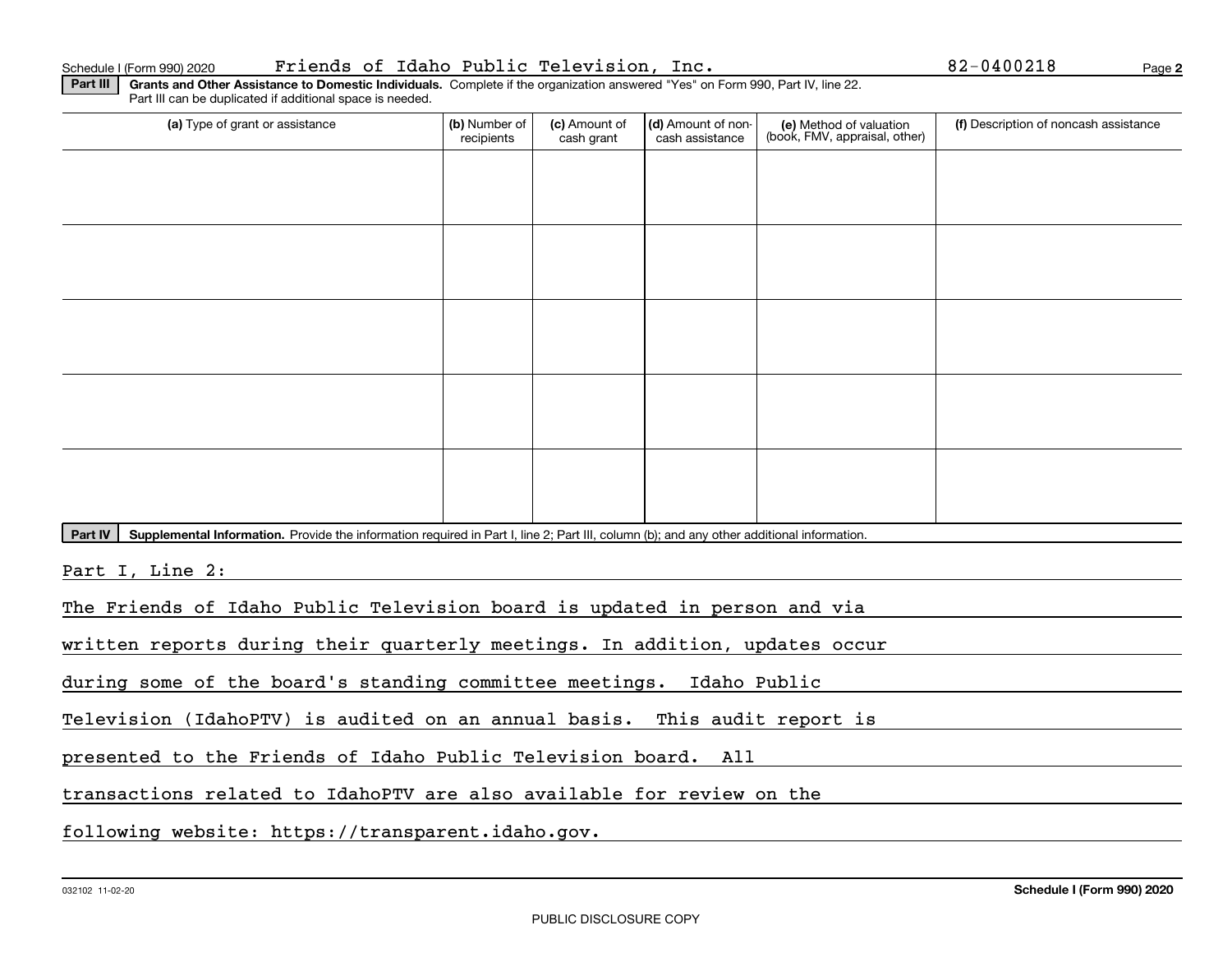Schedule I (Form 990) 2020 Friends of Idaho Public Television, Inc. 82-0400218

**Part III** **Grants and Other Assistance to Domestic Individuals.** Complete if the organization answered "Yes" on Form 990, Part IV, line 22. Part III can be duplicated if additional space is needed.

| (a) Type of grant or assistance | (b) Number of recipients | (c) Amount of cash grant | (d) Amount of non-cash assistance | (e) Method of valuation (book, FMV, appraisal, other) | (f) Description of noncash assistance |
|---|---|---|---|---|---|
| | | | | | |
| | | | | | |
| | | | | | |
| | | | | | |
| | | | | | |

**Part IV** **Supplemental Information.** Provide the information required in Part I, line 2; Part III, column (b); and any other additional information.

Part I, Line 2:

The Friends of Idaho Public Television board is updated in person and via written reports during their quarterly meetings. In addition, updates occur during some of the board's standing committee meetings. Idaho Public Television (IdahoPTV) is audited on an annual basis. This audit report is presented to the Friends of Idaho Public Television board. All transactions related to IdahoPTV are also available for review on the following website: https://transparent.idaho.gov.

032102 11-02-20

**Schedule I (Form 990) 2020**

PUBLIC DISCLOSURE COPY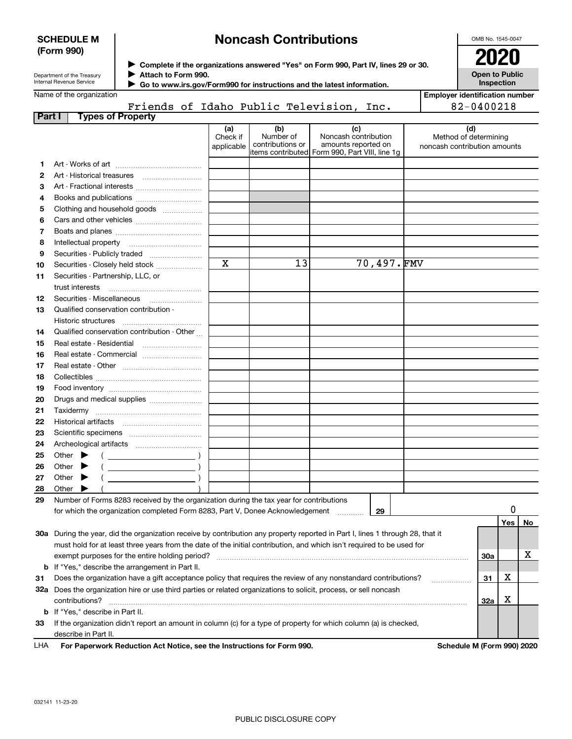**SCHEDULE M (Form 990)**

Department of the Treasury
Internal Revenue Service

# Noncash Contributions

▶ Complete if the organizations answered "Yes" on Form 990, Part IV, lines 29 or 30.
▶ Attach to Form 990.
▶ Go to www.irs.gov/Form990 for instructions and the latest information.

OMB No. 1545-0047

**2020**

**Open to Public Inspection**

Name of the organization: Friends of Idaho Public Television, Inc.

Employer identification number: 82-0400218

## Part I Types of Property

| | | (a) Check if applicable | (b) Number of contributions or items contributed | (c) Noncash contribution amounts reported on Form 990, Part VIII, line 1g | (d) Method of determining noncash contribution amounts |
|---|---|---|---|---|---|
| 1 | Art - Works of art | | | | |
| 2 | Art - Historical treasures | | | | |
| 3 | Art - Fractional interests | | | | |
| 4 | Books and publications | | | | |
| 5 | Clothing and household goods | | | | |
| 6 | Cars and other vehicles | | | | |
| 7 | Boats and planes | | | | |
| 8 | Intellectual property | | | | |
| 9 | Securities - Publicly traded | | | | |
| 10 | Securities - Closely held stock | X | 13 | 70,497. | FMV |
| 11 | Securities - Partnership, LLC, or trust interests | | | | |
| 12 | Securities - Miscellaneous | | | | |
| 13 | Qualified conservation contribution - Historic structures | | | | |
| 14 | Qualified conservation contribution - Other | | | | |
| 15 | Real estate - Residential | | | | |
| 16 | Real estate - Commercial | | | | |
| 17 | Real estate - Other | | | | |
| 18 | Collectibles | | | | |
| 19 | Food inventory | | | | |
| 20 | Drugs and medical supplies | | | | |
| 21 | Taxidermy | | | | |
| 22 | Historical artifacts | | | | |
| 23 | Scientific specimens | | | | |
| 24 | Archeological artifacts | | | | |
| 25 | Other ▶ ( ) | | | | |
| 26 | Other ▶ ( ) | | | | |
| 27 | Other ▶ ( ) | | | | |
| 28 | Other ▶ ( ) | | | | |

**29** Number of Forms 8283 received by the organization during the tax year for contributions for which the organization completed Form 8283, Part V, Donee Acknowledgement ..... **29** 0

| | | | Yes | No |
|---|---|---|---|---|
| **30a** | During the year, did the organization receive by contribution any property reported in Part I, lines 1 through 28, that it must hold for at least three years from the date of the initial contribution, and which isn't required to be used for exempt purposes for the entire holding period? | 30a | | X |
| **b** | If "Yes," describe the arrangement in Part II. | | | |
| **31** | Does the organization have a gift acceptance policy that requires the review of any nonstandard contributions? | 31 | X | |
| **32a** | Does the organization hire or use third parties or related organizations to solicit, process, or sell noncash contributions? | 32a | X | |
| **b** | If "Yes," describe in Part II. | | | |
| **33** | If the organization didn't report an amount in column (c) for a type of property for which column (a) is checked, describe in Part II. | | | |

LHA **For Paperwork Reduction Act Notice, see the Instructions for Form 990.** **Schedule M (Form 990) 2020**

032141 11-23-20

PUBLIC DISCLOSURE COPY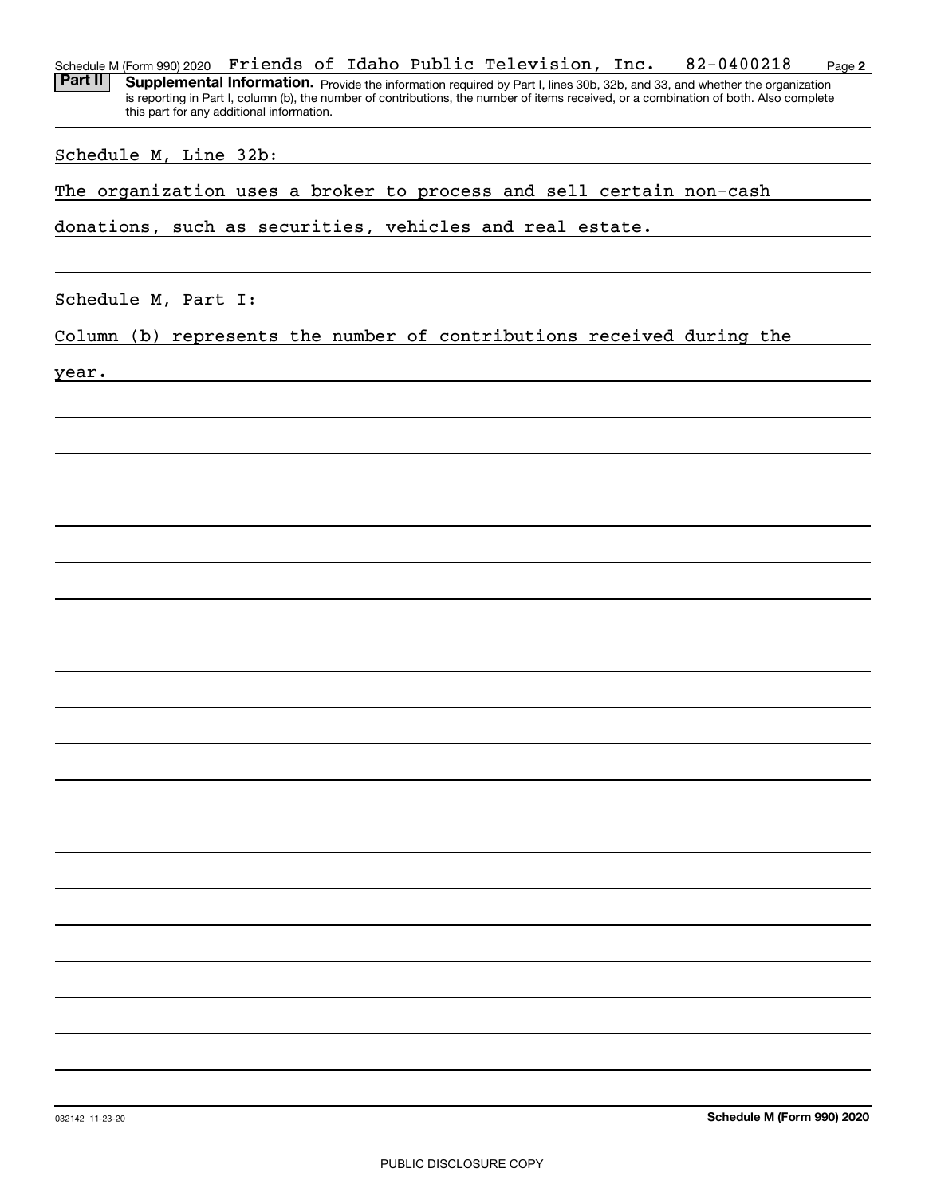Schedule M (Form 990) 2020 Friends of Idaho Public Television, Inc. 82-0400218

**Part II** **Supplemental Information.** Provide the information required by Part I, lines 30b, 32b, and 33, and whether the organization is reporting in Part I, column (b), the number of contributions, the number of items received, or a combination of both. Also complete this part for any additional information.

Schedule M, Line 32b:

The organization uses a broker to process and sell certain non-cash donations, such as securities, vehicles and real estate.

Schedule M, Part I:

Column (b) represents the number of contributions received during the year.

032142 11-23-20

**Schedule M (Form 990) 2020**

PUBLIC DISCLOSURE COPY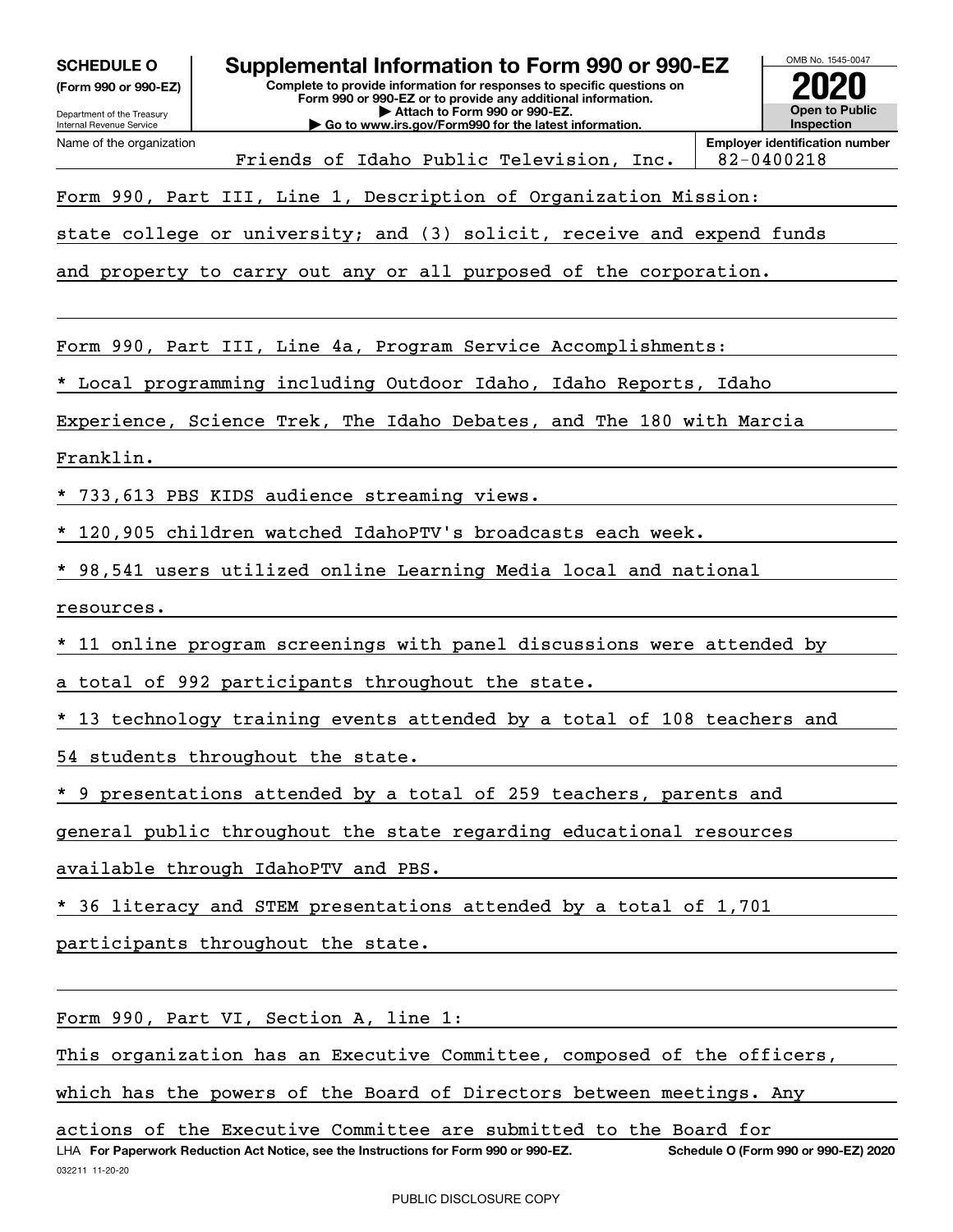**SCHEDULE O** (Form 990 or 990-EZ)

Department of the Treasury
Internal Revenue Service

# Supplemental Information to Form 990 or 990-EZ

**Complete to provide information for responses to specific questions on Form 990 or 990-EZ or to provide any additional information.**
**▶ Attach to Form 990 or 990-EZ.**
**▶ Go to www.irs.gov/Form990 for the latest information.**

OMB No. 1545-0047

**2020**

**Open to Public Inspection**

| Name of the organization | Employer identification number |
|---|---|
| Friends of Idaho Public Television, Inc. | 82-0400218 |

Form 990, Part III, Line 1, Description of Organization Mission:

state college or university; and (3) solicit, receive and expend funds and property to carry out any or all purposed of the corporation.

Form 990, Part III, Line 4a, Program Service Accomplishments:

* Local programming including Outdoor Idaho, Idaho Reports, Idaho Experience, Science Trek, The Idaho Debates, and The 180 with Marcia Franklin.
* 733,613 PBS KIDS audience streaming views.
* 120,905 children watched IdahoPTV's broadcasts each week.
* 98,541 users utilized online Learning Media local and national resources.
* 11 online program screenings with panel discussions were attended by a total of 992 participants throughout the state.
* 13 technology training events attended by a total of 108 teachers and 54 students throughout the state.
* 9 presentations attended by a total of 259 teachers, parents and general public throughout the state regarding educational resources available through IdahoPTV and PBS.
* 36 literacy and STEM presentations attended by a total of 1,701 participants throughout the state.

Form 990, Part VI, Section A, line 1:

This organization has an Executive Committee, composed of the officers, which has the powers of the Board of Directors between meetings. Any actions of the Executive Committee are submitted to the Board for

LHA **For Paperwork Reduction Act Notice, see the Instructions for Form 990 or 990-EZ.** **Schedule O (Form 990 or 990-EZ) 2020**

032211 11-20-20

PUBLIC DISCLOSURE COPY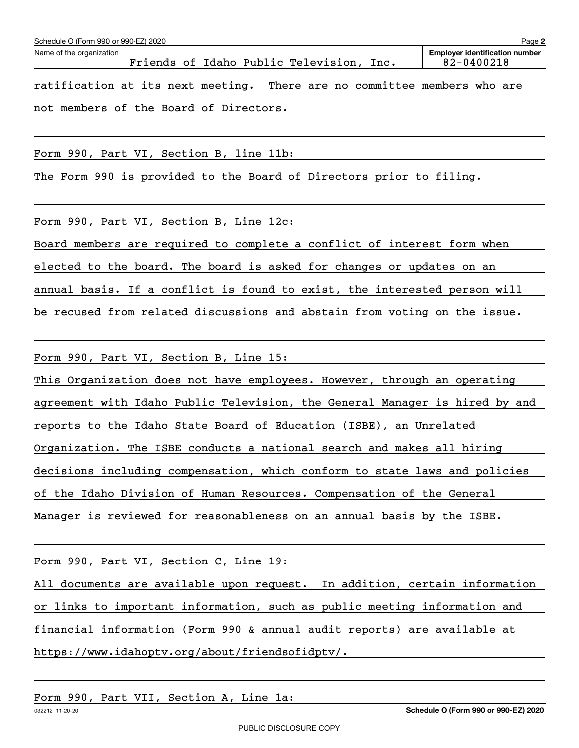Schedule O (Form 990 or 990-EZ) 2020

Name of the organization: Friends of Idaho Public Television, Inc.

Employer identification number: 82-0400218

ratification at its next meeting. There are no committee members who are not members of the Board of Directors.

Form 990, Part VI, Section B, line 11b:

The Form 990 is provided to the Board of Directors prior to filing.

Form 990, Part VI, Section B, Line 12c:

Board members are required to complete a conflict of interest form when elected to the board. The board is asked for changes or updates on an annual basis. If a conflict is found to exist, the interested person will be recused from related discussions and abstain from voting on the issue.

Form 990, Part VI, Section B, Line 15:

This Organization does not have employees. However, through an operating agreement with Idaho Public Television, the General Manager is hired by and reports to the Idaho State Board of Education (ISBE), an Unrelated Organization. The ISBE conducts a national search and makes all hiring decisions including compensation, which conform to state laws and policies of the Idaho Division of Human Resources. Compensation of the General Manager is reviewed for reasonableness on an annual basis by the ISBE.

Form 990, Part VI, Section C, Line 19:

All documents are available upon request. In addition, certain information or links to important information, such as public meeting information and financial information (Form 990 & annual audit reports) are available at https://www.idahoptv.org/about/friendsofidptv/.

Form 990, Part VII, Section A, Line 1a: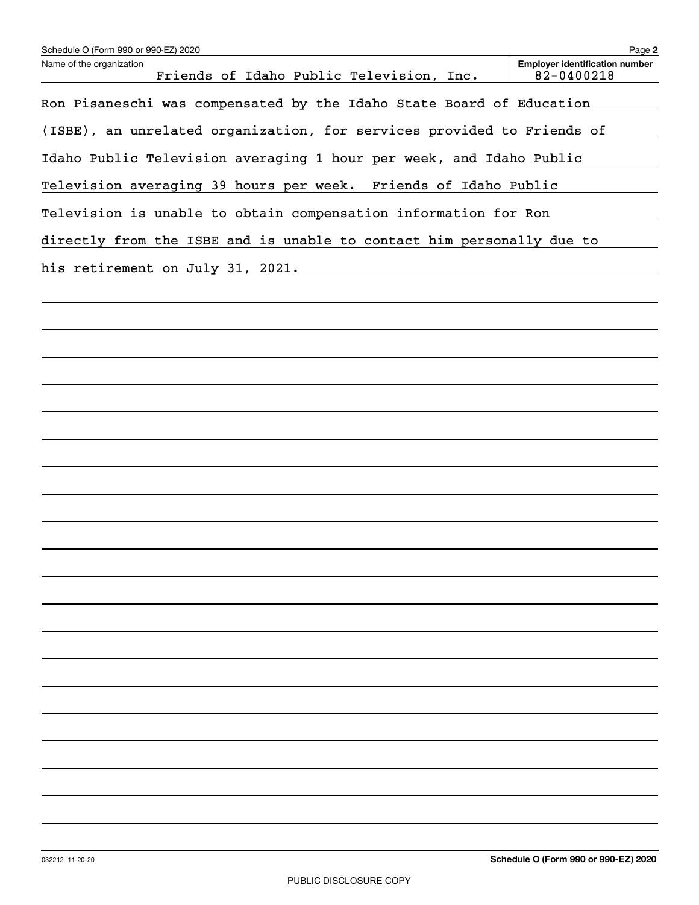Name of the organization: Friends of Idaho Public Television, Inc.

Employer identification number: 82-0400218

Ron Pisaneschi was compensated by the Idaho State Board of Education (ISBE), an unrelated organization, for services provided to Friends of Idaho Public Television averaging 1 hour per week, and Idaho Public Television averaging 39 hours per week. Friends of Idaho Public Television is unable to obtain compensation information for Ron directly from the ISBE and is unable to contact him personally due to his retirement on July 31, 2021.